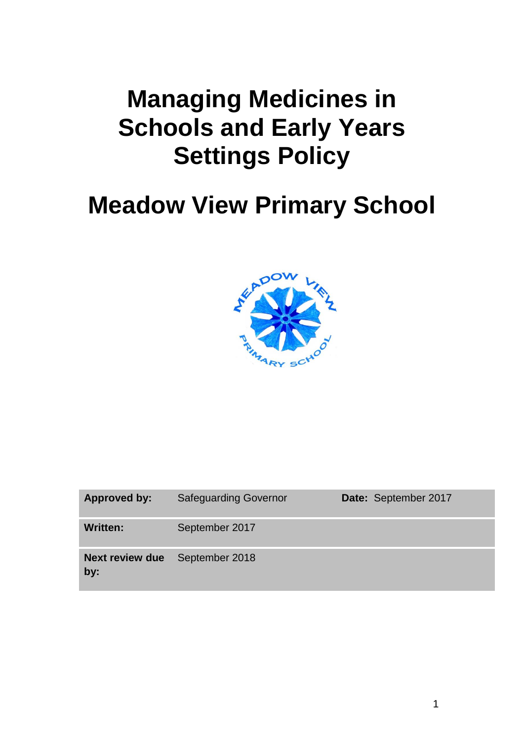# Managing Medicines in Schools and Early Years Settings Policy

# Meadow View Primary School

| Approved by: | Safeguarding Governor | Date: September 2017 |
| --- | --- | --- |
| Written: | September 2017 | |
| Next review due by: | September 2018 | |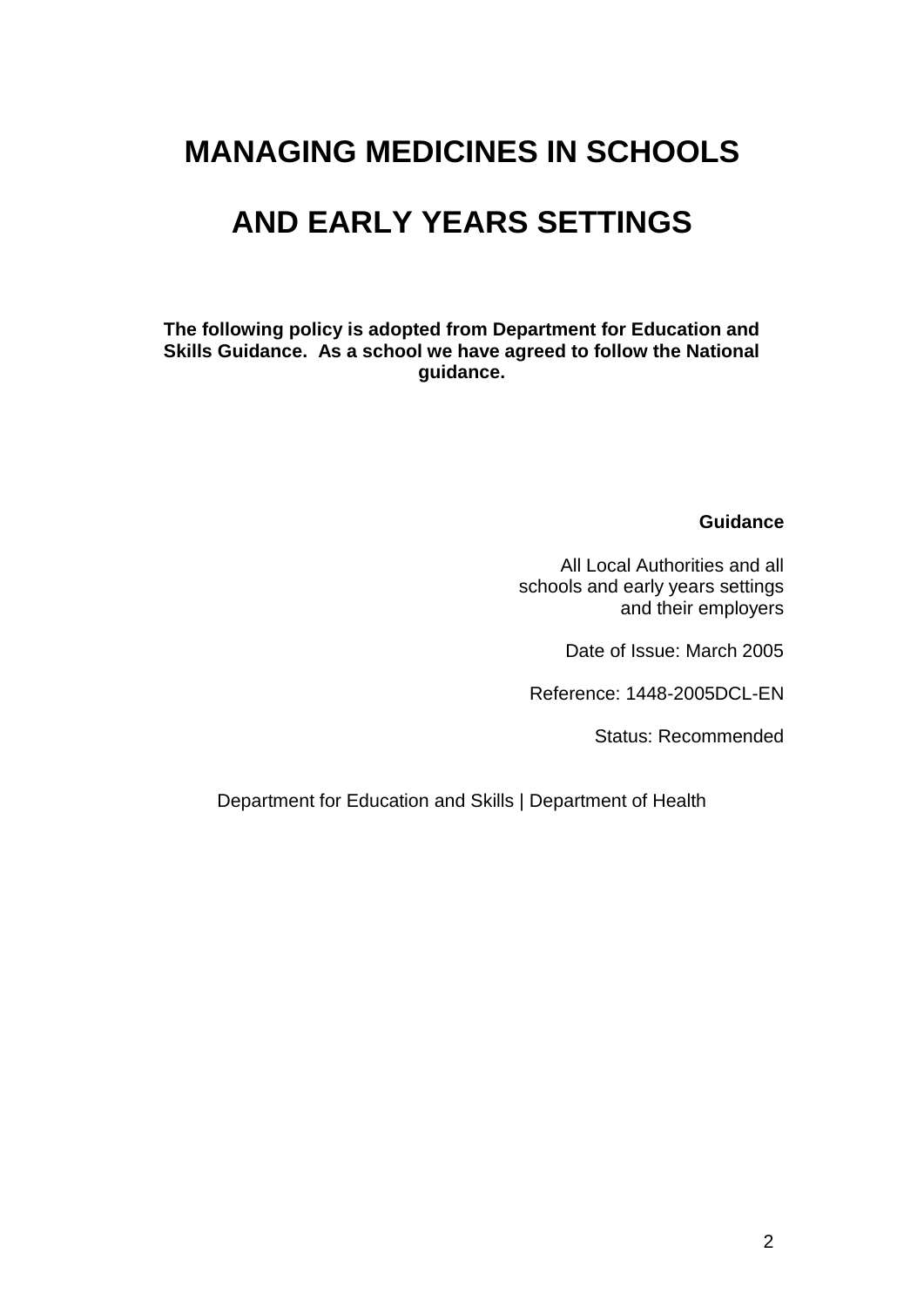# MANAGING MEDICINES IN SCHOOLS

# AND EARLY YEARS SETTINGS

**The following policy is adopted from Department for Education and Skills Guidance. As a school we have agreed to follow the National guidance.**

**Guidance**

All Local Authorities and all schools and early years settings and their employers

Date of Issue: March 2005

Reference: 1448-2005DCL-EN

Status: Recommended

Department for Education and Skills | Department of Health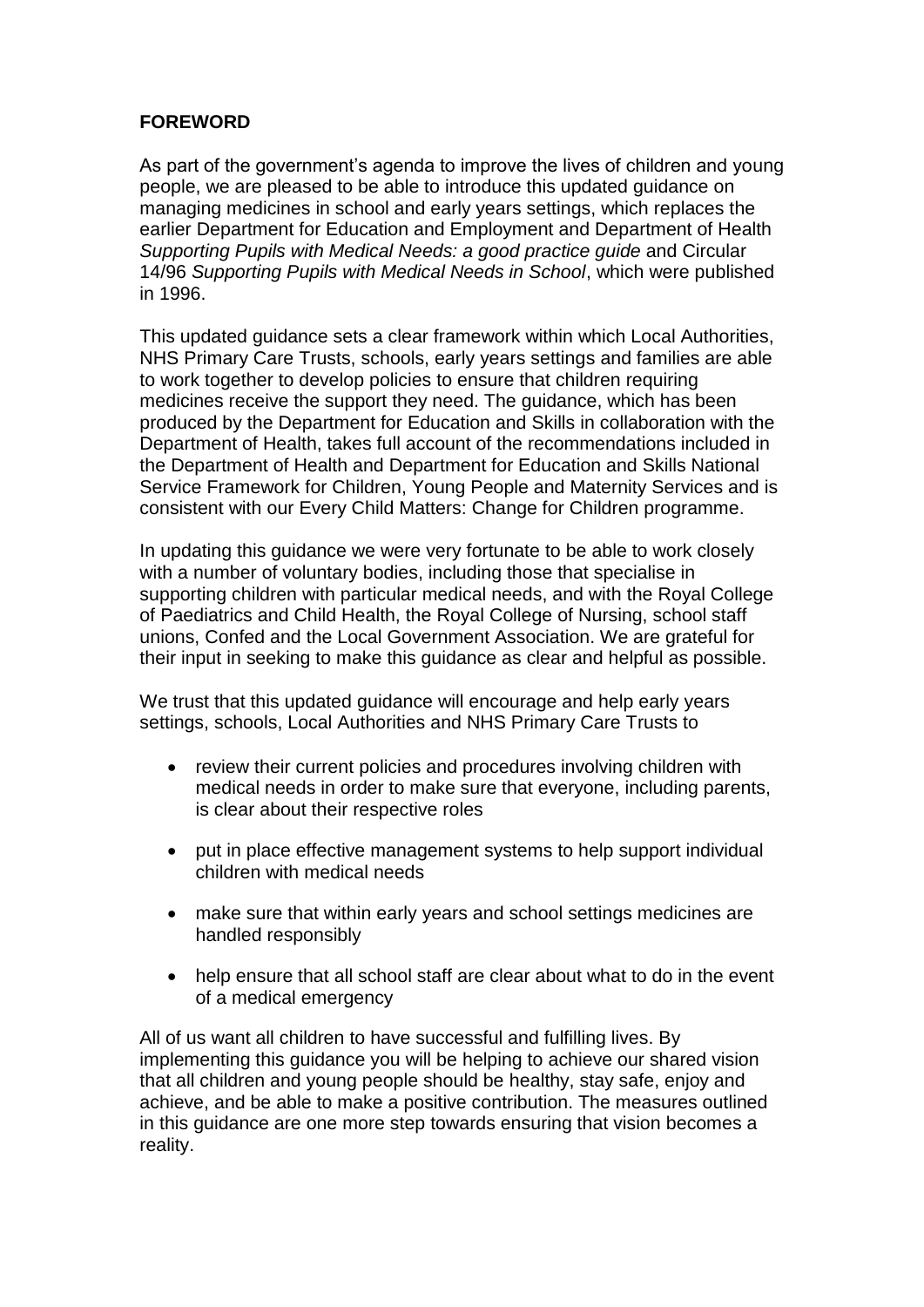## FOREWORD

As part of the government's agenda to improve the lives of children and young people, we are pleased to be able to introduce this updated guidance on managing medicines in school and early years settings, which replaces the earlier Department for Education and Employment and Department of Health *Supporting Pupils with Medical Needs: a good practice guide* and Circular 14/96 *Supporting Pupils with Medical Needs in School*, which were published in 1996.

This updated guidance sets a clear framework within which Local Authorities, NHS Primary Care Trusts, schools, early years settings and families are able to work together to develop policies to ensure that children requiring medicines receive the support they need. The guidance, which has been produced by the Department for Education and Skills in collaboration with the Department of Health, takes full account of the recommendations included in the Department of Health and Department for Education and Skills National Service Framework for Children, Young People and Maternity Services and is consistent with our Every Child Matters: Change for Children programme.

In updating this guidance we were very fortunate to be able to work closely with a number of voluntary bodies, including those that specialise in supporting children with particular medical needs, and with the Royal College of Paediatrics and Child Health, the Royal College of Nursing, school staff unions, Confed and the Local Government Association. We are grateful for their input in seeking to make this guidance as clear and helpful as possible.

We trust that this updated guidance will encourage and help early years settings, schools, Local Authorities and NHS Primary Care Trusts to

- review their current policies and procedures involving children with medical needs in order to make sure that everyone, including parents, is clear about their respective roles
- put in place effective management systems to help support individual children with medical needs
- make sure that within early years and school settings medicines are handled responsibly
- help ensure that all school staff are clear about what to do in the event of a medical emergency

All of us want all children to have successful and fulfilling lives. By implementing this guidance you will be helping to achieve our shared vision that all children and young people should be healthy, stay safe, enjoy and achieve, and be able to make a positive contribution. The measures outlined in this guidance are one more step towards ensuring that vision becomes a reality.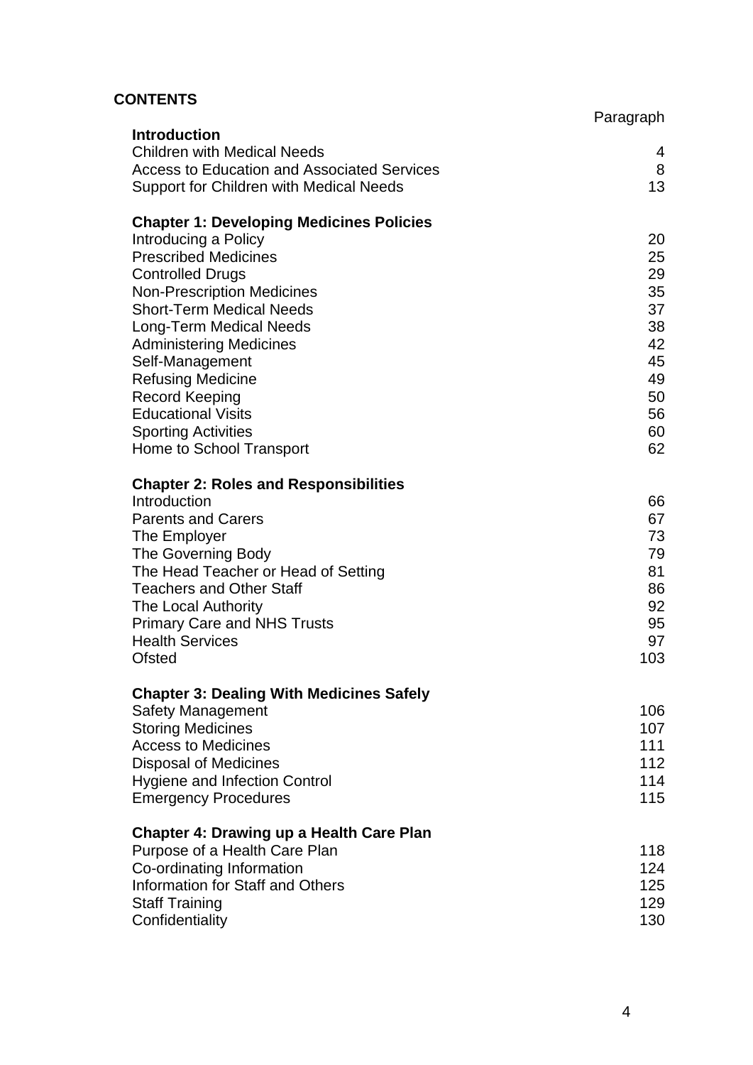## CONTENTS

| | Paragraph |
|---|---|
| **Introduction** | |
| Children with Medical Needs | 4 |
| Access to Education and Associated Services | 8 |
| Support for Children with Medical Needs | 13 |
| **Chapter 1: Developing Medicines Policies** | |
| Introducing a Policy | 20 |
| Prescribed Medicines | 25 |
| Controlled Drugs | 29 |
| Non-Prescription Medicines | 35 |
| Short-Term Medical Needs | 37 |
| Long-Term Medical Needs | 38 |
| Administering Medicines | 42 |
| Self-Management | 45 |
| Refusing Medicine | 49 |
| Record Keeping | 50 |
| Educational Visits | 56 |
| Sporting Activities | 60 |
| Home to School Transport | 62 |
| **Chapter 2: Roles and Responsibilities** | |
| Introduction | 66 |
| Parents and Carers | 67 |
| The Employer | 73 |
| The Governing Body | 79 |
| The Head Teacher or Head of Setting | 81 |
| Teachers and Other Staff | 86 |
| The Local Authority | 92 |
| Primary Care and NHS Trusts | 95 |
| Health Services | 97 |
| Ofsted | 103 |
| **Chapter 3: Dealing With Medicines Safely** | |
| Safety Management | 106 |
| Storing Medicines | 107 |
| Access to Medicines | 111 |
| Disposal of Medicines | 112 |
| Hygiene and Infection Control | 114 |
| Emergency Procedures | 115 |
| **Chapter 4: Drawing up a Health Care Plan** | |
| Purpose of a Health Care Plan | 118 |
| Co-ordinating Information | 124 |
| Information for Staff and Others | 125 |
| Staff Training | 129 |
| Confidentiality | 130 |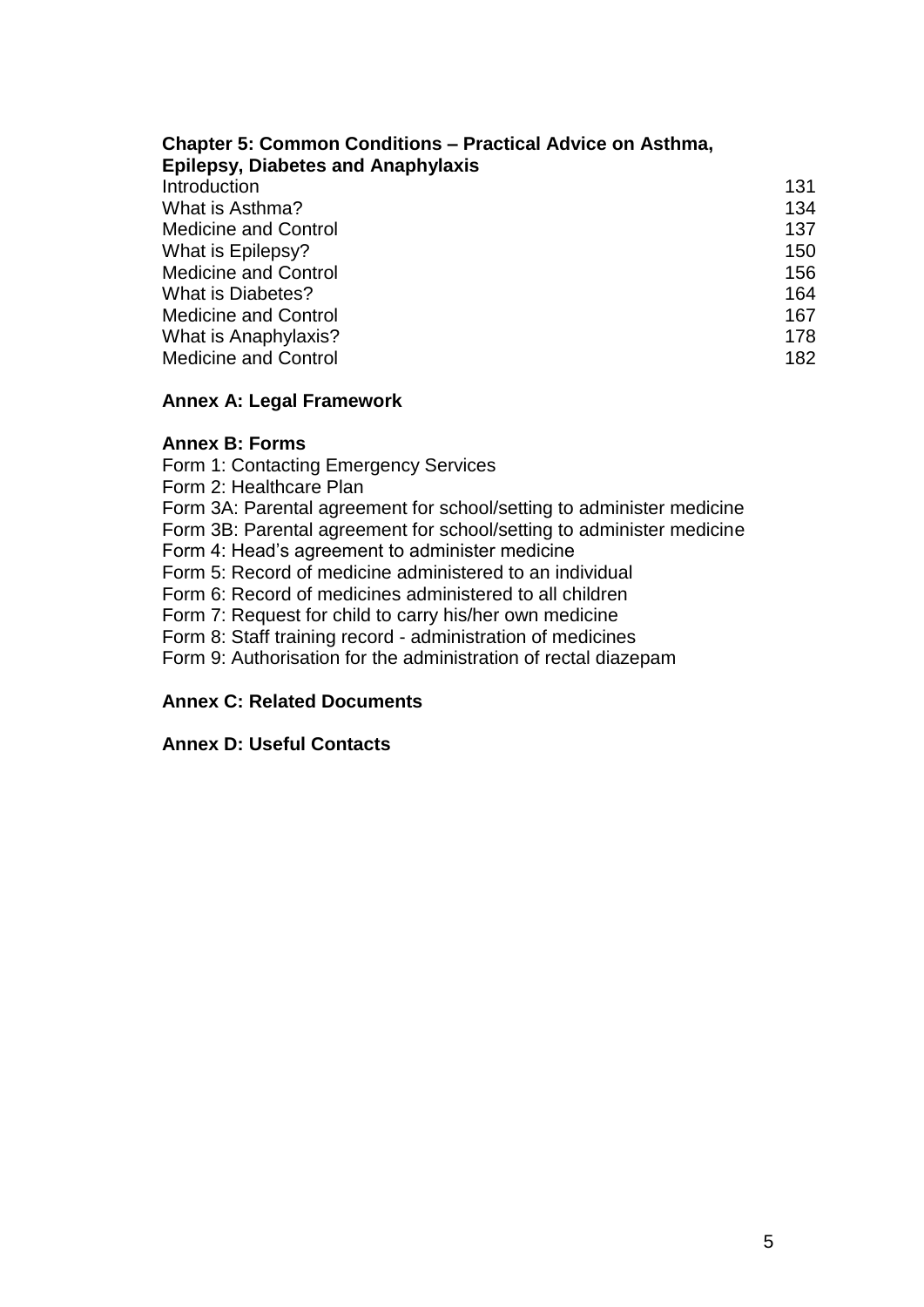**Chapter 5: Common Conditions – Practical Advice on Asthma, Epilepsy, Diabetes and Anaphylaxis**

| | |
|---|---|
| Introduction | 131 |
| What is Asthma? | 134 |
| Medicine and Control | 137 |
| What is Epilepsy? | 150 |
| Medicine and Control | 156 |
| What is Diabetes? | 164 |
| Medicine and Control | 167 |
| What is Anaphylaxis? | 178 |
| Medicine and Control | 182 |

**Annex A: Legal Framework**

**Annex B: Forms**

Form 1: Contacting Emergency Services
Form 2: Healthcare Plan
Form 3A: Parental agreement for school/setting to administer medicine
Form 3B: Parental agreement for school/setting to administer medicine
Form 4: Head's agreement to administer medicine
Form 5: Record of medicine administered to an individual
Form 6: Record of medicines administered to all children
Form 7: Request for child to carry his/her own medicine
Form 8: Staff training record - administration of medicines
Form 9: Authorisation for the administration of rectal diazepam

**Annex C: Related Documents**

**Annex D: Useful Contacts**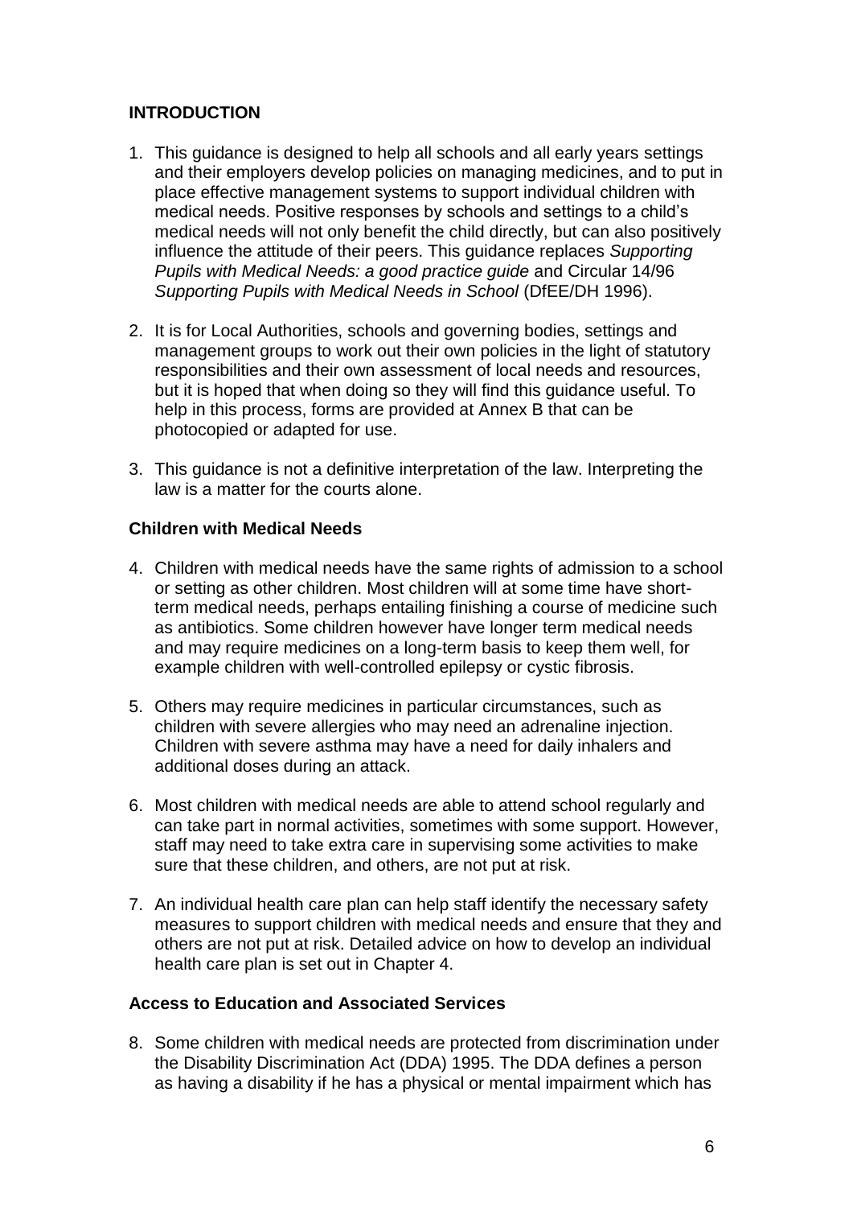## INTRODUCTION

1. This guidance is designed to help all schools and all early years settings and their employers develop policies on managing medicines, and to put in place effective management systems to support individual children with medical needs. Positive responses by schools and settings to a child's medical needs will not only benefit the child directly, but can also positively influence the attitude of their peers. This guidance replaces *Supporting Pupils with Medical Needs: a good practice guide* and Circular 14/96 *Supporting Pupils with Medical Needs in School* (DfEE/DH 1996).

2. It is for Local Authorities, schools and governing bodies, settings and management groups to work out their own policies in the light of statutory responsibilities and their own assessment of local needs and resources, but it is hoped that when doing so they will find this guidance useful. To help in this process, forms are provided at Annex B that can be photocopied or adapted for use.

3. This guidance is not a definitive interpretation of the law. Interpreting the law is a matter for the courts alone.

### Children with Medical Needs

4. Children with medical needs have the same rights of admission to a school or setting as other children. Most children will at some time have short-term medical needs, perhaps entailing finishing a course of medicine such as antibiotics. Some children however have longer term medical needs and may require medicines on a long-term basis to keep them well, for example children with well-controlled epilepsy or cystic fibrosis.

5. Others may require medicines in particular circumstances, such as children with severe allergies who may need an adrenaline injection. Children with severe asthma may have a need for daily inhalers and additional doses during an attack.

6. Most children with medical needs are able to attend school regularly and can take part in normal activities, sometimes with some support. However, staff may need to take extra care in supervising some activities to make sure that these children, and others, are not put at risk.

7. An individual health care plan can help staff identify the necessary safety measures to support children with medical needs and ensure that they and others are not put at risk. Detailed advice on how to develop an individual health care plan is set out in Chapter 4.

### Access to Education and Associated Services

8. Some children with medical needs are protected from discrimination under the Disability Discrimination Act (DDA) 1995. The DDA defines a person as having a disability if he has a physical or mental impairment which has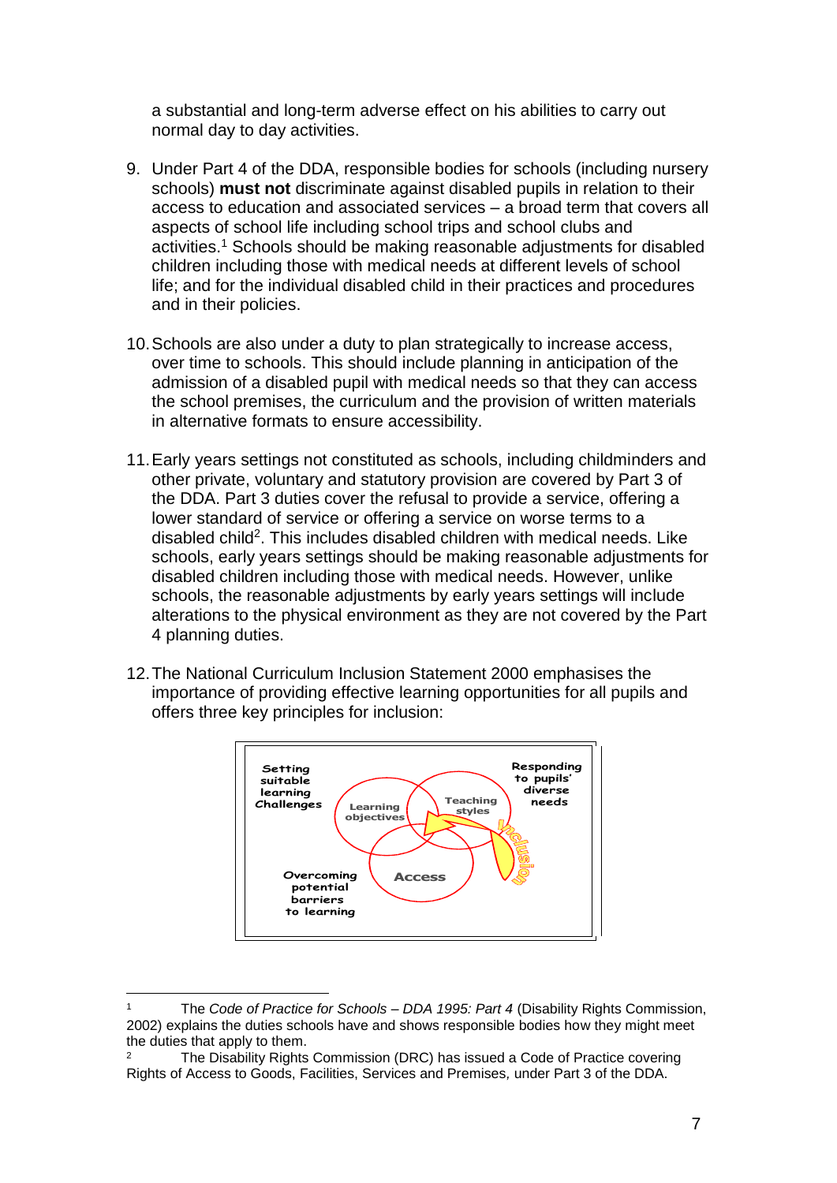a substantial and long-term adverse effect on his abilities to carry out normal day to day activities.

9. Under Part 4 of the DDA, responsible bodies for schools (including nursery schools) **must not** discriminate against disabled pupils in relation to their access to education and associated services – a broad term that covers all aspects of school life including school trips and school clubs and activities.[1] Schools should be making reasonable adjustments for disabled children including those with medical needs at different levels of school life; and for the individual disabled child in their practices and procedures and in their policies.

10. Schools are also under a duty to plan strategically to increase access, over time to schools. This should include planning in anticipation of the admission of a disabled pupil with medical needs so that they can access the school premises, the curriculum and the provision of written materials in alternative formats to ensure accessibility.

11. Early years settings not constituted as schools, including childminders and other private, voluntary and statutory provision are covered by Part 3 of the DDA. Part 3 duties cover the refusal to provide a service, offering a lower standard of service or offering a service on worse terms to a disabled child[2]. This includes disabled children with medical needs. Like schools, early years settings should be making reasonable adjustments for disabled children including those with medical needs. However, unlike schools, the reasonable adjustments by early years settings will include alterations to the physical environment as they are not covered by the Part 4 planning duties.

12. The National Curriculum Inclusion Statement 2000 emphasises the importance of providing effective learning opportunities for all pupils and offers three key principles for inclusion:

Setting suitable learning Challenges

Responding to pupils' diverse needs

Learning objectives

Teaching styles

Access

Inclusion

Overcoming potential barriers to learning

---

[1] The *Code of Practice for Schools – DDA 1995: Part 4* (Disability Rights Commission, 2002) explains the duties schools have and shows responsible bodies how they might meet the duties that apply to them.

[2] The Disability Rights Commission (DRC) has issued a Code of Practice covering Rights of Access to Goods, Facilities, Services and Premises, under Part 3 of the DDA.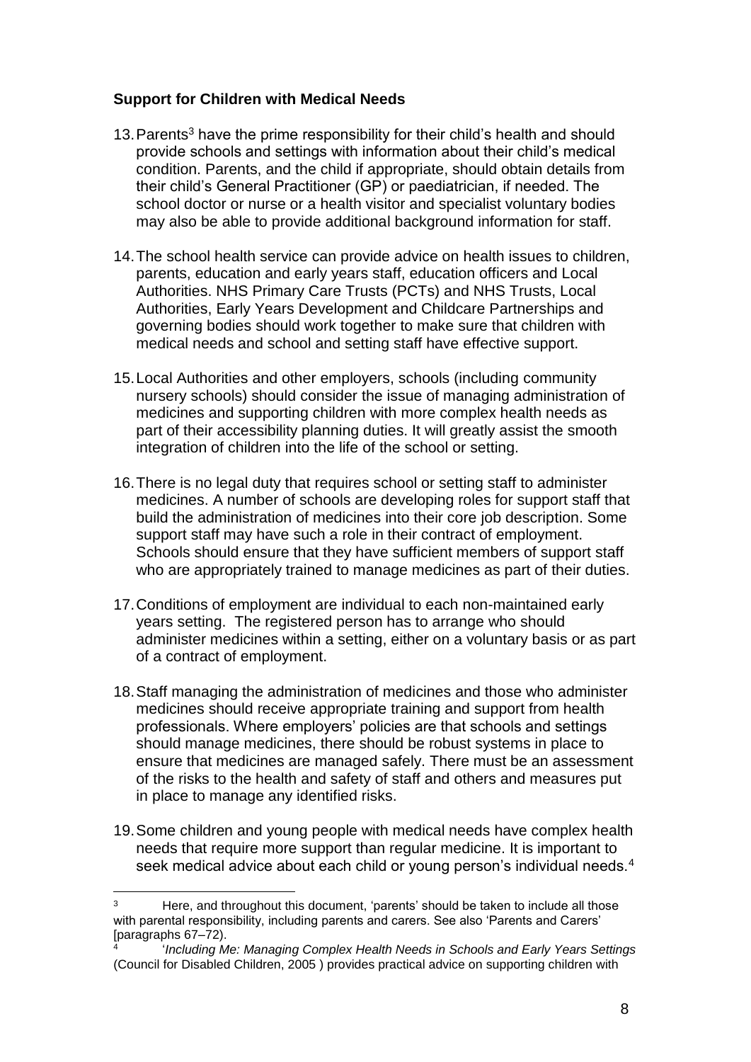**Support for Children with Medical Needs**

13. Parents[3] have the prime responsibility for their child's health and should provide schools and settings with information about their child's medical condition. Parents, and the child if appropriate, should obtain details from their child's General Practitioner (GP) or paediatrician, if needed. The school doctor or nurse or a health visitor and specialist voluntary bodies may also be able to provide additional background information for staff.

14. The school health service can provide advice on health issues to children, parents, education and early years staff, education officers and Local Authorities. NHS Primary Care Trusts (PCTs) and NHS Trusts, Local Authorities, Early Years Development and Childcare Partnerships and governing bodies should work together to make sure that children with medical needs and school and setting staff have effective support.

15. Local Authorities and other employers, schools (including community nursery schools) should consider the issue of managing administration of medicines and supporting children with more complex health needs as part of their accessibility planning duties. It will greatly assist the smooth integration of children into the life of the school or setting.

16. There is no legal duty that requires school or setting staff to administer medicines. A number of schools are developing roles for support staff that build the administration of medicines into their core job description. Some support staff may have such a role in their contract of employment. Schools should ensure that they have sufficient members of support staff who are appropriately trained to manage medicines as part of their duties.

17. Conditions of employment are individual to each non-maintained early years setting. The registered person has to arrange who should administer medicines within a setting, either on a voluntary basis or as part of a contract of employment.

18. Staff managing the administration of medicines and those who administer medicines should receive appropriate training and support from health professionals. Where employers' policies are that schools and settings should manage medicines, there should be robust systems in place to ensure that medicines are managed safely. There must be an assessment of the risks to the health and safety of staff and others and measures put in place to manage any identified risks.

19. Some children and young people with medical needs have complex health needs that require more support than regular medicine. It is important to seek medical advice about each child or young person's individual needs.[4]

---

[3] Here, and throughout this document, 'parents' should be taken to include all those with parental responsibility, including parents and carers. See also 'Parents and Carers' [paragraphs 67–72).

[4] '*Including Me: Managing Complex Health Needs in Schools and Early Years Settings* (Council for Disabled Children, 2005 ) provides practical advice on supporting children with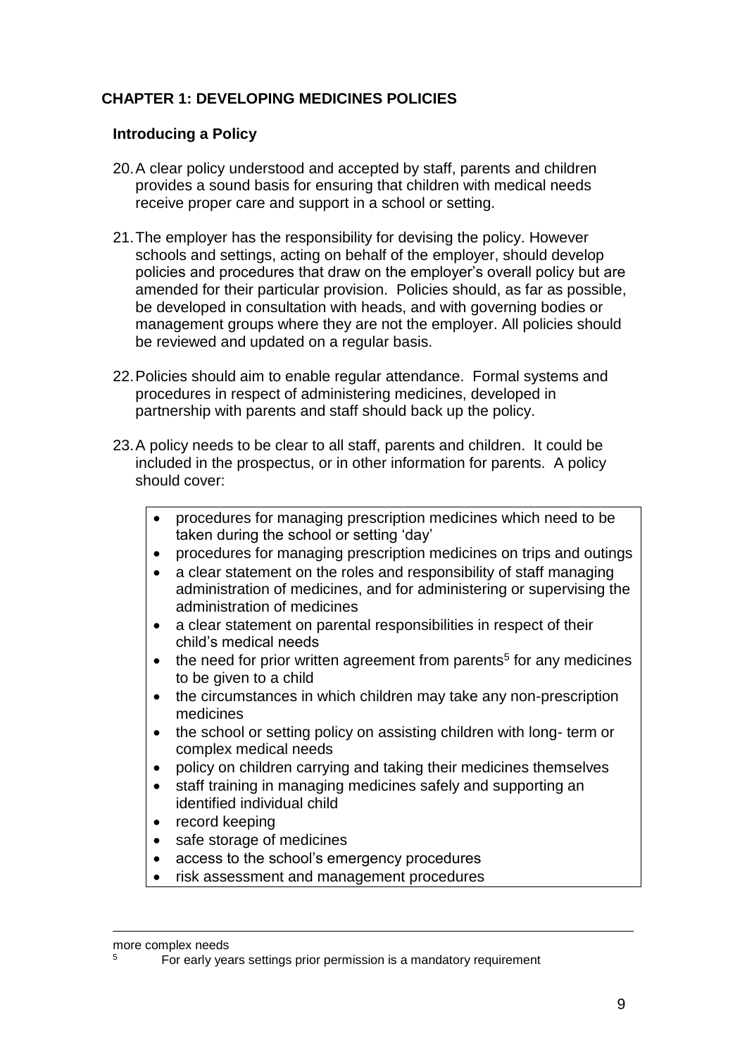## CHAPTER 1: DEVELOPING MEDICINES POLICIES

### Introducing a Policy

20. A clear policy understood and accepted by staff, parents and children provides a sound basis for ensuring that children with medical needs receive proper care and support in a school or setting.

21. The employer has the responsibility for devising the policy. However schools and settings, acting on behalf of the employer, should develop policies and procedures that draw on the employer's overall policy but are amended for their particular provision. Policies should, as far as possible, be developed in consultation with heads, and with governing bodies or management groups where they are not the employer. All policies should be reviewed and updated on a regular basis.

22. Policies should aim to enable regular attendance. Formal systems and procedures in respect of administering medicines, developed in partnership with parents and staff should back up the policy.

23. A policy needs to be clear to all staff, parents and children. It could be included in the prospectus, or in other information for parents. A policy should cover:

- procedures for managing prescription medicines which need to be taken during the school or setting 'day'
- procedures for managing prescription medicines on trips and outings
- a clear statement on the roles and responsibility of staff managing administration of medicines, and for administering or supervising the administration of medicines
- a clear statement on parental responsibilities in respect of their child's medical needs
- the need for prior written agreement from parents[5] for any medicines to be given to a child
- the circumstances in which children may take any non-prescription medicines
- the school or setting policy on assisting children with long- term or complex medical needs
- policy on children carrying and taking their medicines themselves
- staff training in managing medicines safely and supporting an identified individual child
- record keeping
- safe storage of medicines
- access to the school's emergency procedures
- risk assessment and management procedures

---

more complex needs

[5] For early years settings prior permission is a mandatory requirement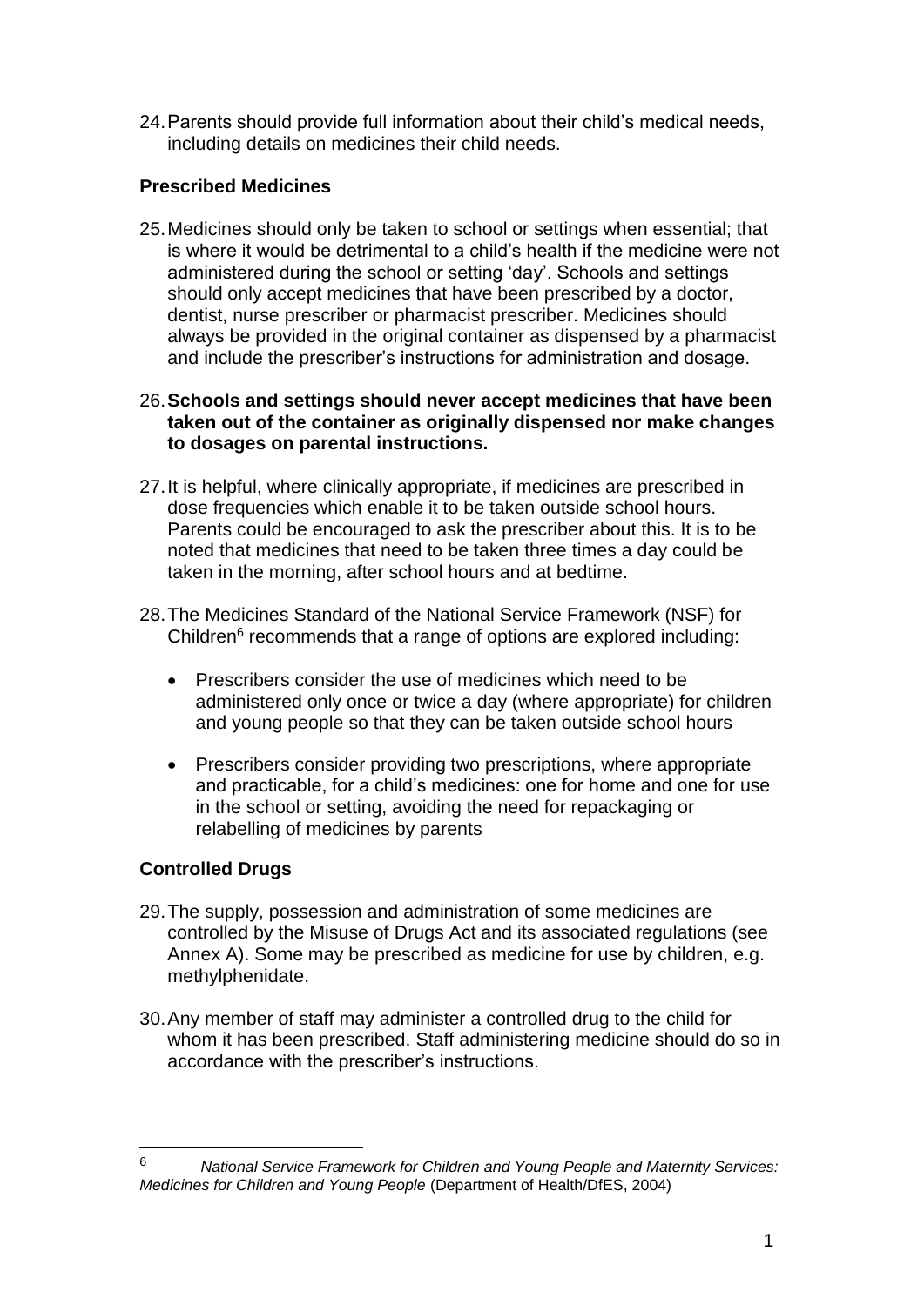24. Parents should provide full information about their child's medical needs, including details on medicines their child needs.

### Prescribed Medicines

25. Medicines should only be taken to school or settings when essential; that is where it would be detrimental to a child's health if the medicine were not administered during the school or setting 'day'. Schools and settings should only accept medicines that have been prescribed by a doctor, dentist, nurse prescriber or pharmacist prescriber. Medicines should always be provided in the original container as dispensed by a pharmacist and include the prescriber's instructions for administration and dosage.

26. **Schools and settings should never accept medicines that have been taken out of the container as originally dispensed nor make changes to dosages on parental instructions.**

27. It is helpful, where clinically appropriate, if medicines are prescribed in dose frequencies which enable it to be taken outside school hours. Parents could be encouraged to ask the prescriber about this. It is to be noted that medicines that need to be taken three times a day could be taken in the morning, after school hours and at bedtime.

28. The Medicines Standard of the National Service Framework (NSF) for Children[6] recommends that a range of options are explored including:

    - Prescribers consider the use of medicines which need to be administered only once or twice a day (where appropriate) for children and young people so that they can be taken outside school hours
    - Prescribers consider providing two prescriptions, where appropriate and practicable, for a child's medicines: one for home and one for use in the school or setting, avoiding the need for repackaging or relabelling of medicines by parents

### Controlled Drugs

29. The supply, possession and administration of some medicines are controlled by the Misuse of Drugs Act and its associated regulations (see Annex A). Some may be prescribed as medicine for use by children, e.g. methylphenidate.

30. Any member of staff may administer a controlled drug to the child for whom it has been prescribed. Staff administering medicine should do so in accordance with the prescriber's instructions.

---

[6] *National Service Framework for Children and Young People and Maternity Services: Medicines for Children and Young People* (Department of Health/DfES, 2004)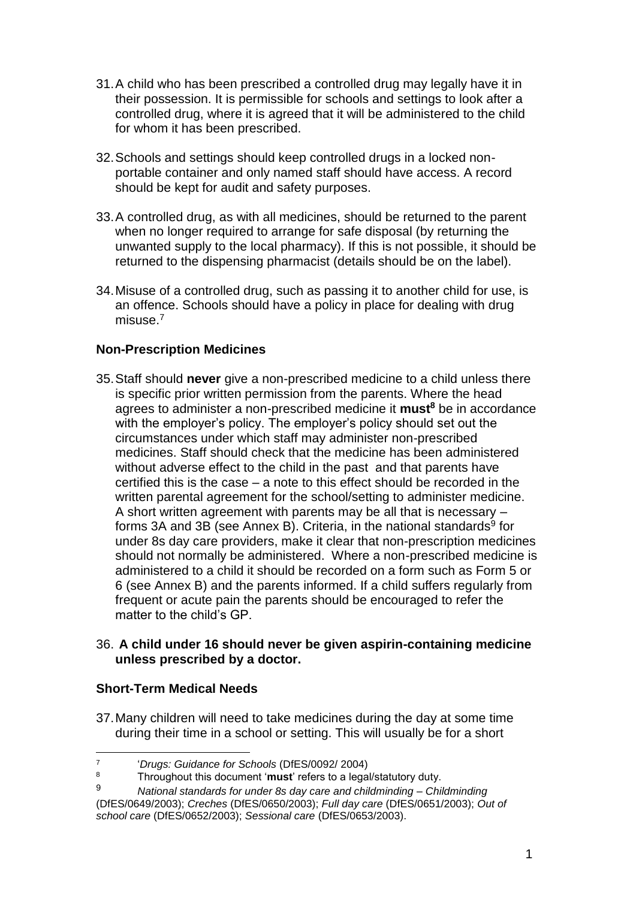31. A child who has been prescribed a controlled drug may legally have it in their possession. It is permissible for schools and settings to look after a controlled drug, where it is agreed that it will be administered to the child for whom it has been prescribed.

32. Schools and settings should keep controlled drugs in a locked non-portable container and only named staff should have access. A record should be kept for audit and safety purposes.

33. A controlled drug, as with all medicines, should be returned to the parent when no longer required to arrange for safe disposal (by returning the unwanted supply to the local pharmacy). If this is not possible, it should be returned to the dispensing pharmacist (details should be on the label).

34. Misuse of a controlled drug, such as passing it to another child for use, is an offence. Schools should have a policy in place for dealing with drug misuse.[7]

### Non-Prescription Medicines

35. Staff should **never** give a non-prescribed medicine to a child unless there is specific prior written permission from the parents. Where the head agrees to administer a non-prescribed medicine it **must**[8] be in accordance with the employer's policy. The employer's policy should set out the circumstances under which staff may administer non-prescribed medicines. Staff should check that the medicine has been administered without adverse effect to the child in the past and that parents have certified this is the case – a note to this effect should be recorded in the written parental agreement for the school/setting to administer medicine. A short written agreement with parents may be all that is necessary – forms 3A and 3B (see Annex B). Criteria, in the national standards[9] for under 8s day care providers, make it clear that non-prescription medicines should not normally be administered. Where a non-prescribed medicine is administered to a child it should be recorded on a form such as Form 5 or 6 (see Annex B) and the parents informed. If a child suffers regularly from frequent or acute pain the parents should be encouraged to refer the matter to the child's GP.

36. **A child under 16 should never be given aspirin-containing medicine unless prescribed by a doctor.**

### Short-Term Medical Needs

37. Many children will need to take medicines during the day at some time during their time in a school or setting. This will usually be for a short

---

[7] '*Drugs: Guidance for Schools* (DfES/0092/ 2004)

[8] Throughout this document '**must**' refers to a legal/statutory duty.

[9] *National standards for under 8s day care and childminding – Childminding* (DfES/0649/2003); *Creches* (DfES/0650/2003); *Full day care* (DfES/0651/2003); *Out of school care* (DfES/0652/2003); *Sessional care* (DfES/0653/2003).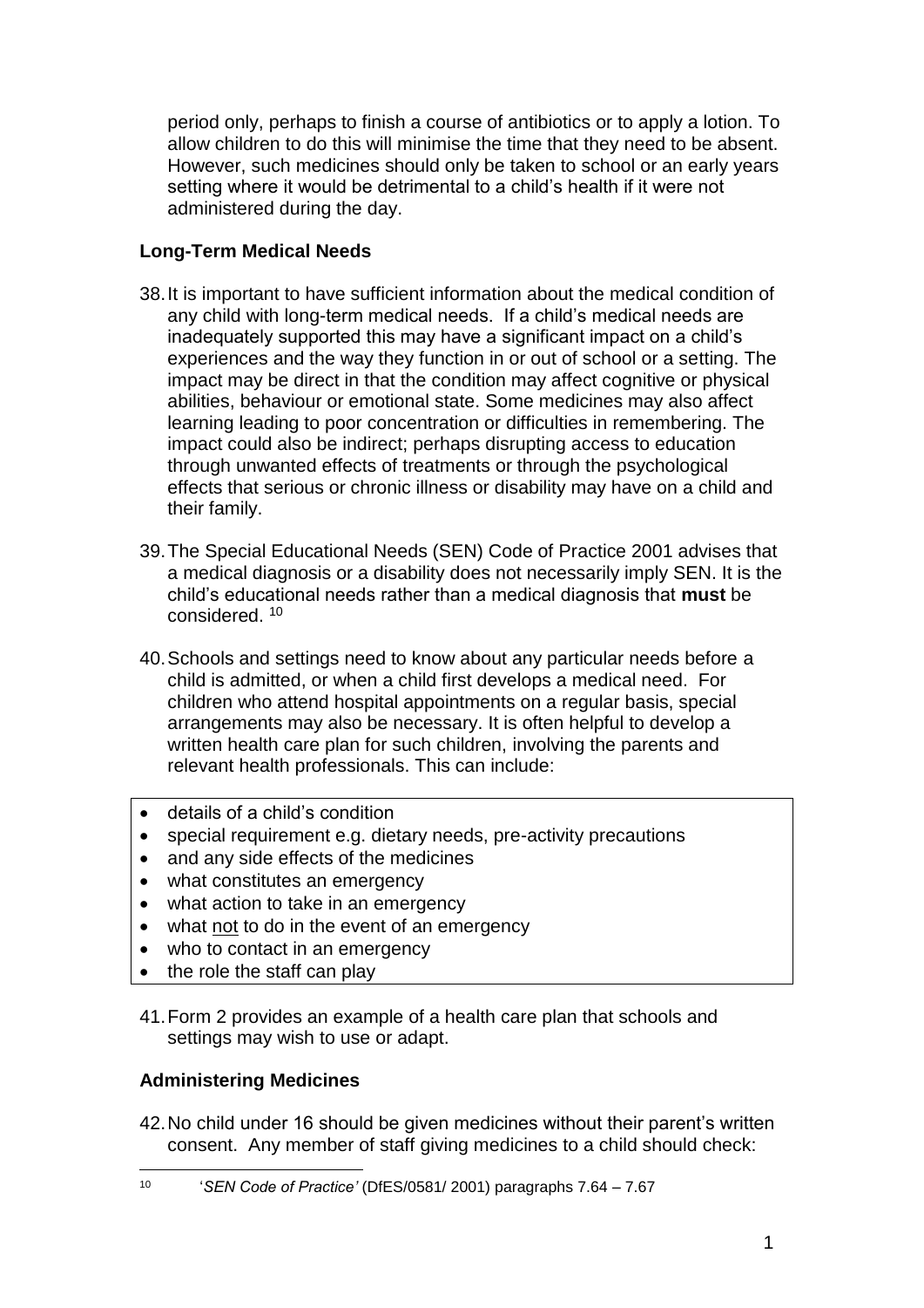period only, perhaps to finish a course of antibiotics or to apply a lotion. To allow children to do this will minimise the time that they need to be absent. However, such medicines should only be taken to school or an early years setting where it would be detrimental to a child's health if it were not administered during the day.

### Long-Term Medical Needs

38. It is important to have sufficient information about the medical condition of any child with long-term medical needs. If a child's medical needs are inadequately supported this may have a significant impact on a child's experiences and the way they function in or out of school or a setting. The impact may be direct in that the condition may affect cognitive or physical abilities, behaviour or emotional state. Some medicines may also affect learning leading to poor concentration or difficulties in remembering. The impact could also be indirect; perhaps disrupting access to education through unwanted effects of treatments or through the psychological effects that serious or chronic illness or disability may have on a child and their family.

39. The Special Educational Needs (SEN) Code of Practice 2001 advises that a medical diagnosis or a disability does not necessarily imply SEN. It is the child's educational needs rather than a medical diagnosis that **must** be considered. [10]

40. Schools and settings need to know about any particular needs before a child is admitted, or when a child first develops a medical need. For children who attend hospital appointments on a regular basis, special arrangements may also be necessary. It is often helpful to develop a written health care plan for such children, involving the parents and relevant health professionals. This can include:

- details of a child's condition
- special requirement e.g. dietary needs, pre-activity precautions
- and any side effects of the medicines
- what constitutes an emergency
- what action to take in an emergency
- what not to do in the event of an emergency
- who to contact in an emergency
- the role the staff can play

41. Form 2 provides an example of a health care plan that schools and settings may wish to use or adapt.

### Administering Medicines

42. No child under 16 should be given medicines without their parent's written consent. Any member of staff giving medicines to a child should check:

---

[10] '*SEN Code of Practice'* (DfES/0581/ 2001) paragraphs 7.64 – 7.67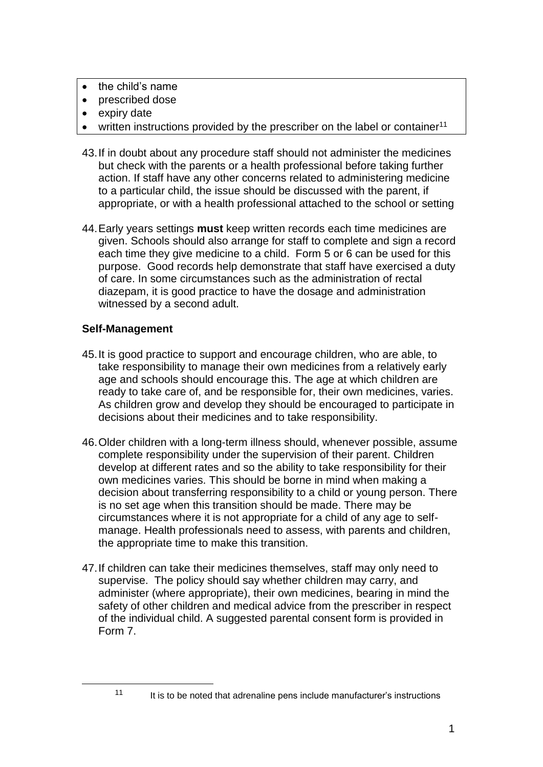- the child's name
- prescribed dose
- expiry date
- written instructions provided by the prescriber on the label or container[11]

43. If in doubt about any procedure staff should not administer the medicines but check with the parents or a health professional before taking further action. If staff have any other concerns related to administering medicine to a particular child, the issue should be discussed with the parent, if appropriate, or with a health professional attached to the school or setting

44. Early years settings **must** keep written records each time medicines are given. Schools should also arrange for staff to complete and sign a record each time they give medicine to a child. Form 5 or 6 can be used for this purpose. Good records help demonstrate that staff have exercised a duty of care. In some circumstances such as the administration of rectal diazepam, it is good practice to have the dosage and administration witnessed by a second adult.

### Self-Management

45. It is good practice to support and encourage children, who are able, to take responsibility to manage their own medicines from a relatively early age and schools should encourage this. The age at which children are ready to take care of, and be responsible for, their own medicines, varies. As children grow and develop they should be encouraged to participate in decisions about their medicines and to take responsibility.

46. Older children with a long-term illness should, whenever possible, assume complete responsibility under the supervision of their parent. Children develop at different rates and so the ability to take responsibility for their own medicines varies. This should be borne in mind when making a decision about transferring responsibility to a child or young person. There is no set age when this transition should be made. There may be circumstances where it is not appropriate for a child of any age to self-manage. Health professionals need to assess, with parents and children, the appropriate time to make this transition.

47. If children can take their medicines themselves, staff may only need to supervise. The policy should say whether children may carry, and administer (where appropriate), their own medicines, bearing in mind the safety of other children and medical advice from the prescriber in respect of the individual child. A suggested parental consent form is provided in Form 7.

---

[11] It is to be noted that adrenaline pens include manufacturer's instructions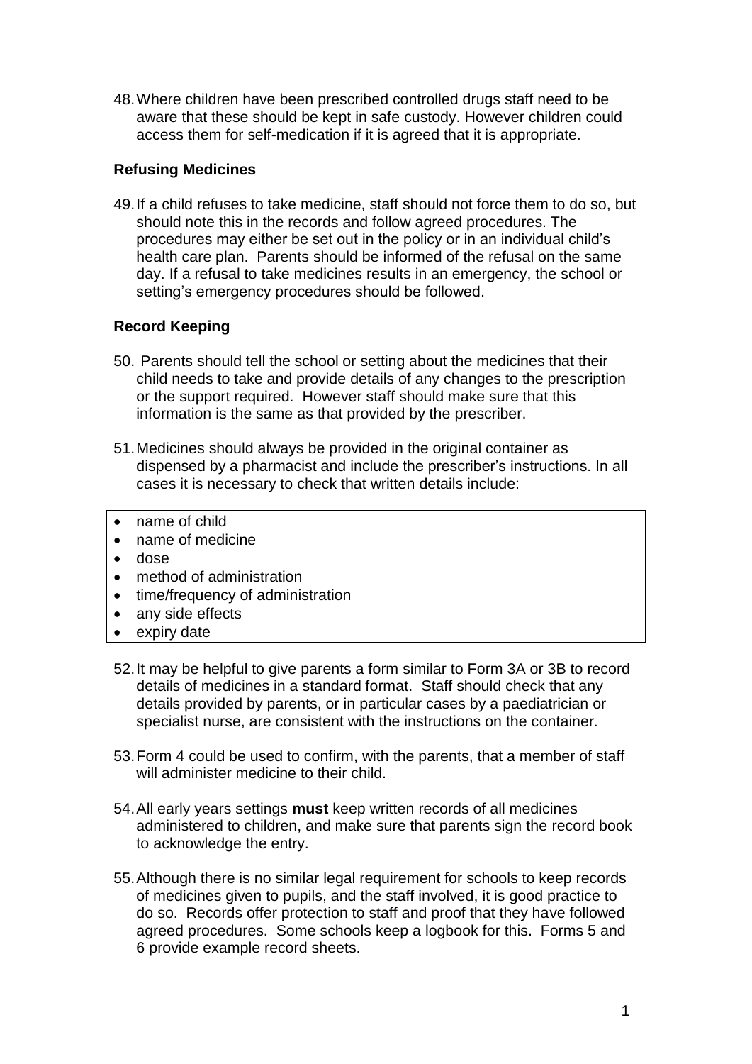48. Where children have been prescribed controlled drugs staff need to be aware that these should be kept in safe custody. However children could access them for self-medication if it is agreed that it is appropriate.

**Refusing Medicines**

49. If a child refuses to take medicine, staff should not force them to do so, but should note this in the records and follow agreed procedures. The procedures may either be set out in the policy or in an individual child's health care plan. Parents should be informed of the refusal on the same day. If a refusal to take medicines results in an emergency, the school or setting's emergency procedures should be followed.

**Record Keeping**

50. Parents should tell the school or setting about the medicines that their child needs to take and provide details of any changes to the prescription or the support required. However staff should make sure that this information is the same as that provided by the prescriber.

51. Medicines should always be provided in the original container as dispensed by a pharmacist and include the prescriber's instructions. In all cases it is necessary to check that written details include:

- name of child
- name of medicine
- dose
- method of administration
- time/frequency of administration
- any side effects
- expiry date

52. It may be helpful to give parents a form similar to Form 3A or 3B to record details of medicines in a standard format. Staff should check that any details provided by parents, or in particular cases by a paediatrician or specialist nurse, are consistent with the instructions on the container.

53. Form 4 could be used to confirm, with the parents, that a member of staff will administer medicine to their child.

54. All early years settings **must** keep written records of all medicines administered to children, and make sure that parents sign the record book to acknowledge the entry.

55. Although there is no similar legal requirement for schools to keep records of medicines given to pupils, and the staff involved, it is good practice to do so. Records offer protection to staff and proof that they have followed agreed procedures. Some schools keep a logbook for this. Forms 5 and 6 provide example record sheets.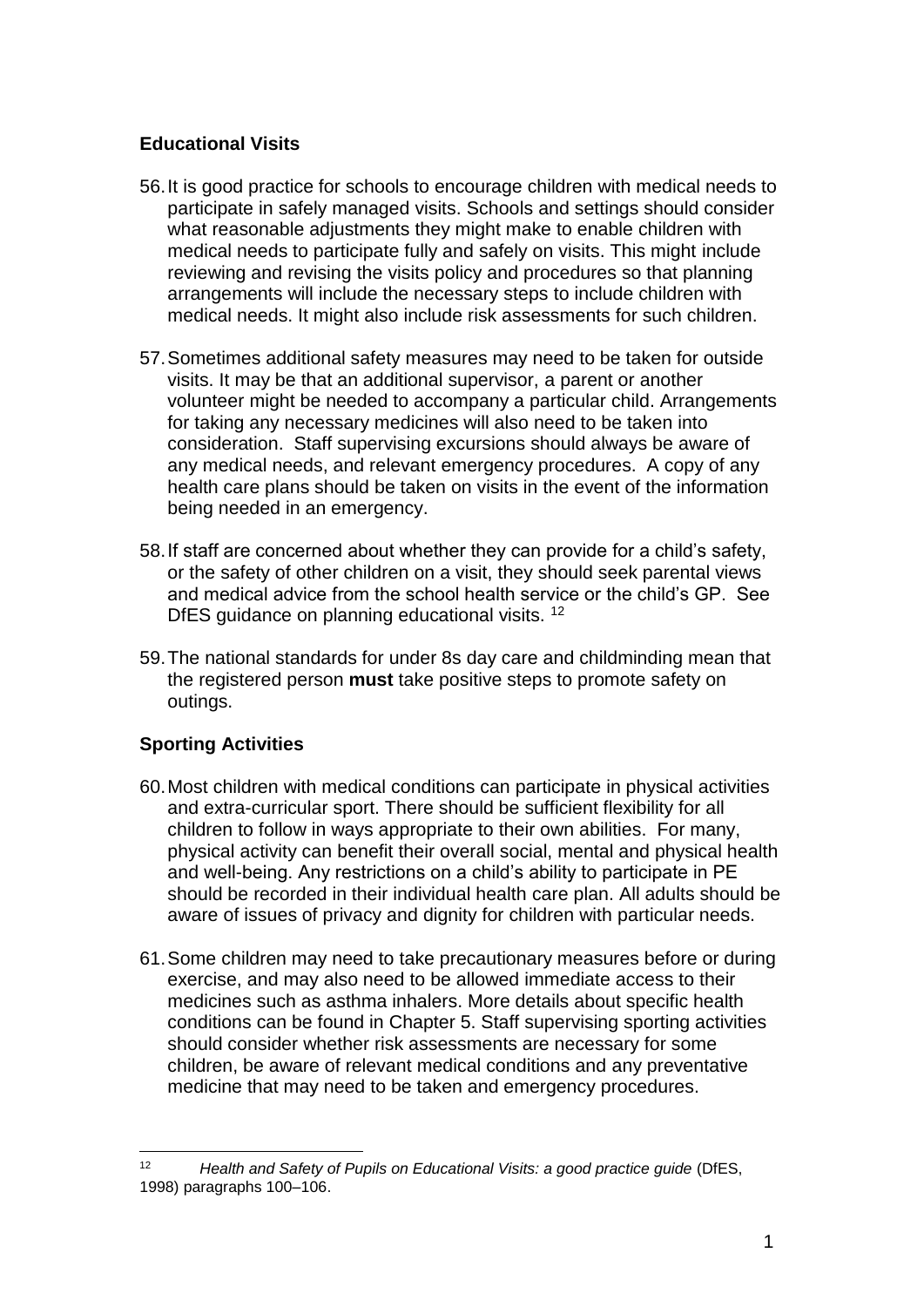### Educational Visits

56. It is good practice for schools to encourage children with medical needs to participate in safely managed visits. Schools and settings should consider what reasonable adjustments they might make to enable children with medical needs to participate fully and safely on visits. This might include reviewing and revising the visits policy and procedures so that planning arrangements will include the necessary steps to include children with medical needs. It might also include risk assessments for such children.

57. Sometimes additional safety measures may need to be taken for outside visits. It may be that an additional supervisor, a parent or another volunteer might be needed to accompany a particular child. Arrangements for taking any necessary medicines will also need to be taken into consideration. Staff supervising excursions should always be aware of any medical needs, and relevant emergency procedures. A copy of any health care plans should be taken on visits in the event of the information being needed in an emergency.

58. If staff are concerned about whether they can provide for a child's safety, or the safety of other children on a visit, they should seek parental views and medical advice from the school health service or the child's GP. See DfES guidance on planning educational visits. [12]

59. The national standards for under 8s day care and childminding mean that the registered person **must** take positive steps to promote safety on outings.

### Sporting Activities

60. Most children with medical conditions can participate in physical activities and extra-curricular sport. There should be sufficient flexibility for all children to follow in ways appropriate to their own abilities. For many, physical activity can benefit their overall social, mental and physical health and well-being. Any restrictions on a child's ability to participate in PE should be recorded in their individual health care plan. All adults should be aware of issues of privacy and dignity for children with particular needs.

61. Some children may need to take precautionary measures before or during exercise, and may also need to be allowed immediate access to their medicines such as asthma inhalers. More details about specific health conditions can be found in Chapter 5. Staff supervising sporting activities should consider whether risk assessments are necessary for some children, be aware of relevant medical conditions and any preventative medicine that may need to be taken and emergency procedures.

---

[12] *Health and Safety of Pupils on Educational Visits: a good practice guide* (DfES, 1998) paragraphs 100–106.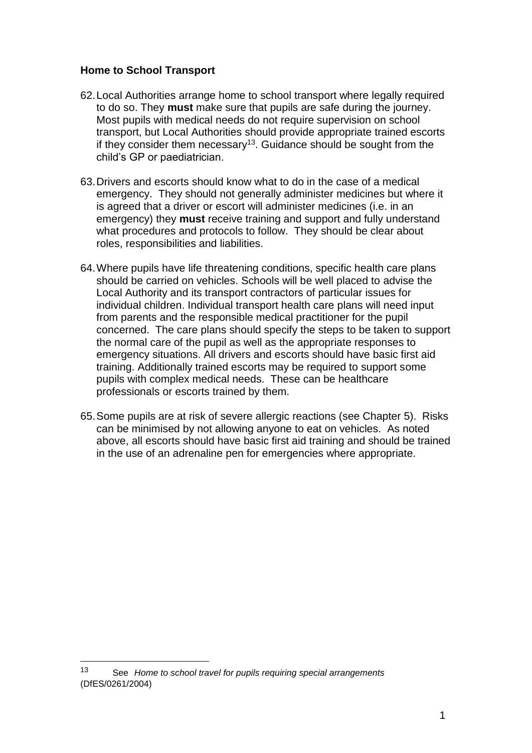**Home to School Transport**

62. Local Authorities arrange home to school transport where legally required to do so. They **must** make sure that pupils are safe during the journey. Most pupils with medical needs do not require supervision on school transport, but Local Authorities should provide appropriate trained escorts if they consider them necessary[13]. Guidance should be sought from the child's GP or paediatrician.

63. Drivers and escorts should know what to do in the case of a medical emergency. They should not generally administer medicines but where it is agreed that a driver or escort will administer medicines (i.e. in an emergency) they **must** receive training and support and fully understand what procedures and protocols to follow. They should be clear about roles, responsibilities and liabilities.

64. Where pupils have life threatening conditions, specific health care plans should be carried on vehicles. Schools will be well placed to advise the Local Authority and its transport contractors of particular issues for individual children. Individual transport health care plans will need input from parents and the responsible medical practitioner for the pupil concerned. The care plans should specify the steps to be taken to support the normal care of the pupil as well as the appropriate responses to emergency situations. All drivers and escorts should have basic first aid training. Additionally trained escorts may be required to support some pupils with complex medical needs. These can be healthcare professionals or escorts trained by them.

65. Some pupils are at risk of severe allergic reactions (see Chapter 5). Risks can be minimised by not allowing anyone to eat on vehicles. As noted above, all escorts should have basic first aid training and should be trained in the use of an adrenaline pen for emergencies where appropriate.

---

[13] See *Home to school travel for pupils requiring special arrangements* (DfES/0261/2004)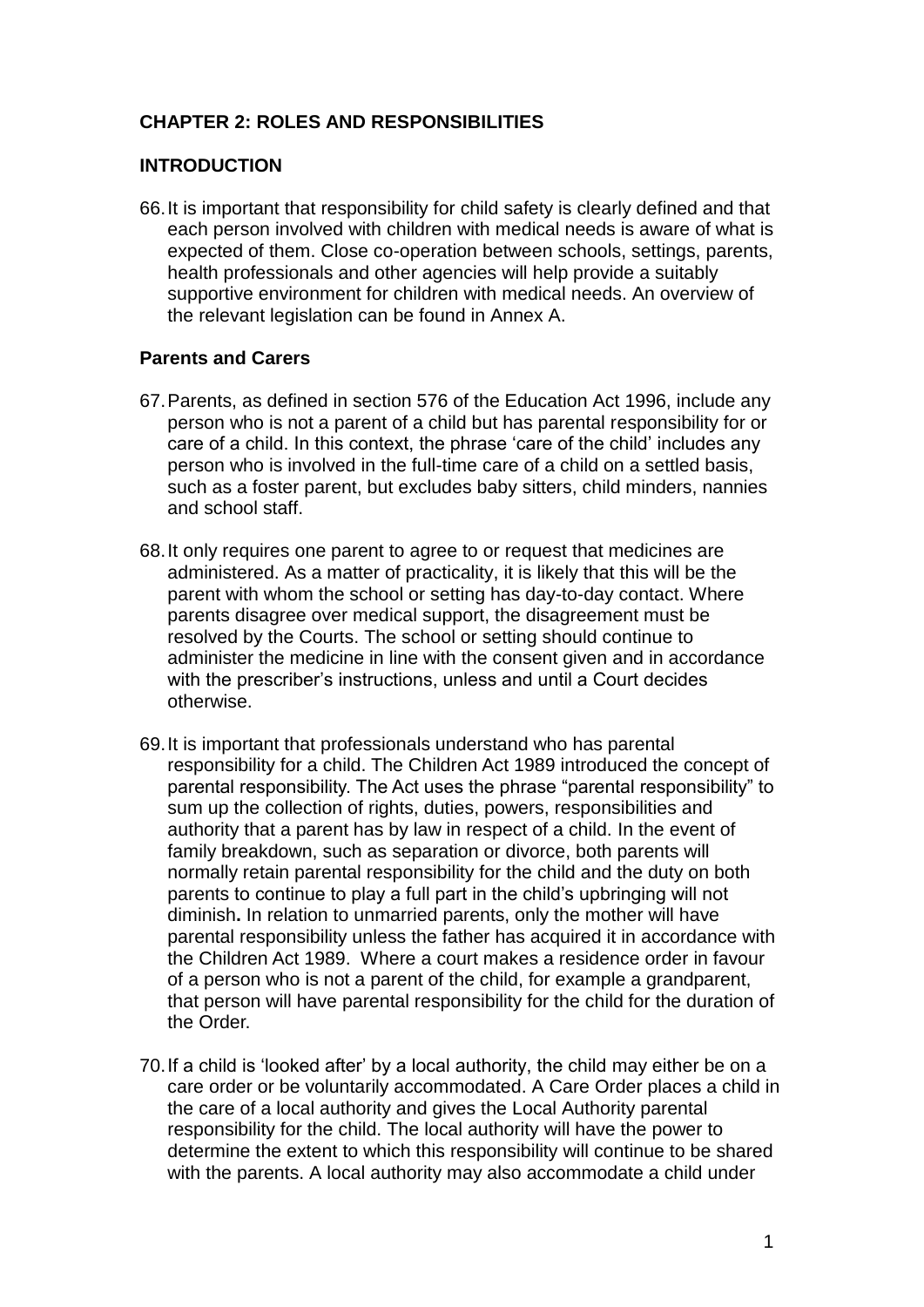## CHAPTER 2: ROLES AND RESPONSIBILITIES

### INTRODUCTION

66. It is important that responsibility for child safety is clearly defined and that each person involved with children with medical needs is aware of what is expected of them. Close co-operation between schools, settings, parents, health professionals and other agencies will help provide a suitably supportive environment for children with medical needs. An overview of the relevant legislation can be found in Annex A.

### Parents and Carers

67. Parents, as defined in section 576 of the Education Act 1996, include any person who is not a parent of a child but has parental responsibility for or care of a child. In this context, the phrase 'care of the child' includes any person who is involved in the full-time care of a child on a settled basis, such as a foster parent, but excludes baby sitters, child minders, nannies and school staff.

68. It only requires one parent to agree to or request that medicines are administered. As a matter of practicality, it is likely that this will be the parent with whom the school or setting has day-to-day contact. Where parents disagree over medical support, the disagreement must be resolved by the Courts. The school or setting should continue to administer the medicine in line with the consent given and in accordance with the prescriber's instructions, unless and until a Court decides otherwise.

69. It is important that professionals understand who has parental responsibility for a child. The Children Act 1989 introduced the concept of parental responsibility. The Act uses the phrase "parental responsibility" to sum up the collection of rights, duties, powers, responsibilities and authority that a parent has by law in respect of a child. In the event of family breakdown, such as separation or divorce, both parents will normally retain parental responsibility for the child and the duty on both parents to continue to play a full part in the child's upbringing will not diminish**.** In relation to unmarried parents, only the mother will have parental responsibility unless the father has acquired it in accordance with the Children Act 1989. Where a court makes a residence order in favour of a person who is not a parent of the child, for example a grandparent, that person will have parental responsibility for the child for the duration of the Order.

70. If a child is 'looked after' by a local authority, the child may either be on a care order or be voluntarily accommodated. A Care Order places a child in the care of a local authority and gives the Local Authority parental responsibility for the child. The local authority will have the power to determine the extent to which this responsibility will continue to be shared with the parents. A local authority may also accommodate a child under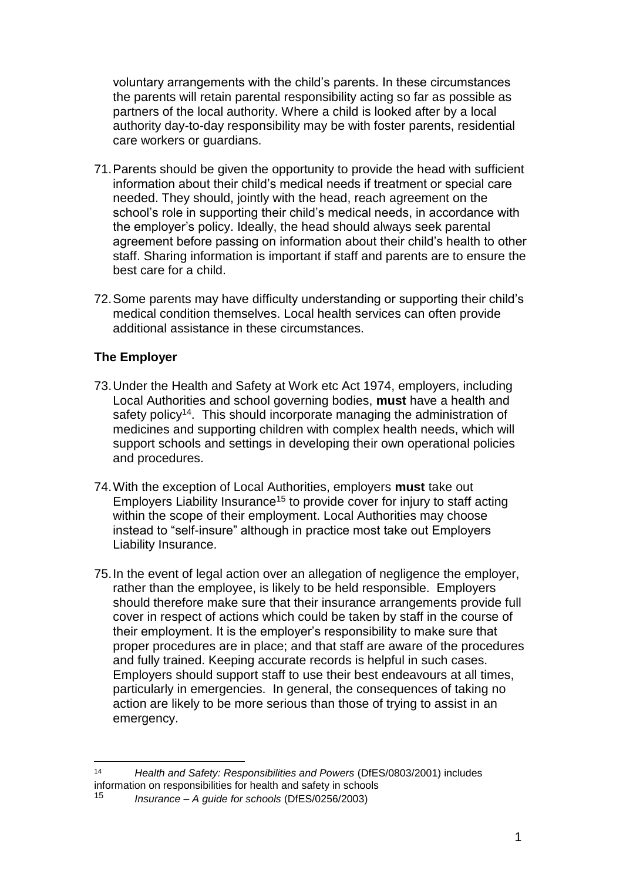voluntary arrangements with the child's parents. In these circumstances the parents will retain parental responsibility acting so far as possible as partners of the local authority. Where a child is looked after by a local authority day-to-day responsibility may be with foster parents, residential care workers or guardians.

71. Parents should be given the opportunity to provide the head with sufficient information about their child's medical needs if treatment or special care needed. They should, jointly with the head, reach agreement on the school's role in supporting their child's medical needs, in accordance with the employer's policy. Ideally, the head should always seek parental agreement before passing on information about their child's health to other staff. Sharing information is important if staff and parents are to ensure the best care for a child.

72. Some parents may have difficulty understanding or supporting their child's medical condition themselves. Local health services can often provide additional assistance in these circumstances.

### The Employer

73. Under the Health and Safety at Work etc Act 1974, employers, including Local Authorities and school governing bodies, **must** have a health and safety policy[14]. This should incorporate managing the administration of medicines and supporting children with complex health needs, which will support schools and settings in developing their own operational policies and procedures.

74. With the exception of Local Authorities, employers **must** take out Employers Liability Insurance[15] to provide cover for injury to staff acting within the scope of their employment. Local Authorities may choose instead to "self-insure" although in practice most take out Employers Liability Insurance.

75. In the event of legal action over an allegation of negligence the employer, rather than the employee, is likely to be held responsible. Employers should therefore make sure that their insurance arrangements provide full cover in respect of actions which could be taken by staff in the course of their employment. It is the employer's responsibility to make sure that proper procedures are in place; and that staff are aware of the procedures and fully trained. Keeping accurate records is helpful in such cases. Employers should support staff to use their best endeavours at all times, particularly in emergencies. In general, the consequences of taking no action are likely to be more serious than those of trying to assist in an emergency.

---

[14] *Health and Safety: Responsibilities and Powers* (DfES/0803/2001) includes information on responsibilities for health and safety in schools

[15] *Insurance – A guide for schools* (DfES/0256/2003)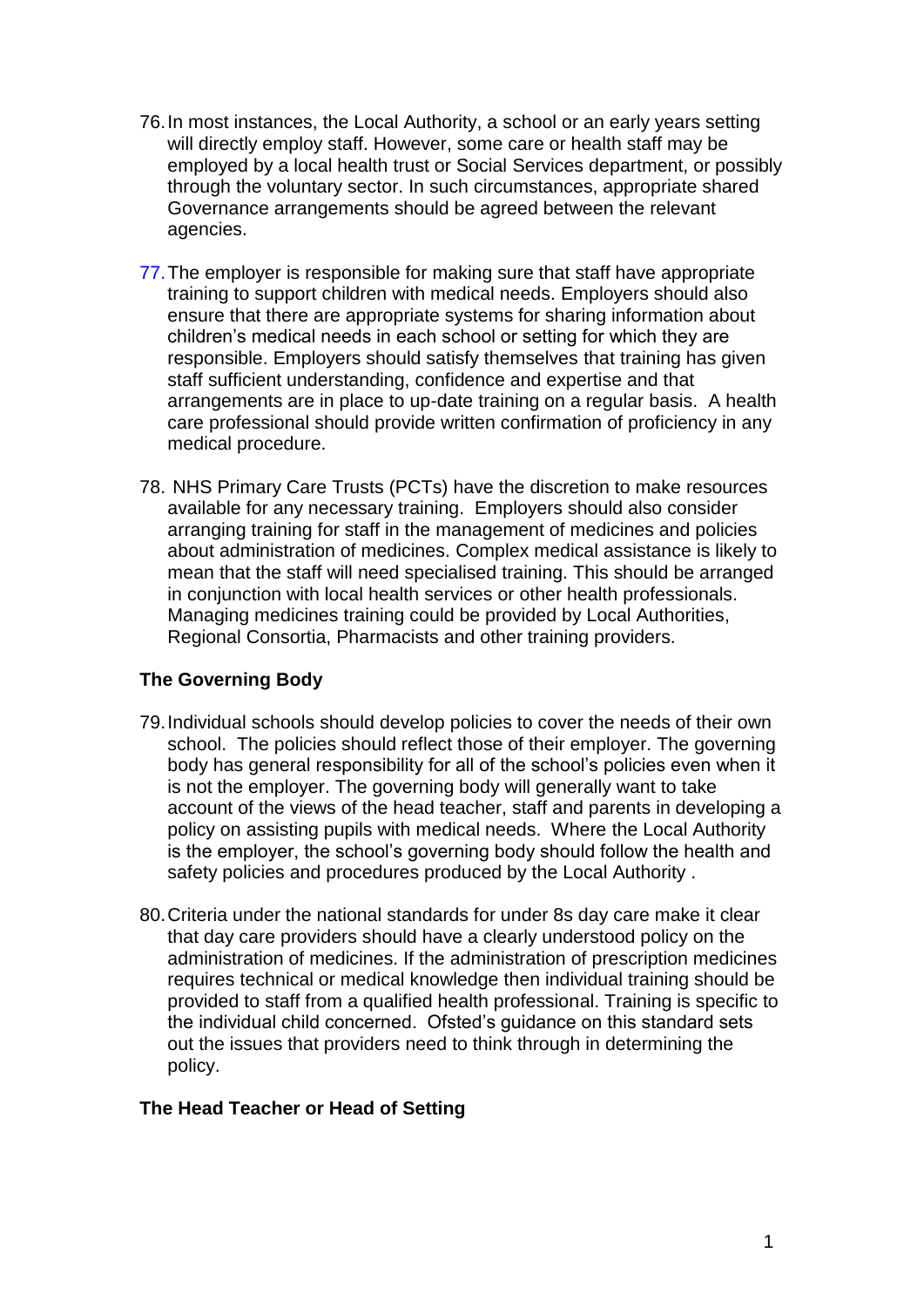76. In most instances, the Local Authority, a school or an early years setting will directly employ staff. However, some care or health staff may be employed by a local health trust or Social Services department, or possibly through the voluntary sector. In such circumstances, appropriate shared Governance arrangements should be agreed between the relevant agencies.

77. The employer is responsible for making sure that staff have appropriate training to support children with medical needs. Employers should also ensure that there are appropriate systems for sharing information about children's medical needs in each school or setting for which they are responsible. Employers should satisfy themselves that training has given staff sufficient understanding, confidence and expertise and that arrangements are in place to up-date training on a regular basis. A health care professional should provide written confirmation of proficiency in any medical procedure.

78. NHS Primary Care Trusts (PCTs) have the discretion to make resources available for any necessary training. Employers should also consider arranging training for staff in the management of medicines and policies about administration of medicines. Complex medical assistance is likely to mean that the staff will need specialised training. This should be arranged in conjunction with local health services or other health professionals. Managing medicines training could be provided by Local Authorities, Regional Consortia, Pharmacists and other training providers.

**The Governing Body**

79. Individual schools should develop policies to cover the needs of their own school. The policies should reflect those of their employer. The governing body has general responsibility for all of the school's policies even when it is not the employer. The governing body will generally want to take account of the views of the head teacher, staff and parents in developing a policy on assisting pupils with medical needs. Where the Local Authority is the employer, the school's governing body should follow the health and safety policies and procedures produced by the Local Authority .

80. Criteria under the national standards for under 8s day care make it clear that day care providers should have a clearly understood policy on the administration of medicines. If the administration of prescription medicines requires technical or medical knowledge then individual training should be provided to staff from a qualified health professional. Training is specific to the individual child concerned. Ofsted's guidance on this standard sets out the issues that providers need to think through in determining the policy.

**The Head Teacher or Head of Setting**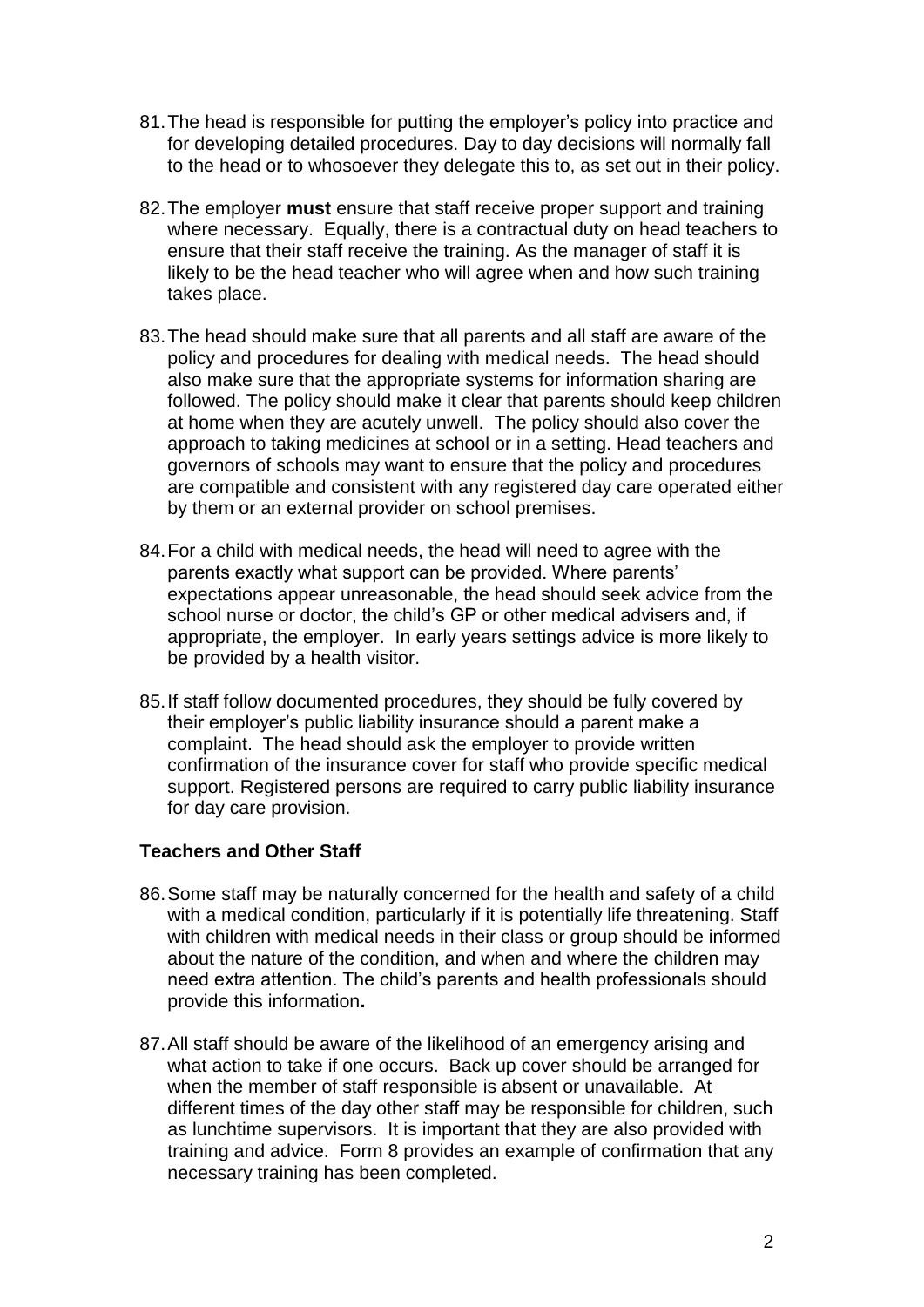81. The head is responsible for putting the employer's policy into practice and for developing detailed procedures. Day to day decisions will normally fall to the head or to whosoever they delegate this to, as set out in their policy.

82. The employer **must** ensure that staff receive proper support and training where necessary. Equally, there is a contractual duty on head teachers to ensure that their staff receive the training. As the manager of staff it is likely to be the head teacher who will agree when and how such training takes place.

83. The head should make sure that all parents and all staff are aware of the policy and procedures for dealing with medical needs. The head should also make sure that the appropriate systems for information sharing are followed. The policy should make it clear that parents should keep children at home when they are acutely unwell. The policy should also cover the approach to taking medicines at school or in a setting. Head teachers and governors of schools may want to ensure that the policy and procedures are compatible and consistent with any registered day care operated either by them or an external provider on school premises.

84. For a child with medical needs, the head will need to agree with the parents exactly what support can be provided. Where parents' expectations appear unreasonable, the head should seek advice from the school nurse or doctor, the child's GP or other medical advisers and, if appropriate, the employer. In early years settings advice is more likely to be provided by a health visitor.

85. If staff follow documented procedures, they should be fully covered by their employer's public liability insurance should a parent make a complaint. The head should ask the employer to provide written confirmation of the insurance cover for staff who provide specific medical support. Registered persons are required to carry public liability insurance for day care provision.

### Teachers and Other Staff

86. Some staff may be naturally concerned for the health and safety of a child with a medical condition, particularly if it is potentially life threatening. Staff with children with medical needs in their class or group should be informed about the nature of the condition, and when and where the children may need extra attention. The child's parents and health professionals should provide this information**.**

87. All staff should be aware of the likelihood of an emergency arising and what action to take if one occurs. Back up cover should be arranged for when the member of staff responsible is absent or unavailable. At different times of the day other staff may be responsible for children, such as lunchtime supervisors. It is important that they are also provided with training and advice. Form 8 provides an example of confirmation that any necessary training has been completed.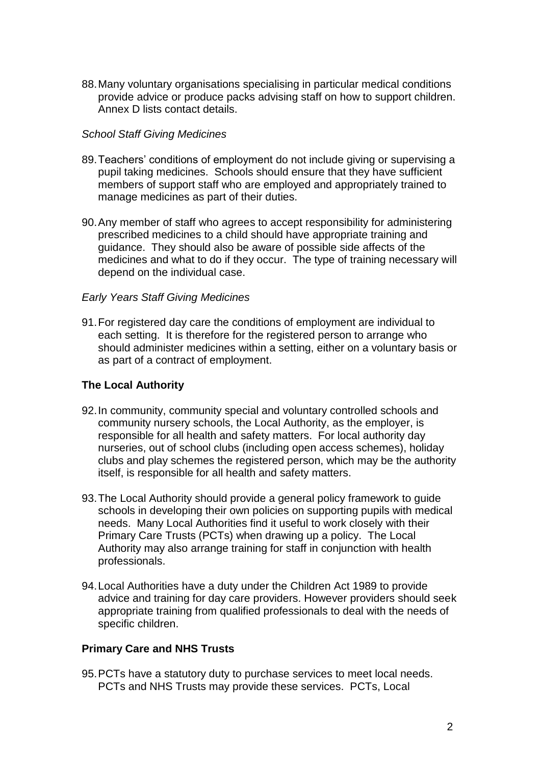88. Many voluntary organisations specialising in particular medical conditions provide advice or produce packs advising staff on how to support children. Annex D lists contact details.

*School Staff Giving Medicines*

89. Teachers' conditions of employment do not include giving or supervising a pupil taking medicines. Schools should ensure that they have sufficient members of support staff who are employed and appropriately trained to manage medicines as part of their duties.

90. Any member of staff who agrees to accept responsibility for administering prescribed medicines to a child should have appropriate training and guidance. They should also be aware of possible side affects of the medicines and what to do if they occur. The type of training necessary will depend on the individual case.

*Early Years Staff Giving Medicines*

91. For registered day care the conditions of employment are individual to each setting. It is therefore for the registered person to arrange who should administer medicines within a setting, either on a voluntary basis or as part of a contract of employment.

**The Local Authority**

92. In community, community special and voluntary controlled schools and community nursery schools, the Local Authority, as the employer, is responsible for all health and safety matters. For local authority day nurseries, out of school clubs (including open access schemes), holiday clubs and play schemes the registered person, which may be the authority itself, is responsible for all health and safety matters.

93. The Local Authority should provide a general policy framework to guide schools in developing their own policies on supporting pupils with medical needs. Many Local Authorities find it useful to work closely with their Primary Care Trusts (PCTs) when drawing up a policy. The Local Authority may also arrange training for staff in conjunction with health professionals.

94. Local Authorities have a duty under the Children Act 1989 to provide advice and training for day care providers. However providers should seek appropriate training from qualified professionals to deal with the needs of specific children.

**Primary Care and NHS Trusts**

95. PCTs have a statutory duty to purchase services to meet local needs. PCTs and NHS Trusts may provide these services. PCTs, Local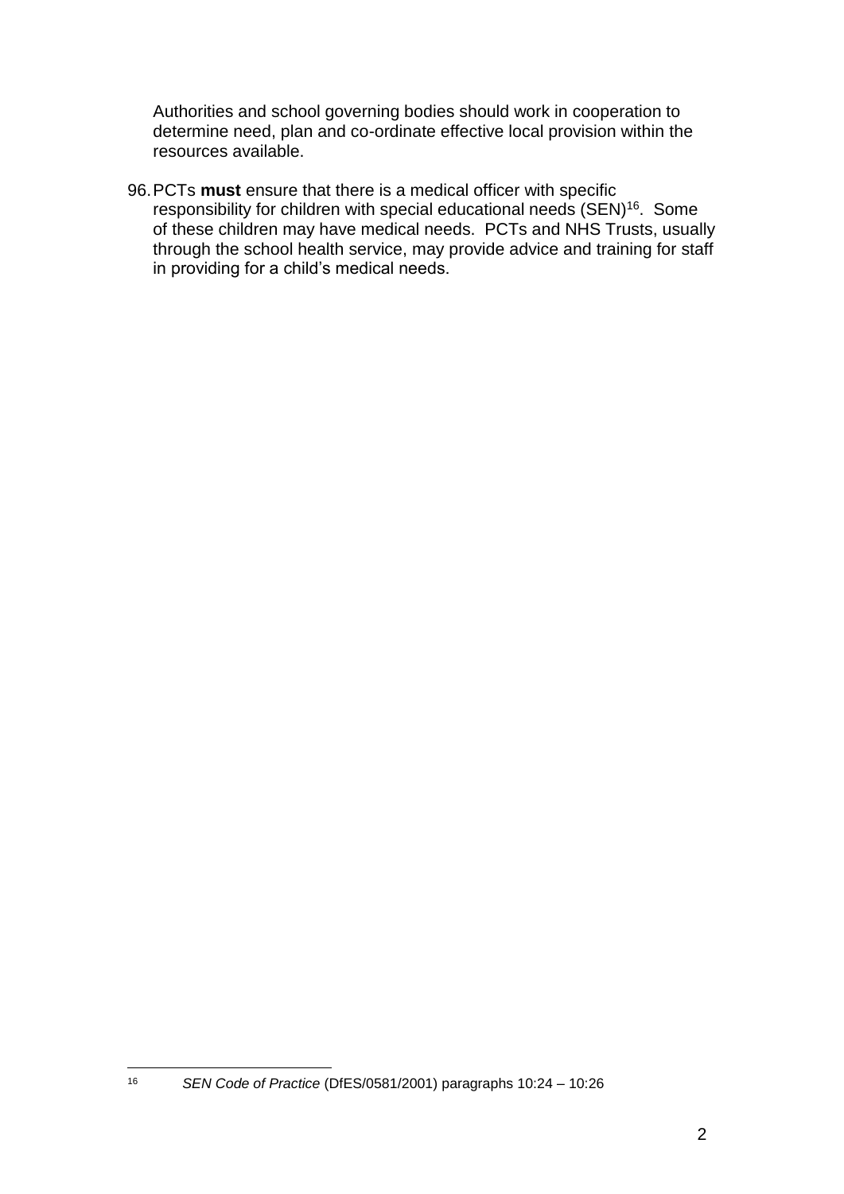Authorities and school governing bodies should work in cooperation to determine need, plan and co-ordinate effective local provision within the resources available.

96. PCTs **must** ensure that there is a medical officer with specific responsibility for children with special educational needs (SEN)[16]. Some of these children may have medical needs. PCTs and NHS Trusts, usually through the school health service, may provide advice and training for staff in providing for a child's medical needs.

---

[16] *SEN Code of Practice* (DfES/0581/2001) paragraphs 10:24 – 10:26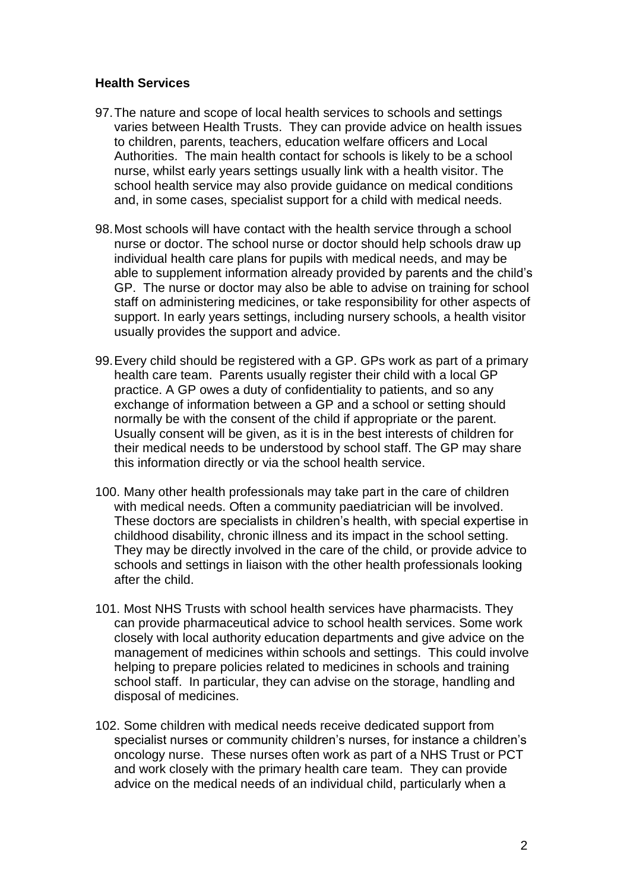**Health Services**

97. The nature and scope of local health services to schools and settings varies between Health Trusts. They can provide advice on health issues to children, parents, teachers, education welfare officers and Local Authorities. The main health contact for schools is likely to be a school nurse, whilst early years settings usually link with a health visitor. The school health service may also provide guidance on medical conditions and, in some cases, specialist support for a child with medical needs.

98. Most schools will have contact with the health service through a school nurse or doctor. The school nurse or doctor should help schools draw up individual health care plans for pupils with medical needs, and may be able to supplement information already provided by parents and the child's GP. The nurse or doctor may also be able to advise on training for school staff on administering medicines, or take responsibility for other aspects of support. In early years settings, including nursery schools, a health visitor usually provides the support and advice.

99. Every child should be registered with a GP. GPs work as part of a primary health care team. Parents usually register their child with a local GP practice. A GP owes a duty of confidentiality to patients, and so any exchange of information between a GP and a school or setting should normally be with the consent of the child if appropriate or the parent. Usually consent will be given, as it is in the best interests of children for their medical needs to be understood by school staff. The GP may share this information directly or via the school health service.

100. Many other health professionals may take part in the care of children with medical needs. Often a community paediatrician will be involved. These doctors are specialists in children's health, with special expertise in childhood disability, chronic illness and its impact in the school setting. They may be directly involved in the care of the child, or provide advice to schools and settings in liaison with the other health professionals looking after the child.

101. Most NHS Trusts with school health services have pharmacists. They can provide pharmaceutical advice to school health services. Some work closely with local authority education departments and give advice on the management of medicines within schools and settings. This could involve helping to prepare policies related to medicines in schools and training school staff. In particular, they can advise on the storage, handling and disposal of medicines.

102. Some children with medical needs receive dedicated support from specialist nurses or community children's nurses, for instance a children's oncology nurse. These nurses often work as part of a NHS Trust or PCT and work closely with the primary health care team. They can provide advice on the medical needs of an individual child, particularly when a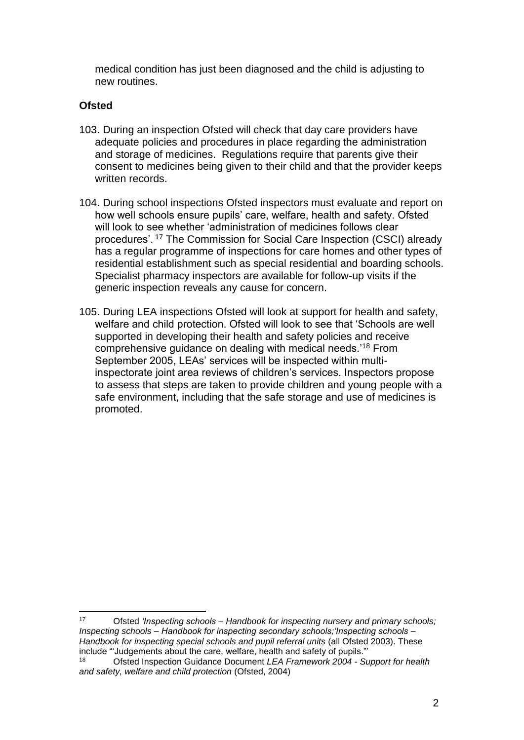medical condition has just been diagnosed and the child is adjusting to new routines.

**Ofsted**

103. During an inspection Ofsted will check that day care providers have adequate policies and procedures in place regarding the administration and storage of medicines. Regulations require that parents give their consent to medicines being given to their child and that the provider keeps written records.

104. During school inspections Ofsted inspectors must evaluate and report on how well schools ensure pupils' care, welfare, health and safety. Ofsted will look to see whether 'administration of medicines follows clear procedures'. [17] The Commission for Social Care Inspection (CSCI) already has a regular programme of inspections for care homes and other types of residential establishment such as special residential and boarding schools. Specialist pharmacy inspectors are available for follow-up visits if the generic inspection reveals any cause for concern.

105. During LEA inspections Ofsted will look at support for health and safety, welfare and child protection. Ofsted will look to see that 'Schools are well supported in developing their health and safety policies and receive comprehensive guidance on dealing with medical needs.'[18] From September 2005, LEAs' services will be inspected within multi-inspectorate joint area reviews of children's services. Inspectors propose to assess that steps are taken to provide children and young people with a safe environment, including that the safe storage and use of medicines is promoted.

---

[17] Ofsted *'Inspecting schools – Handbook for inspecting nursery and primary schools; Inspecting schools – Handbook for inspecting secondary schools;'Inspecting schools – Handbook for inspecting special schools and pupil referral units* (all Ofsted 2003). These include "'Judgements about the care, welfare, health and safety of pupils."'

[18] Ofsted Inspection Guidance Document *LEA Framework 2004 - Support for health and safety, welfare and child protection* (Ofsted, 2004)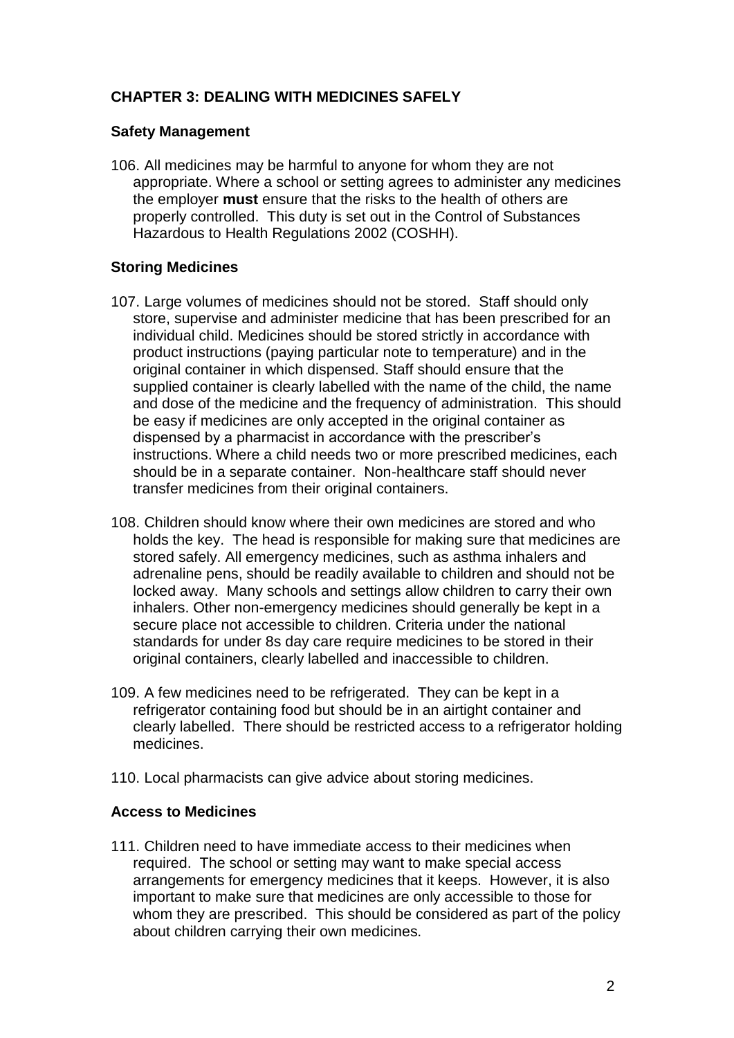## CHAPTER 3: DEALING WITH MEDICINES SAFELY

### Safety Management

106. All medicines may be harmful to anyone for whom they are not appropriate. Where a school or setting agrees to administer any medicines the employer **must** ensure that the risks to the health of others are properly controlled. This duty is set out in the Control of Substances Hazardous to Health Regulations 2002 (COSHH).

### Storing Medicines

107. Large volumes of medicines should not be stored. Staff should only store, supervise and administer medicine that has been prescribed for an individual child. Medicines should be stored strictly in accordance with product instructions (paying particular note to temperature) and in the original container in which dispensed. Staff should ensure that the supplied container is clearly labelled with the name of the child, the name and dose of the medicine and the frequency of administration. This should be easy if medicines are only accepted in the original container as dispensed by a pharmacist in accordance with the prescriber's instructions. Where a child needs two or more prescribed medicines, each should be in a separate container. Non-healthcare staff should never transfer medicines from their original containers.

108. Children should know where their own medicines are stored and who holds the key. The head is responsible for making sure that medicines are stored safely. All emergency medicines, such as asthma inhalers and adrenaline pens, should be readily available to children and should not be locked away. Many schools and settings allow children to carry their own inhalers. Other non-emergency medicines should generally be kept in a secure place not accessible to children. Criteria under the national standards for under 8s day care require medicines to be stored in their original containers, clearly labelled and inaccessible to children.

109. A few medicines need to be refrigerated. They can be kept in a refrigerator containing food but should be in an airtight container and clearly labelled. There should be restricted access to a refrigerator holding medicines.

110. Local pharmacists can give advice about storing medicines.

### Access to Medicines

111. Children need to have immediate access to their medicines when required. The school or setting may want to make special access arrangements for emergency medicines that it keeps. However, it is also important to make sure that medicines are only accessible to those for whom they are prescribed. This should be considered as part of the policy about children carrying their own medicines.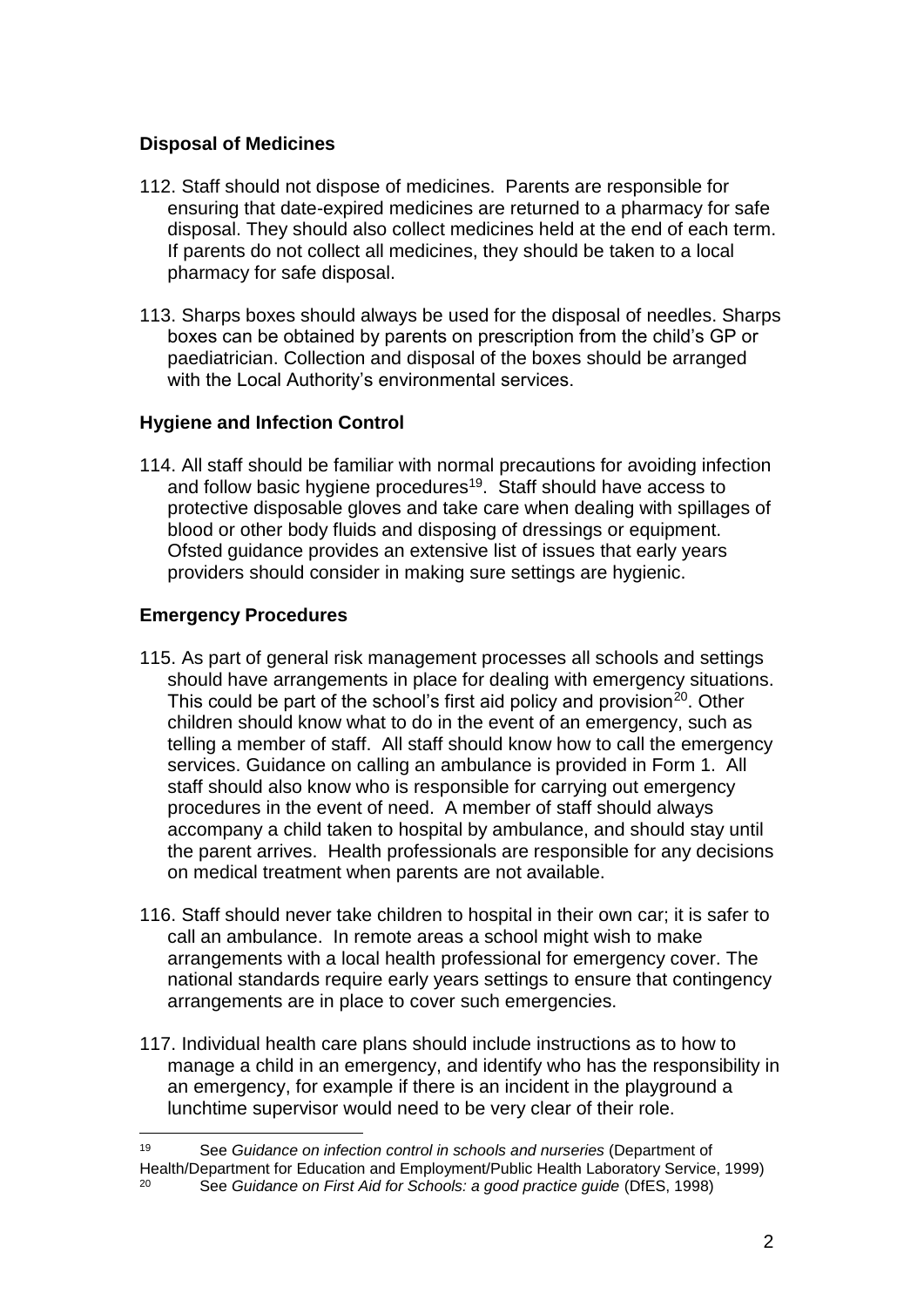### Disposal of Medicines

112. Staff should not dispose of medicines. Parents are responsible for ensuring that date-expired medicines are returned to a pharmacy for safe disposal. They should also collect medicines held at the end of each term. If parents do not collect all medicines, they should be taken to a local pharmacy for safe disposal.

113. Sharps boxes should always be used for the disposal of needles. Sharps boxes can be obtained by parents on prescription from the child's GP or paediatrician. Collection and disposal of the boxes should be arranged with the Local Authority's environmental services.

### Hygiene and Infection Control

114. All staff should be familiar with normal precautions for avoiding infection and follow basic hygiene procedures[19]. Staff should have access to protective disposable gloves and take care when dealing with spillages of blood or other body fluids and disposing of dressings or equipment. Ofsted guidance provides an extensive list of issues that early years providers should consider in making sure settings are hygienic.

### Emergency Procedures

115. As part of general risk management processes all schools and settings should have arrangements in place for dealing with emergency situations. This could be part of the school's first aid policy and provision[20]. Other children should know what to do in the event of an emergency, such as telling a member of staff. All staff should know how to call the emergency services. Guidance on calling an ambulance is provided in Form 1. All staff should also know who is responsible for carrying out emergency procedures in the event of need. A member of staff should always accompany a child taken to hospital by ambulance, and should stay until the parent arrives. Health professionals are responsible for any decisions on medical treatment when parents are not available.

116. Staff should never take children to hospital in their own car; it is safer to call an ambulance. In remote areas a school might wish to make arrangements with a local health professional for emergency cover. The national standards require early years settings to ensure that contingency arrangements are in place to cover such emergencies.

117. Individual health care plans should include instructions as to how to manage a child in an emergency, and identify who has the responsibility in an emergency, for example if there is an incident in the playground a lunchtime supervisor would need to be very clear of their role.

---

[19] See *Guidance on infection control in schools and nurseries* (Department of Health/Department for Education and Employment/Public Health Laboratory Service, 1999)

[20] See *Guidance on First Aid for Schools: a good practice guide* (DfES, 1998)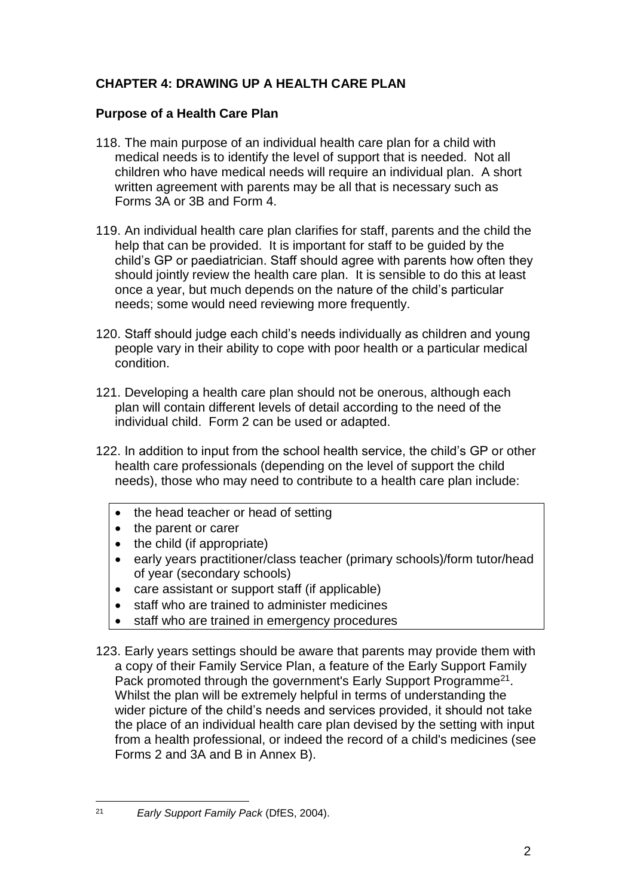## CHAPTER 4: DRAWING UP A HEALTH CARE PLAN

### Purpose of a Health Care Plan

118. The main purpose of an individual health care plan for a child with medical needs is to identify the level of support that is needed. Not all children who have medical needs will require an individual plan. A short written agreement with parents may be all that is necessary such as Forms 3A or 3B and Form 4.

119. An individual health care plan clarifies for staff, parents and the child the help that can be provided. It is important for staff to be guided by the child's GP or paediatrician. Staff should agree with parents how often they should jointly review the health care plan. It is sensible to do this at least once a year, but much depends on the nature of the child's particular needs; some would need reviewing more frequently.

120. Staff should judge each child's needs individually as children and young people vary in their ability to cope with poor health or a particular medical condition.

121. Developing a health care plan should not be onerous, although each plan will contain different levels of detail according to the need of the individual child. Form 2 can be used or adapted.

122. In addition to input from the school health service, the child's GP or other health care professionals (depending on the level of support the child needs), those who may need to contribute to a health care plan include:

- the head teacher or head of setting
- the parent or carer
- the child (if appropriate)
- early years practitioner/class teacher (primary schools)/form tutor/head of year (secondary schools)
- care assistant or support staff (if applicable)
- staff who are trained to administer medicines
- staff who are trained in emergency procedures

123. Early years settings should be aware that parents may provide them with a copy of their Family Service Plan, a feature of the Early Support Family Pack promoted through the government's Early Support Programme[21]. Whilst the plan will be extremely helpful in terms of understanding the wider picture of the child's needs and services provided, it should not take the place of an individual health care plan devised by the setting with input from a health professional, or indeed the record of a child's medicines (see Forms 2 and 3A and B in Annex B).

---

[21] *Early Support Family Pack* (DfES, 2004).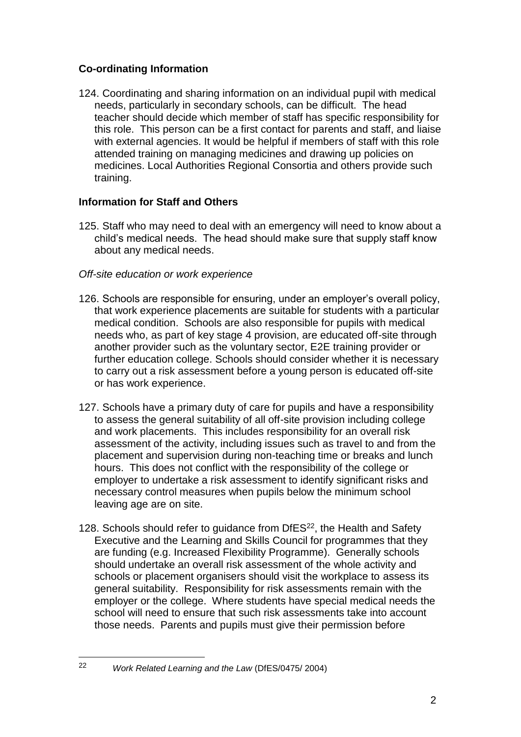## Co-ordinating Information

124. Coordinating and sharing information on an individual pupil with medical needs, particularly in secondary schools, can be difficult. The head teacher should decide which member of staff has specific responsibility for this role. This person can be a first contact for parents and staff, and liaise with external agencies. It would be helpful if members of staff with this role attended training on managing medicines and drawing up policies on medicines. Local Authorities Regional Consortia and others provide such training.

## Information for Staff and Others

125. Staff who may need to deal with an emergency will need to know about a child's medical needs. The head should make sure that supply staff know about any medical needs.

*Off-site education or work experience*

126. Schools are responsible for ensuring, under an employer's overall policy, that work experience placements are suitable for students with a particular medical condition. Schools are also responsible for pupils with medical needs who, as part of key stage 4 provision, are educated off-site through another provider such as the voluntary sector, E2E training provider or further education college. Schools should consider whether it is necessary to carry out a risk assessment before a young person is educated off-site or has work experience.

127. Schools have a primary duty of care for pupils and have a responsibility to assess the general suitability of all off-site provision including college and work placements. This includes responsibility for an overall risk assessment of the activity, including issues such as travel to and from the placement and supervision during non-teaching time or breaks and lunch hours. This does not conflict with the responsibility of the college or employer to undertake a risk assessment to identify significant risks and necessary control measures when pupils below the minimum school leaving age are on site.

128. Schools should refer to guidance from DfES[22], the Health and Safety Executive and the Learning and Skills Council for programmes that they are funding (e.g. Increased Flexibility Programme). Generally schools should undertake an overall risk assessment of the whole activity and schools or placement organisers should visit the workplace to assess its general suitability. Responsibility for risk assessments remain with the employer or the college. Where students have special medical needs the school will need to ensure that such risk assessments take into account those needs. Parents and pupils must give their permission before

[22] *Work Related Learning and the Law* (DfES/0475/ 2004)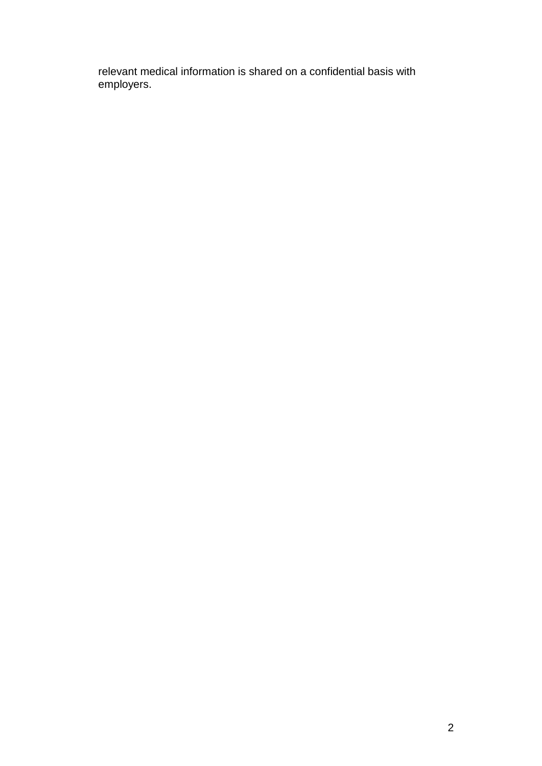relevant medical information is shared on a confidential basis with employers.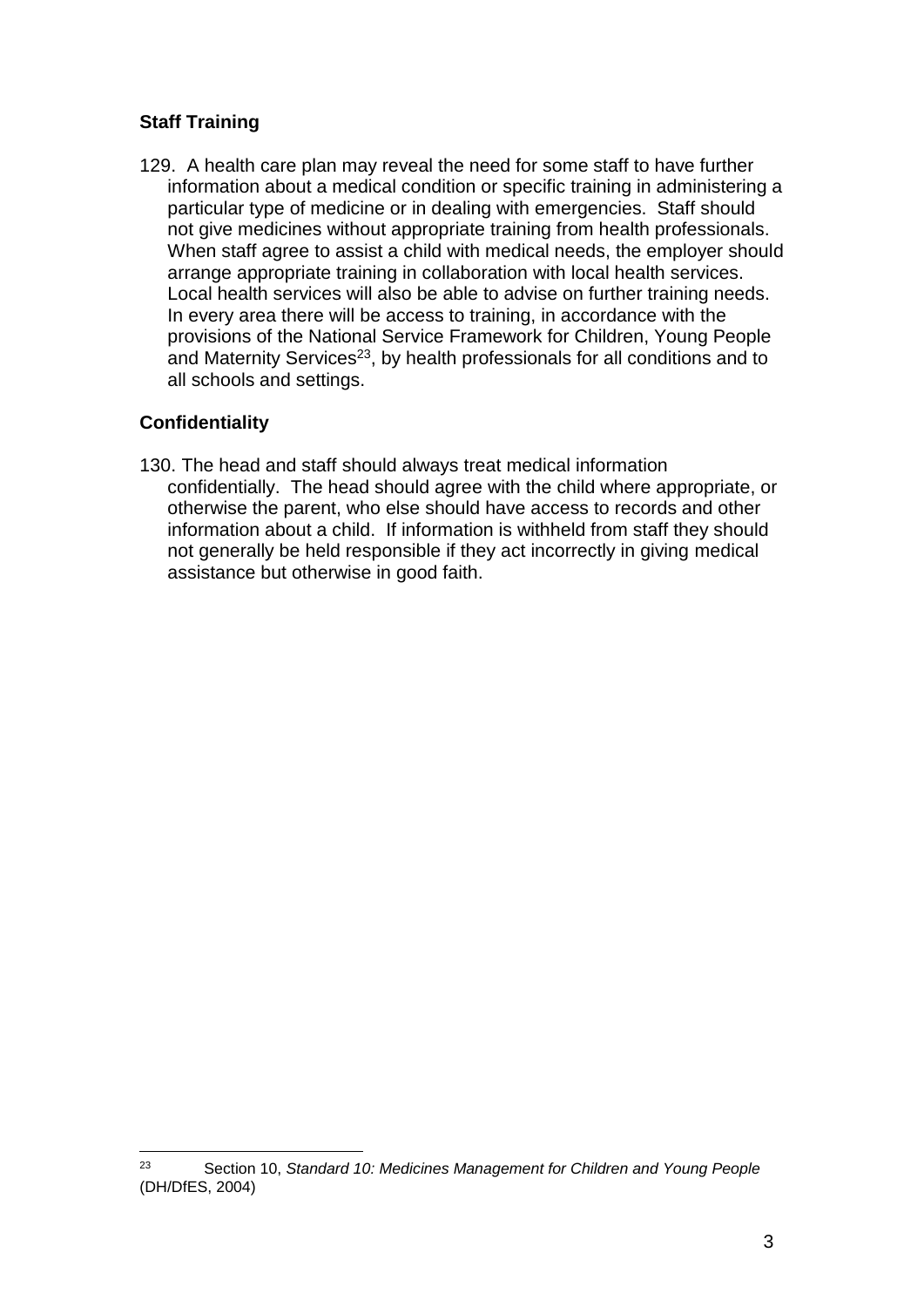### Staff Training

129. A health care plan may reveal the need for some staff to have further information about a medical condition or specific training in administering a particular type of medicine or in dealing with emergencies. Staff should not give medicines without appropriate training from health professionals. When staff agree to assist a child with medical needs, the employer should arrange appropriate training in collaboration with local health services. Local health services will also be able to advise on further training needs. In every area there will be access to training, in accordance with the provisions of the National Service Framework for Children, Young People and Maternity Services[23], by health professionals for all conditions and to all schools and settings.

### Confidentiality

130. The head and staff should always treat medical information confidentially. The head should agree with the child where appropriate, or otherwise the parent, who else should have access to records and other information about a child. If information is withheld from staff they should not generally be held responsible if they act incorrectly in giving medical assistance but otherwise in good faith.

---

[23] Section 10, *Standard 10: Medicines Management for Children and Young People* (DH/DfES, 2004)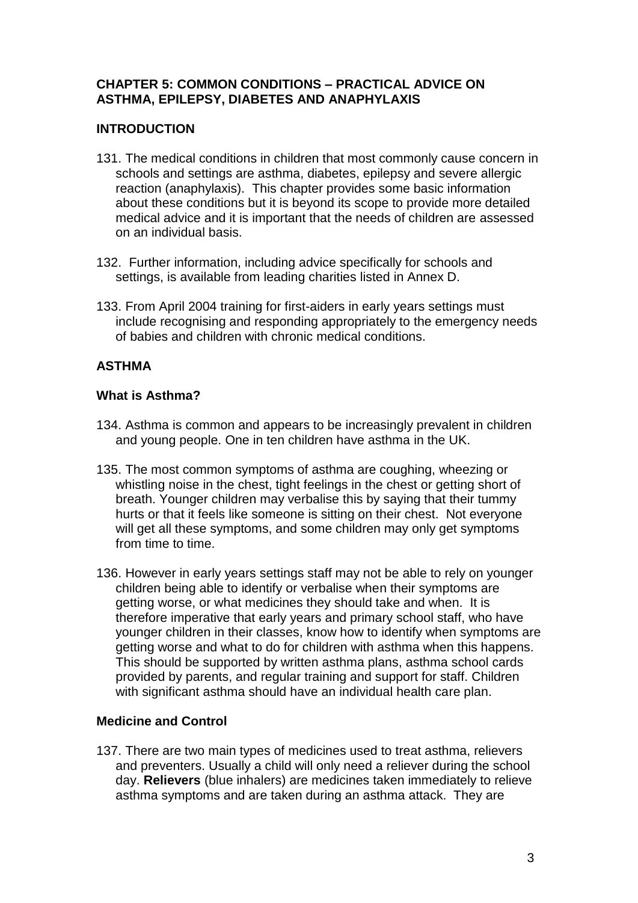## CHAPTER 5: COMMON CONDITIONS – PRACTICAL ADVICE ON ASTHMA, EPILEPSY, DIABETES AND ANAPHYLAXIS

### INTRODUCTION

131. The medical conditions in children that most commonly cause concern in schools and settings are asthma, diabetes, epilepsy and severe allergic reaction (anaphylaxis). This chapter provides some basic information about these conditions but it is beyond its scope to provide more detailed medical advice and it is important that the needs of children are assessed on an individual basis.

132. Further information, including advice specifically for schools and settings, is available from leading charities listed in Annex D.

133. From April 2004 training for first-aiders in early years settings must include recognising and responding appropriately to the emergency needs of babies and children with chronic medical conditions.

### ASTHMA

#### What is Asthma?

134. Asthma is common and appears to be increasingly prevalent in children and young people. One in ten children have asthma in the UK.

135. The most common symptoms of asthma are coughing, wheezing or whistling noise in the chest, tight feelings in the chest or getting short of breath. Younger children may verbalise this by saying that their tummy hurts or that it feels like someone is sitting on their chest. Not everyone will get all these symptoms, and some children may only get symptoms from time to time.

136. However in early years settings staff may not be able to rely on younger children being able to identify or verbalise when their symptoms are getting worse, or what medicines they should take and when. It is therefore imperative that early years and primary school staff, who have younger children in their classes, know how to identify when symptoms are getting worse and what to do for children with asthma when this happens. This should be supported by written asthma plans, asthma school cards provided by parents, and regular training and support for staff. Children with significant asthma should have an individual health care plan.

#### Medicine and Control

137. There are two main types of medicines used to treat asthma, relievers and preventers. Usually a child will only need a reliever during the school day. **Relievers** (blue inhalers) are medicines taken immediately to relieve asthma symptoms and are taken during an asthma attack. They are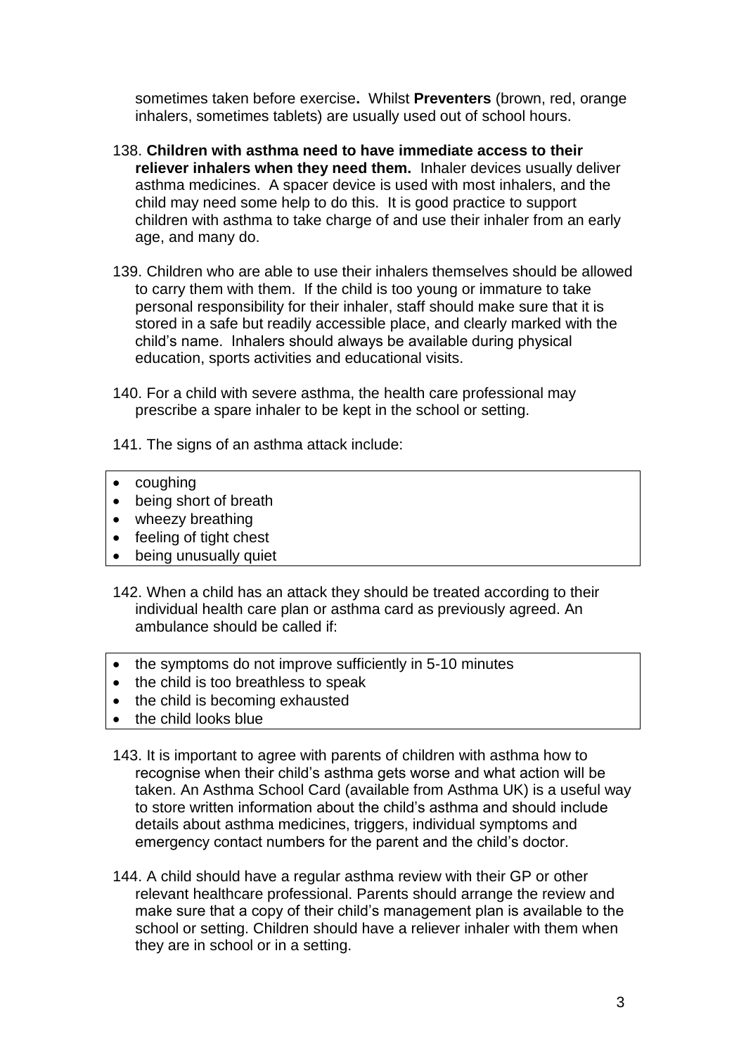sometimes taken before exercise**.** Whilst **Preventers** (brown, red, orange inhalers, sometimes tablets) are usually used out of school hours.

138. **Children with asthma need to have immediate access to their reliever inhalers when they need them.** Inhaler devices usually deliver asthma medicines. A spacer device is used with most inhalers, and the child may need some help to do this. It is good practice to support children with asthma to take charge of and use their inhaler from an early age, and many do.

139. Children who are able to use their inhalers themselves should be allowed to carry them with them. If the child is too young or immature to take personal responsibility for their inhaler, staff should make sure that it is stored in a safe but readily accessible place, and clearly marked with the child's name. Inhalers should always be available during physical education, sports activities and educational visits.

140. For a child with severe asthma, the health care professional may prescribe a spare inhaler to be kept in the school or setting.

141. The signs of an asthma attack include:

- coughing
- being short of breath
- wheezy breathing
- feeling of tight chest
- being unusually quiet

142. When a child has an attack they should be treated according to their individual health care plan or asthma card as previously agreed. An ambulance should be called if:

- the symptoms do not improve sufficiently in 5-10 minutes
- the child is too breathless to speak
- the child is becoming exhausted
- the child looks blue

143. It is important to agree with parents of children with asthma how to recognise when their child's asthma gets worse and what action will be taken. An Asthma School Card (available from Asthma UK) is a useful way to store written information about the child's asthma and should include details about asthma medicines, triggers, individual symptoms and emergency contact numbers for the parent and the child's doctor.

144. A child should have a regular asthma review with their GP or other relevant healthcare professional. Parents should arrange the review and make sure that a copy of their child's management plan is available to the school or setting. Children should have a reliever inhaler with them when they are in school or in a setting.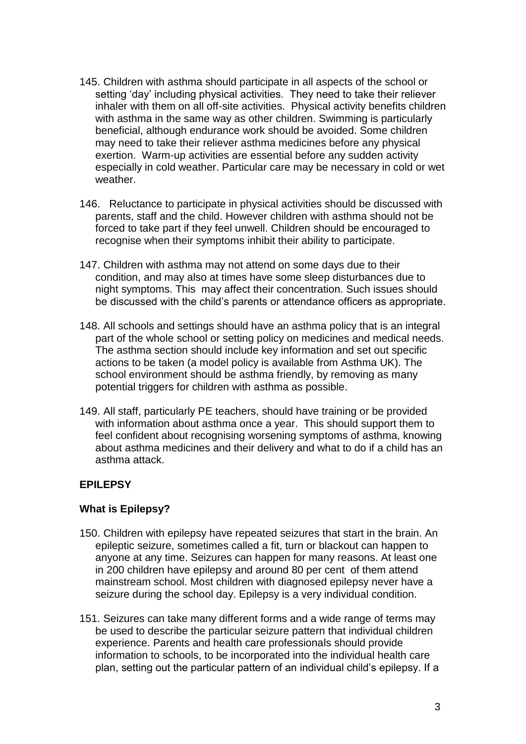145. Children with asthma should participate in all aspects of the school or setting 'day' including physical activities. They need to take their reliever inhaler with them on all off-site activities. Physical activity benefits children with asthma in the same way as other children. Swimming is particularly beneficial, although endurance work should be avoided. Some children may need to take their reliever asthma medicines before any physical exertion. Warm-up activities are essential before any sudden activity especially in cold weather. Particular care may be necessary in cold or wet weather.

146. Reluctance to participate in physical activities should be discussed with parents, staff and the child. However children with asthma should not be forced to take part if they feel unwell. Children should be encouraged to recognise when their symptoms inhibit their ability to participate.

147. Children with asthma may not attend on some days due to their condition, and may also at times have some sleep disturbances due to night symptoms. This may affect their concentration. Such issues should be discussed with the child's parents or attendance officers as appropriate.

148. All schools and settings should have an asthma policy that is an integral part of the whole school or setting policy on medicines and medical needs. The asthma section should include key information and set out specific actions to be taken (a model policy is available from Asthma UK). The school environment should be asthma friendly, by removing as many potential triggers for children with asthma as possible.

149. All staff, particularly PE teachers, should have training or be provided with information about asthma once a year. This should support them to feel confident about recognising worsening symptoms of asthma, knowing about asthma medicines and their delivery and what to do if a child has an asthma attack.

## EPILEPSY

### What is Epilepsy?

150. Children with epilepsy have repeated seizures that start in the brain. An epileptic seizure, sometimes called a fit, turn or blackout can happen to anyone at any time. Seizures can happen for many reasons. At least one in 200 children have epilepsy and around 80 per cent of them attend mainstream school. Most children with diagnosed epilepsy never have a seizure during the school day. Epilepsy is a very individual condition.

151. Seizures can take many different forms and a wide range of terms may be used to describe the particular seizure pattern that individual children experience. Parents and health care professionals should provide information to schools, to be incorporated into the individual health care plan, setting out the particular pattern of an individual child's epilepsy. If a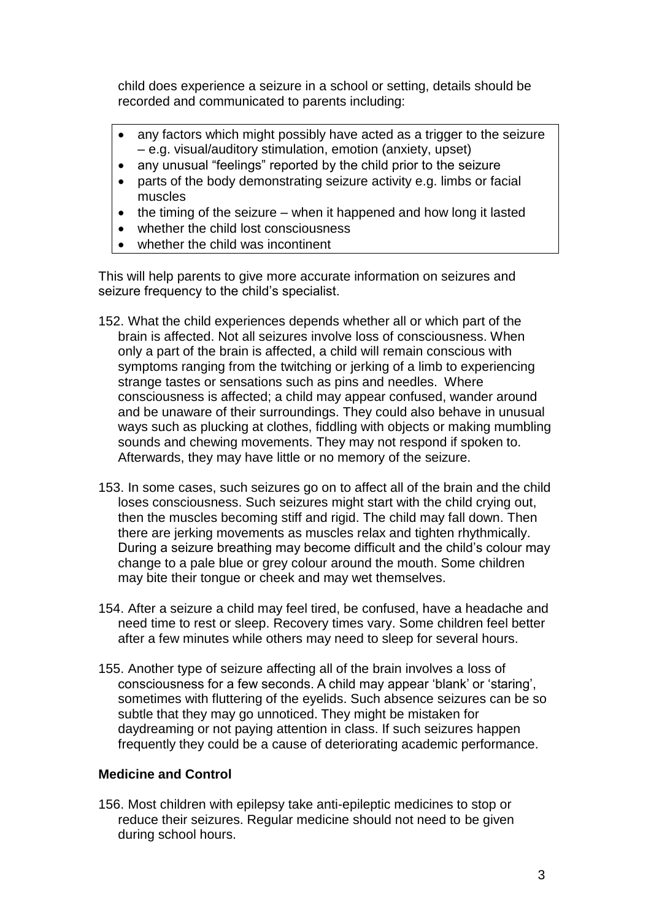child does experience a seizure in a school or setting, details should be recorded and communicated to parents including:

- any factors which might possibly have acted as a trigger to the seizure – e.g. visual/auditory stimulation, emotion (anxiety, upset)
- any unusual "feelings" reported by the child prior to the seizure
- parts of the body demonstrating seizure activity e.g. limbs or facial muscles
- the timing of the seizure – when it happened and how long it lasted
- whether the child lost consciousness
- whether the child was incontinent

This will help parents to give more accurate information on seizures and seizure frequency to the child's specialist.

152. What the child experiences depends whether all or which part of the brain is affected. Not all seizures involve loss of consciousness. When only a part of the brain is affected, a child will remain conscious with symptoms ranging from the twitching or jerking of a limb to experiencing strange tastes or sensations such as pins and needles. Where consciousness is affected; a child may appear confused, wander around and be unaware of their surroundings. They could also behave in unusual ways such as plucking at clothes, fiddling with objects or making mumbling sounds and chewing movements. They may not respond if spoken to. Afterwards, they may have little or no memory of the seizure.

153. In some cases, such seizures go on to affect all of the brain and the child loses consciousness. Such seizures might start with the child crying out, then the muscles becoming stiff and rigid. The child may fall down. Then there are jerking movements as muscles relax and tighten rhythmically. During a seizure breathing may become difficult and the child's colour may change to a pale blue or grey colour around the mouth. Some children may bite their tongue or cheek and may wet themselves.

154. After a seizure a child may feel tired, be confused, have a headache and need time to rest or sleep. Recovery times vary. Some children feel better after a few minutes while others may need to sleep for several hours.

155. Another type of seizure affecting all of the brain involves a loss of consciousness for a few seconds. A child may appear 'blank' or 'staring', sometimes with fluttering of the eyelids. Such absence seizures can be so subtle that they may go unnoticed. They might be mistaken for daydreaming or not paying attention in class. If such seizures happen frequently they could be a cause of deteriorating academic performance.

**Medicine and Control**

156. Most children with epilepsy take anti-epileptic medicines to stop or reduce their seizures. Regular medicine should not need to be given during school hours.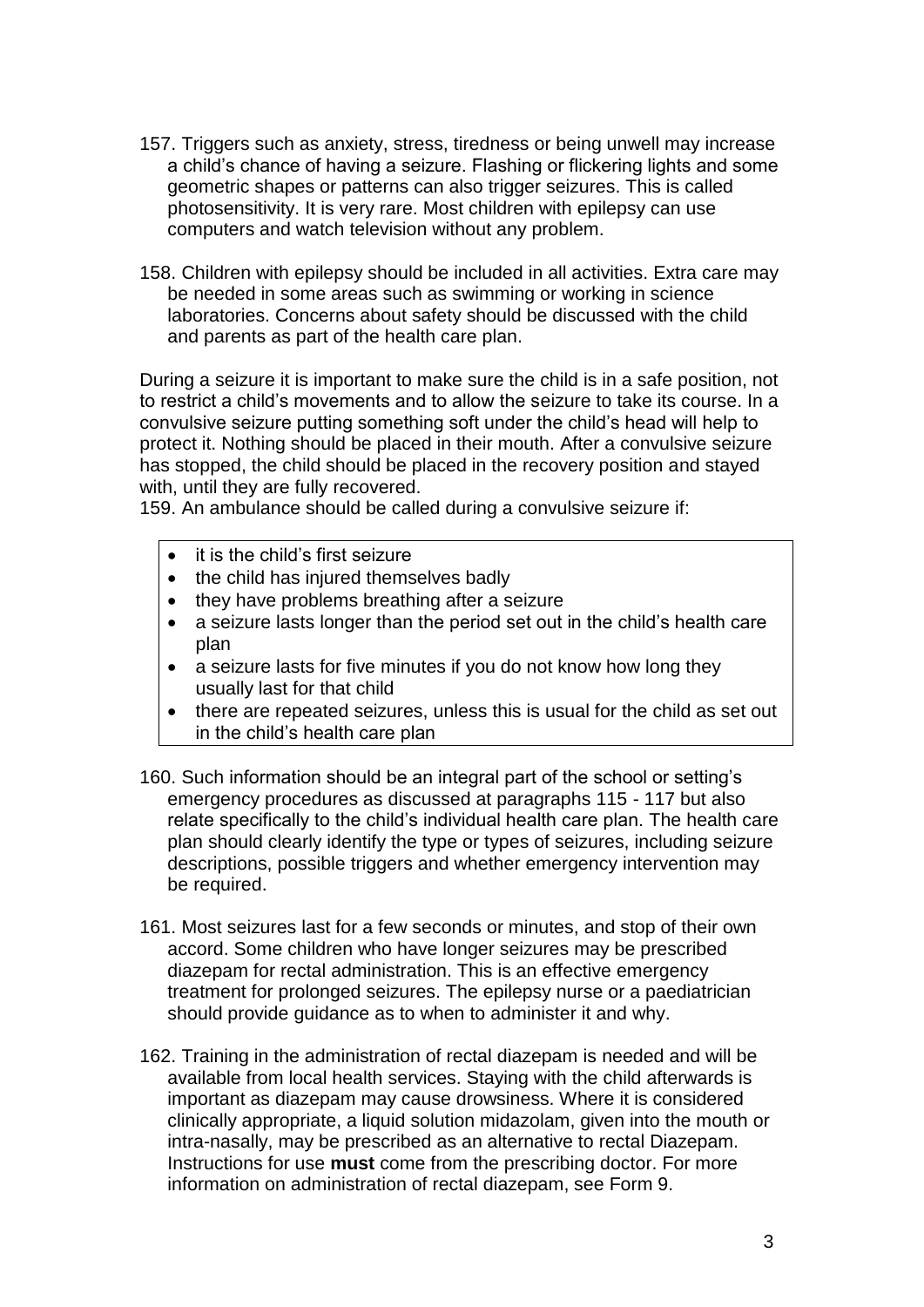157. Triggers such as anxiety, stress, tiredness or being unwell may increase a child's chance of having a seizure. Flashing or flickering lights and some geometric shapes or patterns can also trigger seizures. This is called photosensitivity. It is very rare. Most children with epilepsy can use computers and watch television without any problem.

158. Children with epilepsy should be included in all activities. Extra care may be needed in some areas such as swimming or working in science laboratories. Concerns about safety should be discussed with the child and parents as part of the health care plan.

During a seizure it is important to make sure the child is in a safe position, not to restrict a child's movements and to allow the seizure to take its course. In a convulsive seizure putting something soft under the child's head will help to protect it. Nothing should be placed in their mouth. After a convulsive seizure has stopped, the child should be placed in the recovery position and stayed with, until they are fully recovered.

159. An ambulance should be called during a convulsive seizure if:

- it is the child's first seizure
- the child has injured themselves badly
- they have problems breathing after a seizure
- a seizure lasts longer than the period set out in the child's health care plan
- a seizure lasts for five minutes if you do not know how long they usually last for that child
- there are repeated seizures, unless this is usual for the child as set out in the child's health care plan

160. Such information should be an integral part of the school or setting's emergency procedures as discussed at paragraphs 115 - 117 but also relate specifically to the child's individual health care plan. The health care plan should clearly identify the type or types of seizures, including seizure descriptions, possible triggers and whether emergency intervention may be required.

161. Most seizures last for a few seconds or minutes, and stop of their own accord. Some children who have longer seizures may be prescribed diazepam for rectal administration. This is an effective emergency treatment for prolonged seizures. The epilepsy nurse or a paediatrician should provide guidance as to when to administer it and why.

162. Training in the administration of rectal diazepam is needed and will be available from local health services. Staying with the child afterwards is important as diazepam may cause drowsiness. Where it is considered clinically appropriate, a liquid solution midazolam, given into the mouth or intra-nasally, may be prescribed as an alternative to rectal Diazepam. Instructions for use **must** come from the prescribing doctor. For more information on administration of rectal diazepam, see Form 9.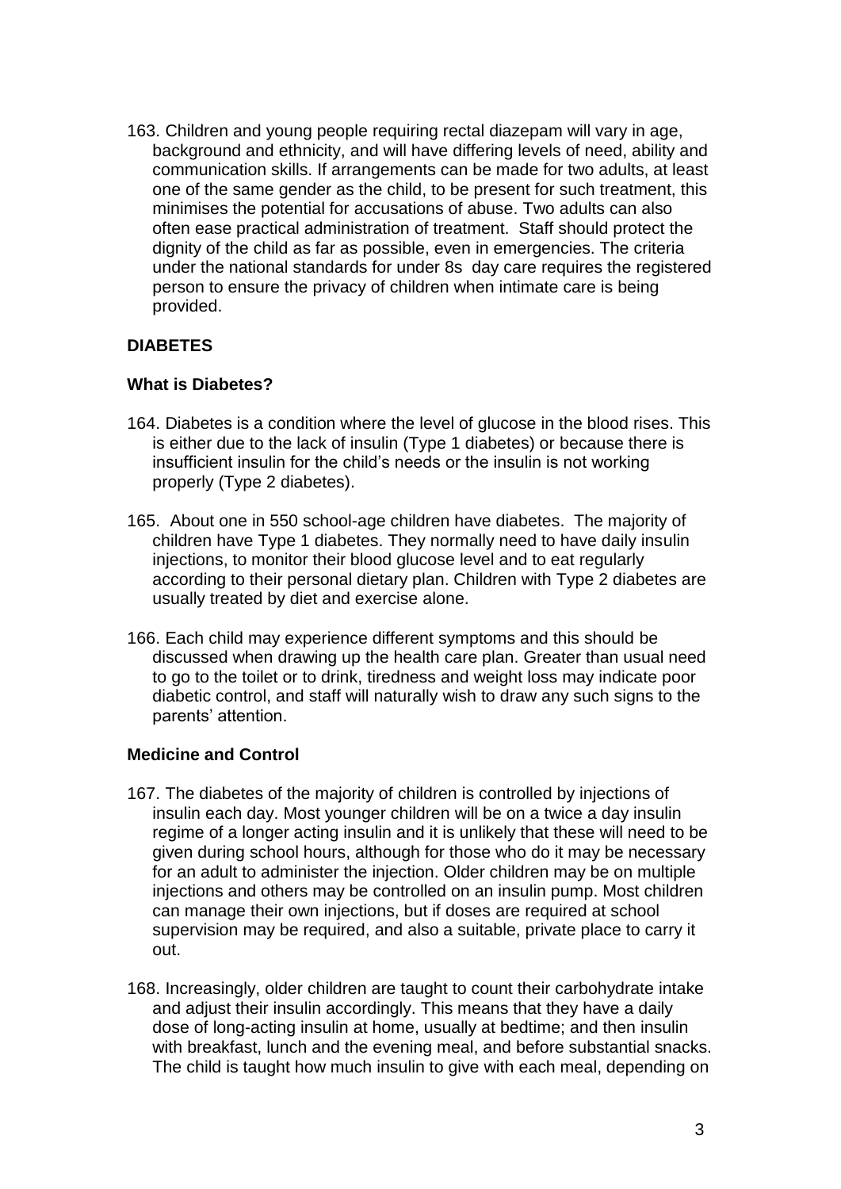163. Children and young people requiring rectal diazepam will vary in age, background and ethnicity, and will have differing levels of need, ability and communication skills. If arrangements can be made for two adults, at least one of the same gender as the child, to be present for such treatment, this minimises the potential for accusations of abuse. Two adults can also often ease practical administration of treatment. Staff should protect the dignity of the child as far as possible, even in emergencies. The criteria under the national standards for under 8s day care requires the registered person to ensure the privacy of children when intimate care is being provided.

## DIABETES

### What is Diabetes?

164. Diabetes is a condition where the level of glucose in the blood rises. This is either due to the lack of insulin (Type 1 diabetes) or because there is insufficient insulin for the child's needs or the insulin is not working properly (Type 2 diabetes).

165. About one in 550 school-age children have diabetes. The majority of children have Type 1 diabetes. They normally need to have daily insulin injections, to monitor their blood glucose level and to eat regularly according to their personal dietary plan. Children with Type 2 diabetes are usually treated by diet and exercise alone.

166. Each child may experience different symptoms and this should be discussed when drawing up the health care plan. Greater than usual need to go to the toilet or to drink, tiredness and weight loss may indicate poor diabetic control, and staff will naturally wish to draw any such signs to the parents' attention.

### Medicine and Control

167. The diabetes of the majority of children is controlled by injections of insulin each day. Most younger children will be on a twice a day insulin regime of a longer acting insulin and it is unlikely that these will need to be given during school hours, although for those who do it may be necessary for an adult to administer the injection. Older children may be on multiple injections and others may be controlled on an insulin pump. Most children can manage their own injections, but if doses are required at school supervision may be required, and also a suitable, private place to carry it out.

168. Increasingly, older children are taught to count their carbohydrate intake and adjust their insulin accordingly. This means that they have a daily dose of long-acting insulin at home, usually at bedtime; and then insulin with breakfast, lunch and the evening meal, and before substantial snacks. The child is taught how much insulin to give with each meal, depending on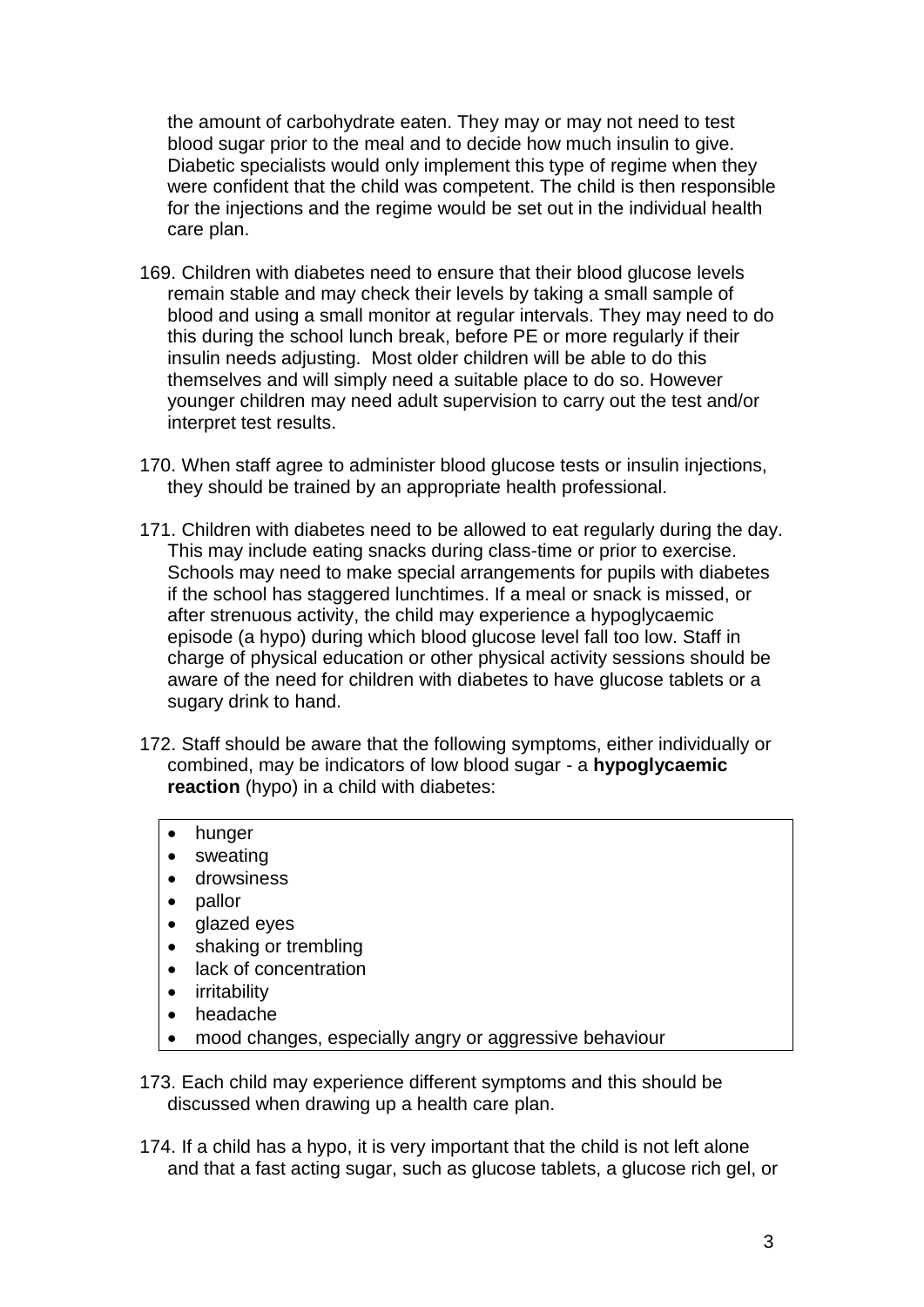the amount of carbohydrate eaten. They may or may not need to test blood sugar prior to the meal and to decide how much insulin to give. Diabetic specialists would only implement this type of regime when they were confident that the child was competent. The child is then responsible for the injections and the regime would be set out in the individual health care plan.

169. Children with diabetes need to ensure that their blood glucose levels remain stable and may check their levels by taking a small sample of blood and using a small monitor at regular intervals. They may need to do this during the school lunch break, before PE or more regularly if their insulin needs adjusting. Most older children will be able to do this themselves and will simply need a suitable place to do so. However younger children may need adult supervision to carry out the test and/or interpret test results.

170. When staff agree to administer blood glucose tests or insulin injections, they should be trained by an appropriate health professional.

171. Children with diabetes need to be allowed to eat regularly during the day. This may include eating snacks during class-time or prior to exercise. Schools may need to make special arrangements for pupils with diabetes if the school has staggered lunchtimes. If a meal or snack is missed, or after strenuous activity, the child may experience a hypoglycaemic episode (a hypo) during which blood glucose level fall too low. Staff in charge of physical education or other physical activity sessions should be aware of the need for children with diabetes to have glucose tablets or a sugary drink to hand.

172. Staff should be aware that the following symptoms, either individually or combined, may be indicators of low blood sugar - a **hypoglycaemic reaction** (hypo) in a child with diabetes:

- hunger
- sweating
- drowsiness
- pallor
- glazed eyes
- shaking or trembling
- lack of concentration
- irritability
- headache
- mood changes, especially angry or aggressive behaviour

173. Each child may experience different symptoms and this should be discussed when drawing up a health care plan.

174. If a child has a hypo, it is very important that the child is not left alone and that a fast acting sugar, such as glucose tablets, a glucose rich gel, or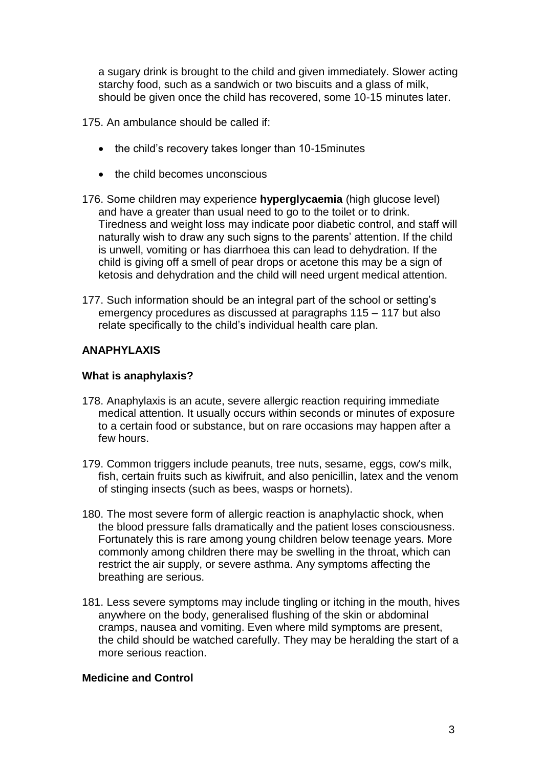a sugary drink is brought to the child and given immediately. Slower acting starchy food, such as a sandwich or two biscuits and a glass of milk, should be given once the child has recovered, some 10-15 minutes later.

175. An ambulance should be called if:

- the child's recovery takes longer than 10-15minutes
- the child becomes unconscious

176. Some children may experience **hyperglycaemia** (high glucose level) and have a greater than usual need to go to the toilet or to drink. Tiredness and weight loss may indicate poor diabetic control, and staff will naturally wish to draw any such signs to the parents' attention. If the child is unwell, vomiting or has diarrhoea this can lead to dehydration. If the child is giving off a smell of pear drops or acetone this may be a sign of ketosis and dehydration and the child will need urgent medical attention.

177. Such information should be an integral part of the school or setting's emergency procedures as discussed at paragraphs 115 – 117 but also relate specifically to the child's individual health care plan.

## ANAPHYLAXIS

### What is anaphylaxis?

178. Anaphylaxis is an acute, severe allergic reaction requiring immediate medical attention. It usually occurs within seconds or minutes of exposure to a certain food or substance, but on rare occasions may happen after a few hours.

179. Common triggers include peanuts, tree nuts, sesame, eggs, cow's milk, fish, certain fruits such as kiwifruit, and also penicillin, latex and the venom of stinging insects (such as bees, wasps or hornets).

180. The most severe form of allergic reaction is anaphylactic shock, when the blood pressure falls dramatically and the patient loses consciousness. Fortunately this is rare among young children below teenage years. More commonly among children there may be swelling in the throat, which can restrict the air supply, or severe asthma. Any symptoms affecting the breathing are serious.

181. Less severe symptoms may include tingling or itching in the mouth, hives anywhere on the body, generalised flushing of the skin or abdominal cramps, nausea and vomiting. Even where mild symptoms are present, the child should be watched carefully. They may be heralding the start of a more serious reaction.

### Medicine and Control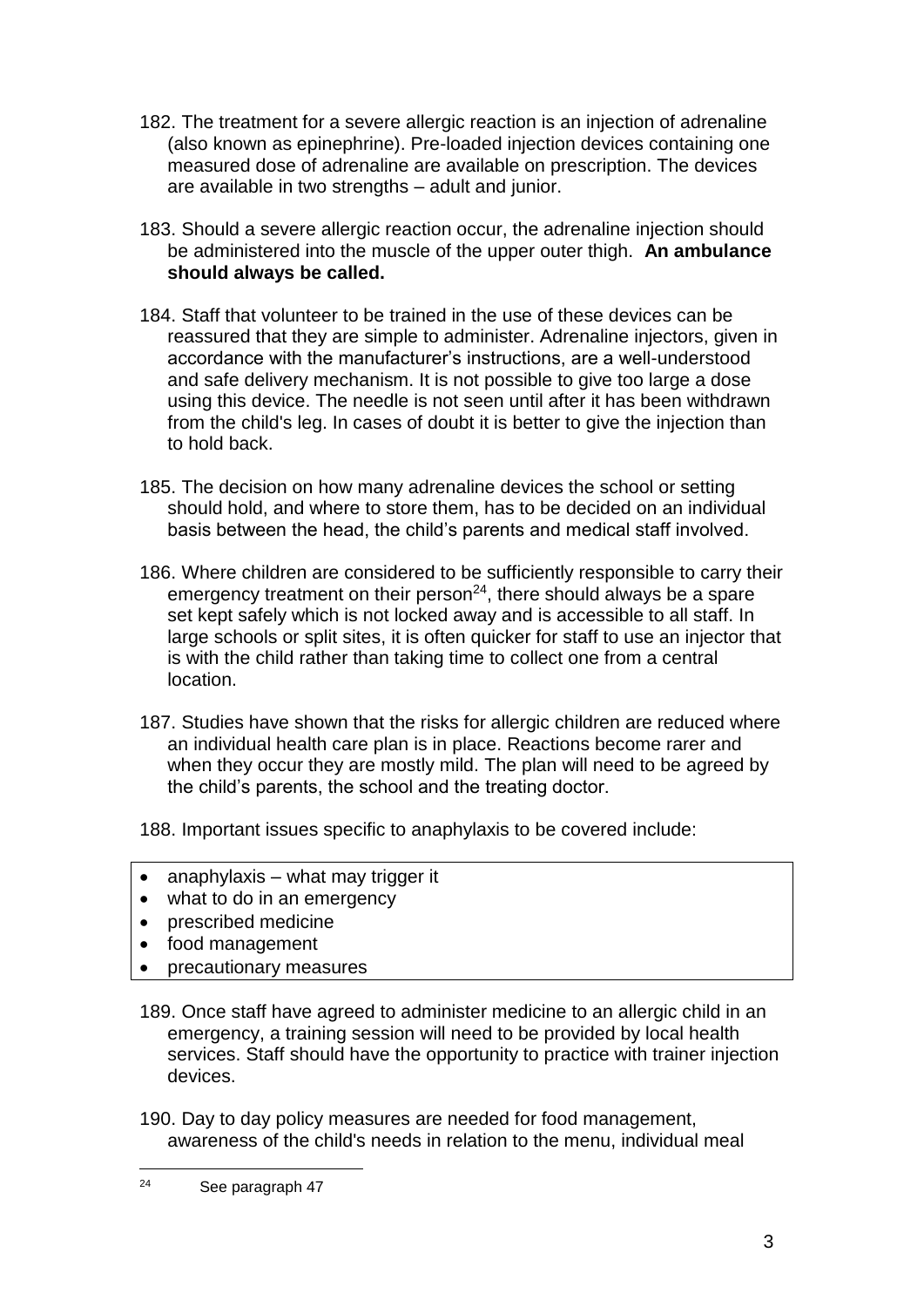182. The treatment for a severe allergic reaction is an injection of adrenaline (also known as epinephrine). Pre-loaded injection devices containing one measured dose of adrenaline are available on prescription. The devices are available in two strengths – adult and junior.

183. Should a severe allergic reaction occur, the adrenaline injection should be administered into the muscle of the upper outer thigh. **An ambulance should always be called.**

184. Staff that volunteer to be trained in the use of these devices can be reassured that they are simple to administer. Adrenaline injectors, given in accordance with the manufacturer's instructions, are a well-understood and safe delivery mechanism. It is not possible to give too large a dose using this device. The needle is not seen until after it has been withdrawn from the child's leg. In cases of doubt it is better to give the injection than to hold back.

185. The decision on how many adrenaline devices the school or setting should hold, and where to store them, has to be decided on an individual basis between the head, the child's parents and medical staff involved.

186. Where children are considered to be sufficiently responsible to carry their emergency treatment on their person[24], there should always be a spare set kept safely which is not locked away and is accessible to all staff. In large schools or split sites, it is often quicker for staff to use an injector that is with the child rather than taking time to collect one from a central location.

187. Studies have shown that the risks for allergic children are reduced where an individual health care plan is in place. Reactions become rarer and when they occur they are mostly mild. The plan will need to be agreed by the child's parents, the school and the treating doctor.

188. Important issues specific to anaphylaxis to be covered include:

- anaphylaxis – what may trigger it
- what to do in an emergency
- prescribed medicine
- food management
- precautionary measures

189. Once staff have agreed to administer medicine to an allergic child in an emergency, a training session will need to be provided by local health services. Staff should have the opportunity to practice with trainer injection devices.

190. Day to day policy measures are needed for food management, awareness of the child's needs in relation to the menu, individual meal

[24] See paragraph 47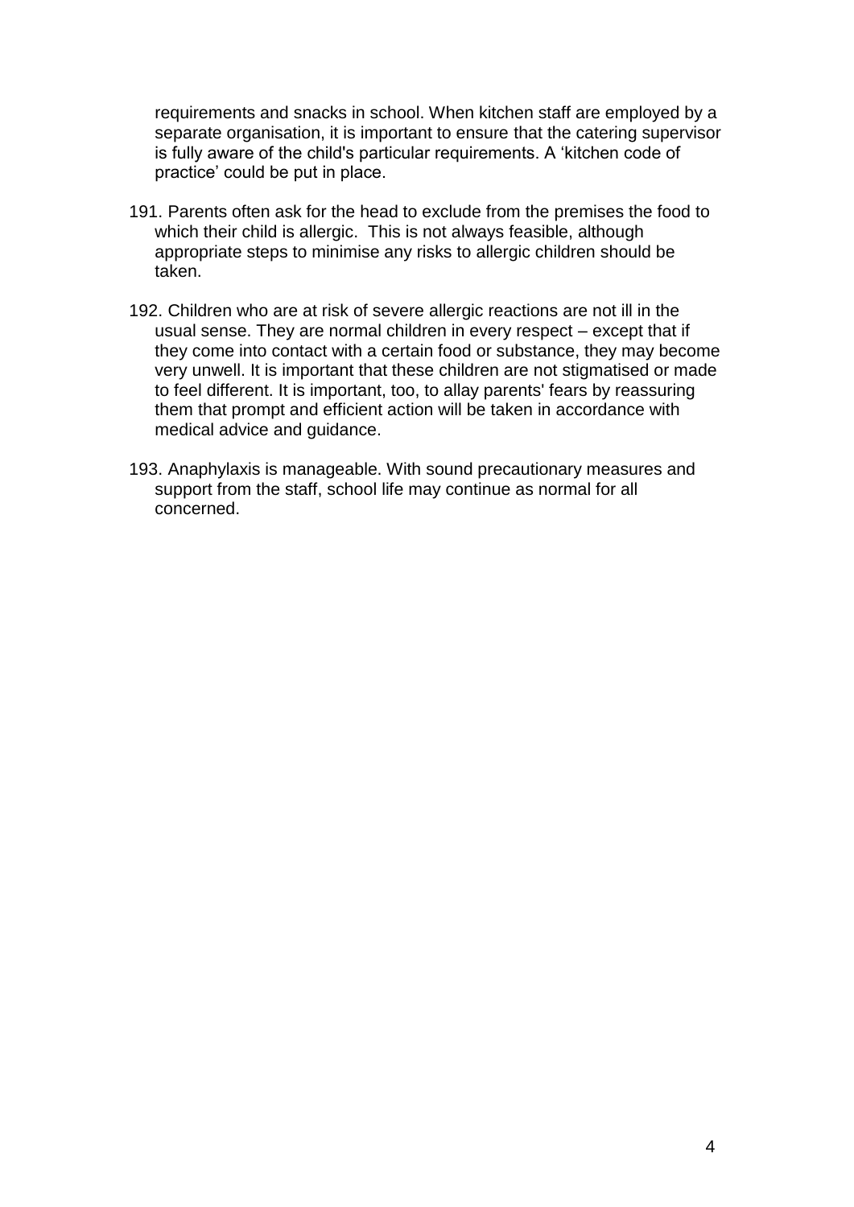requirements and snacks in school. When kitchen staff are employed by a separate organisation, it is important to ensure that the catering supervisor is fully aware of the child's particular requirements. A 'kitchen code of practice' could be put in place.

191. Parents often ask for the head to exclude from the premises the food to which their child is allergic. This is not always feasible, although appropriate steps to minimise any risks to allergic children should be taken.

192. Children who are at risk of severe allergic reactions are not ill in the usual sense. They are normal children in every respect – except that if they come into contact with a certain food or substance, they may become very unwell. It is important that these children are not stigmatised or made to feel different. It is important, too, to allay parents' fears by reassuring them that prompt and efficient action will be taken in accordance with medical advice and guidance.

193. Anaphylaxis is manageable. With sound precautionary measures and support from the staff, school life may continue as normal for all concerned.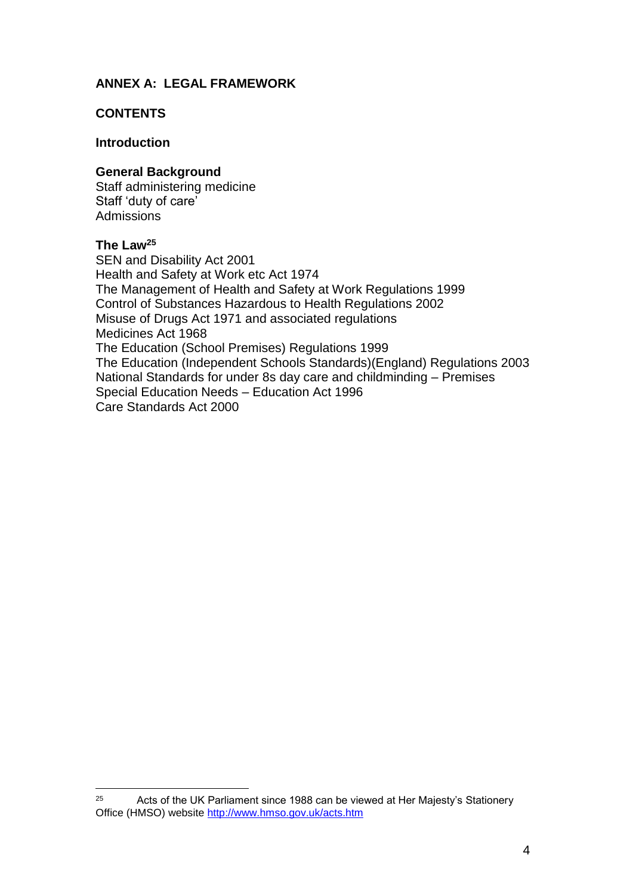## ANNEX A: LEGAL FRAMEWORK

### CONTENTS

**Introduction**

**General Background**

Staff administering medicine
Staff 'duty of care'
Admissions

**The Law**[25]

SEN and Disability Act 2001
Health and Safety at Work etc Act 1974
The Management of Health and Safety at Work Regulations 1999
Control of Substances Hazardous to Health Regulations 2002
Misuse of Drugs Act 1971 and associated regulations
Medicines Act 1968
The Education (School Premises) Regulations 1999
The Education (Independent Schools Standards)(England) Regulations 2003
National Standards for under 8s day care and childminding – Premises
Special Education Needs – Education Act 1996
Care Standards Act 2000

---

[25] Acts of the UK Parliament since 1988 can be viewed at Her Majesty's Stationery Office (HMSO) website http://www.hmso.gov.uk/acts.htm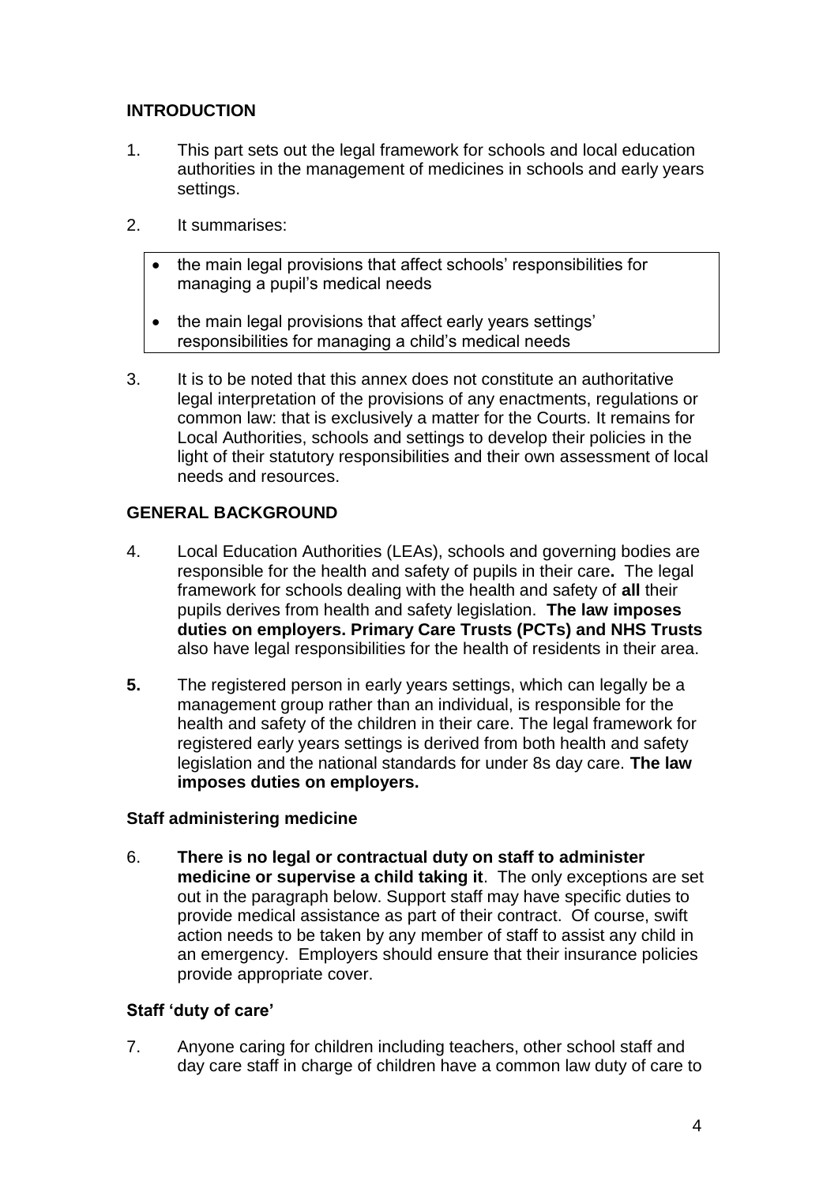## INTRODUCTION

1. This part sets out the legal framework for schools and local education authorities in the management of medicines in schools and early years settings.

2. It summarises:

   - the main legal provisions that affect schools' responsibilities for managing a pupil's medical needs
   - the main legal provisions that affect early years settings' responsibilities for managing a child's medical needs

3. It is to be noted that this annex does not constitute an authoritative legal interpretation of the provisions of any enactments, regulations or common law: that is exclusively a matter for the Courts. It remains for Local Authorities, schools and settings to develop their policies in the light of their statutory responsibilities and their own assessment of local needs and resources.

## GENERAL BACKGROUND

4. Local Education Authorities (LEAs), schools and governing bodies are responsible for the health and safety of pupils in their care**.** The legal framework for schools dealing with the health and safety of **all** their pupils derives from health and safety legislation. **The law imposes duties on employers. Primary Care Trusts (PCTs) and NHS Trusts** also have legal responsibilities for the health of residents in their area.

**5.** The registered person in early years settings, which can legally be a management group rather than an individual, is responsible for the health and safety of the children in their care. The legal framework for registered early years settings is derived from both health and safety legislation and the national standards for under 8s day care. **The law imposes duties on employers.**

### Staff administering medicine

6. **There is no legal or contractual duty on staff to administer medicine or supervise a child taking it**. The only exceptions are set out in the paragraph below. Support staff may have specific duties to provide medical assistance as part of their contract. Of course, swift action needs to be taken by any member of staff to assist any child in an emergency. Employers should ensure that their insurance policies provide appropriate cover.

### Staff 'duty of care'

7. Anyone caring for children including teachers, other school staff and day care staff in charge of children have a common law duty of care to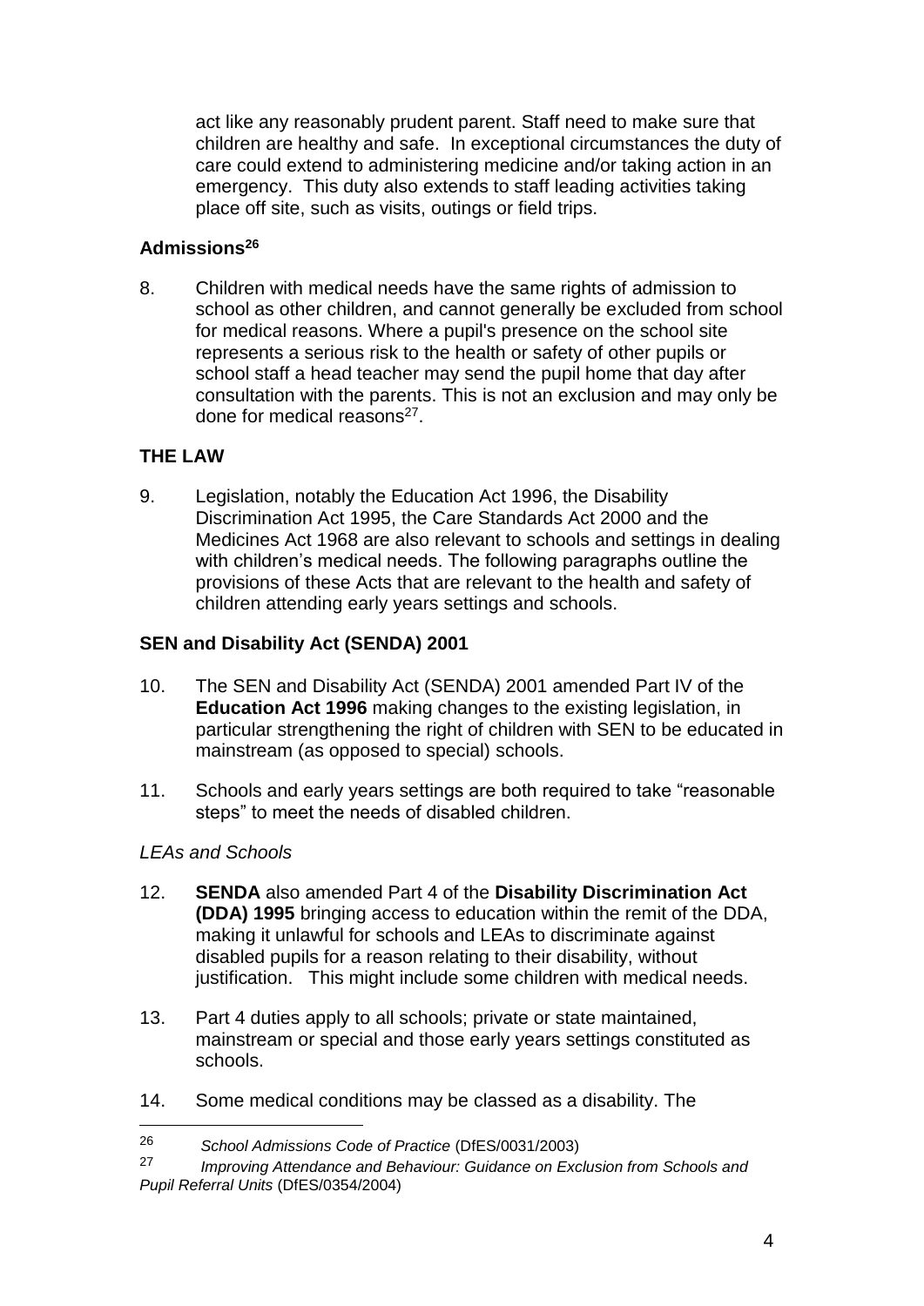act like any reasonably prudent parent. Staff need to make sure that children are healthy and safe. In exceptional circumstances the duty of care could extend to administering medicine and/or taking action in an emergency. This duty also extends to staff leading activities taking place off site, such as visits, outings or field trips.

### Admissions[26]

8. Children with medical needs have the same rights of admission to school as other children, and cannot generally be excluded from school for medical reasons. Where a pupil's presence on the school site represents a serious risk to the health or safety of other pupils or school staff a head teacher may send the pupil home that day after consultation with the parents. This is not an exclusion and may only be done for medical reasons[27].

## THE LAW

9. Legislation, notably the Education Act 1996, the Disability Discrimination Act 1995, the Care Standards Act 2000 and the Medicines Act 1968 are also relevant to schools and settings in dealing with children's medical needs. The following paragraphs outline the provisions of these Acts that are relevant to the health and safety of children attending early years settings and schools.

### SEN and Disability Act (SENDA) 2001

10. The SEN and Disability Act (SENDA) 2001 amended Part IV of the **Education Act 1996** making changes to the existing legislation, in particular strengthening the right of children with SEN to be educated in mainstream (as opposed to special) schools.

11. Schools and early years settings are both required to take "reasonable steps" to meet the needs of disabled children.

*LEAs and Schools*

12. **SENDA** also amended Part 4 of the **Disability Discrimination Act (DDA) 1995** bringing access to education within the remit of the DDA, making it unlawful for schools and LEAs to discriminate against disabled pupils for a reason relating to their disability, without justification. This might include some children with medical needs.

13. Part 4 duties apply to all schools; private or state maintained, mainstream or special and those early years settings constituted as schools.

14. Some medical conditions may be classed as a disability. The

---

[26] *School Admissions Code of Practice* (DfES/0031/2003)

[27] *Improving Attendance and Behaviour: Guidance on Exclusion from Schools and Pupil Referral Units* (DfES/0354/2004)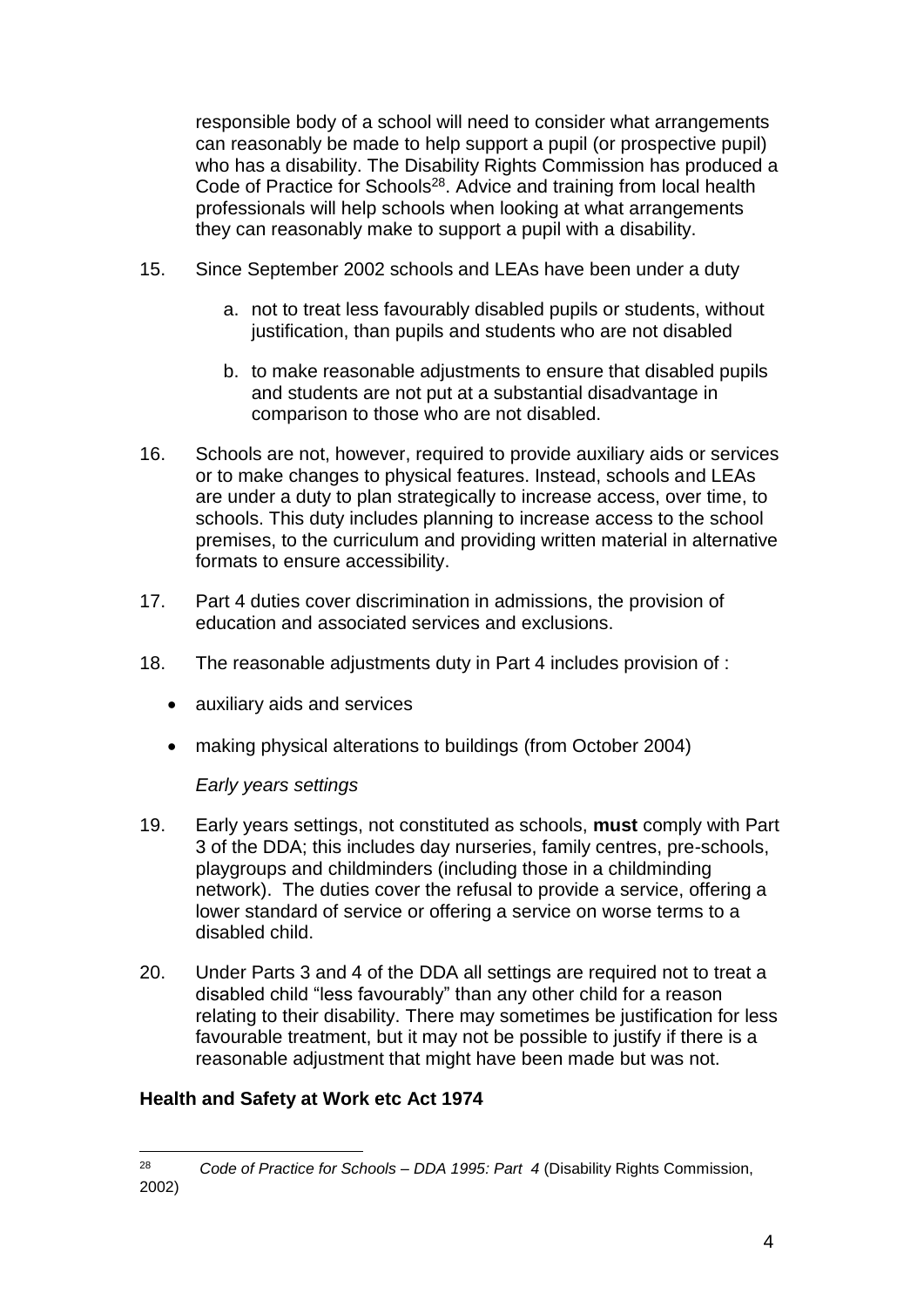responsible body of a school will need to consider what arrangements can reasonably be made to help support a pupil (or prospective pupil) who has a disability. The Disability Rights Commission has produced a Code of Practice for Schools[28]. Advice and training from local health professionals will help schools when looking at what arrangements they can reasonably make to support a pupil with a disability.

15. Since September 2002 schools and LEAs have been under a duty

    a. not to treat less favourably disabled pupils or students, without justification, than pupils and students who are not disabled

    b. to make reasonable adjustments to ensure that disabled pupils and students are not put at a substantial disadvantage in comparison to those who are not disabled.

16. Schools are not, however, required to provide auxiliary aids or services or to make changes to physical features. Instead, schools and LEAs are under a duty to plan strategically to increase access, over time, to schools. This duty includes planning to increase access to the school premises, to the curriculum and providing written material in alternative formats to ensure accessibility.

17. Part 4 duties cover discrimination in admissions, the provision of education and associated services and exclusions.

18. The reasonable adjustments duty in Part 4 includes provision of :

    - auxiliary aids and services
    - making physical alterations to buildings (from October 2004)

*Early years settings*

19. Early years settings, not constituted as schools, **must** comply with Part 3 of the DDA; this includes day nurseries, family centres, pre-schools, playgroups and childminders (including those in a childminding network). The duties cover the refusal to provide a service, offering a lower standard of service or offering a service on worse terms to a disabled child.

20. Under Parts 3 and 4 of the DDA all settings are required not to treat a disabled child "less favourably" than any other child for a reason relating to their disability. There may sometimes be justification for less favourable treatment, but it may not be possible to justify if there is a reasonable adjustment that might have been made but was not.

**Health and Safety at Work etc Act 1974**

[28] *Code of Practice for Schools – DDA 1995: Part 4* (Disability Rights Commission, 2002)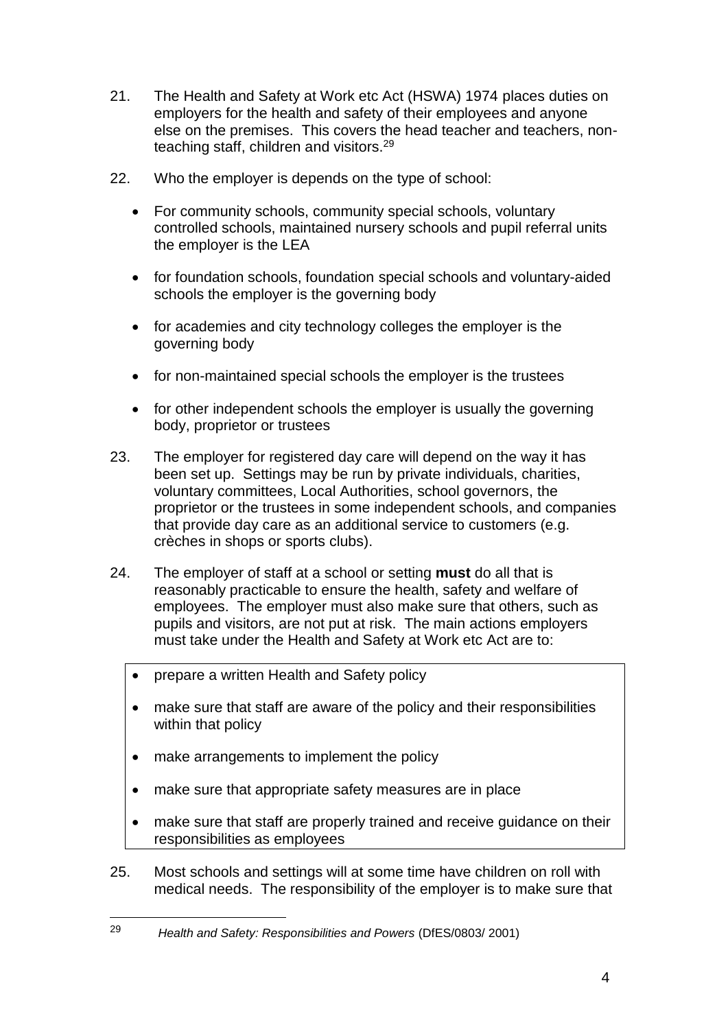21. The Health and Safety at Work etc Act (HSWA) 1974 places duties on employers for the health and safety of their employees and anyone else on the premises. This covers the head teacher and teachers, non-teaching staff, children and visitors.[29]

22. Who the employer is depends on the type of school:

    - For community schools, community special schools, voluntary controlled schools, maintained nursery schools and pupil referral units the employer is the LEA
    - for foundation schools, foundation special schools and voluntary-aided schools the employer is the governing body
    - for academies and city technology colleges the employer is the governing body
    - for non-maintained special schools the employer is the trustees
    - for other independent schools the employer is usually the governing body, proprietor or trustees

23. The employer for registered day care will depend on the way it has been set up. Settings may be run by private individuals, charities, voluntary committees, Local Authorities, school governors, the proprietor or the trustees in some independent schools, and companies that provide day care as an additional service to customers (e.g. crèches in shops or sports clubs).

24. The employer of staff at a school or setting **must** do all that is reasonably practicable to ensure the health, safety and welfare of employees. The employer must also make sure that others, such as pupils and visitors, are not put at risk. The main actions employers must take under the Health and Safety at Work etc Act are to:

    - prepare a written Health and Safety policy
    - make sure that staff are aware of the policy and their responsibilities within that policy
    - make arrangements to implement the policy
    - make sure that appropriate safety measures are in place
    - make sure that staff are properly trained and receive guidance on their responsibilities as employees

25. Most schools and settings will at some time have children on roll with medical needs. The responsibility of the employer is to make sure that

---

[29] *Health and Safety: Responsibilities and Powers* (DfES/0803/ 2001)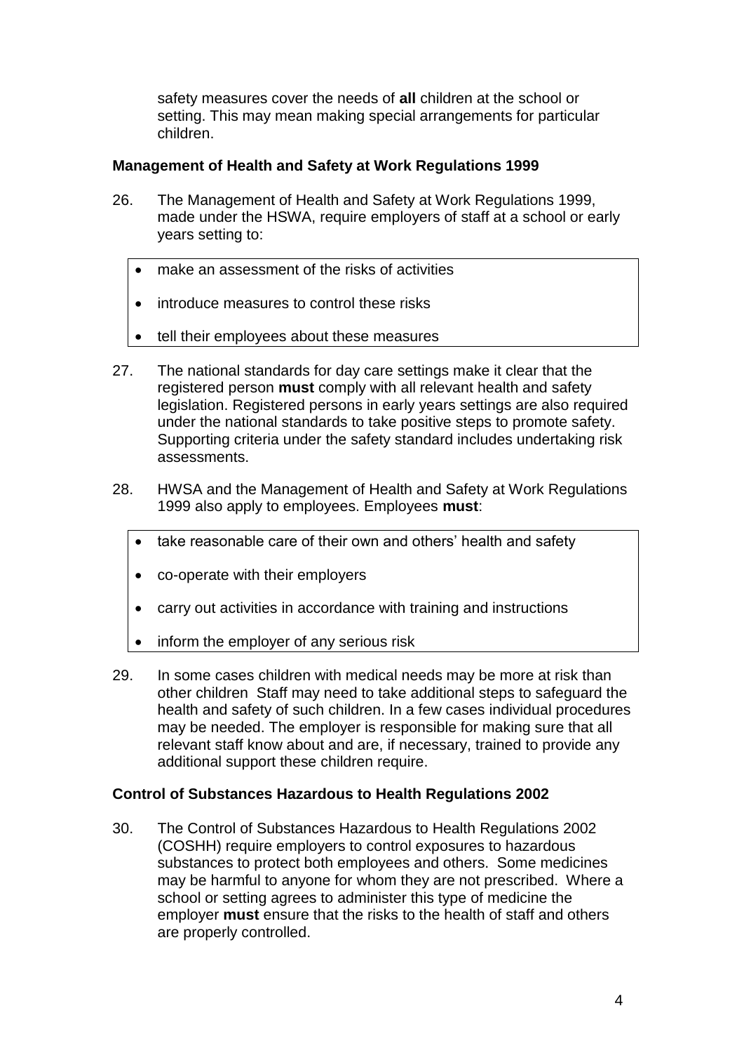safety measures cover the needs of **all** children at the school or setting. This may mean making special arrangements for particular children.

**Management of Health and Safety at Work Regulations 1999**

26. The Management of Health and Safety at Work Regulations 1999, made under the HSWA, require employers of staff at a school or early years setting to:

- make an assessment of the risks of activities
- introduce measures to control these risks
- tell their employees about these measures

27. The national standards for day care settings make it clear that the registered person **must** comply with all relevant health and safety legislation. Registered persons in early years settings are also required under the national standards to take positive steps to promote safety. Supporting criteria under the safety standard includes undertaking risk assessments.

28. HWSA and the Management of Health and Safety at Work Regulations 1999 also apply to employees. Employees **must**:

- take reasonable care of their own and others' health and safety
- co-operate with their employers
- carry out activities in accordance with training and instructions
- inform the employer of any serious risk

29. In some cases children with medical needs may be more at risk than other children Staff may need to take additional steps to safeguard the health and safety of such children. In a few cases individual procedures may be needed. The employer is responsible for making sure that all relevant staff know about and are, if necessary, trained to provide any additional support these children require.

**Control of Substances Hazardous to Health Regulations 2002**

30. The Control of Substances Hazardous to Health Regulations 2002 (COSHH) require employers to control exposures to hazardous substances to protect both employees and others. Some medicines may be harmful to anyone for whom they are not prescribed. Where a school or setting agrees to administer this type of medicine the employer **must** ensure that the risks to the health of staff and others are properly controlled.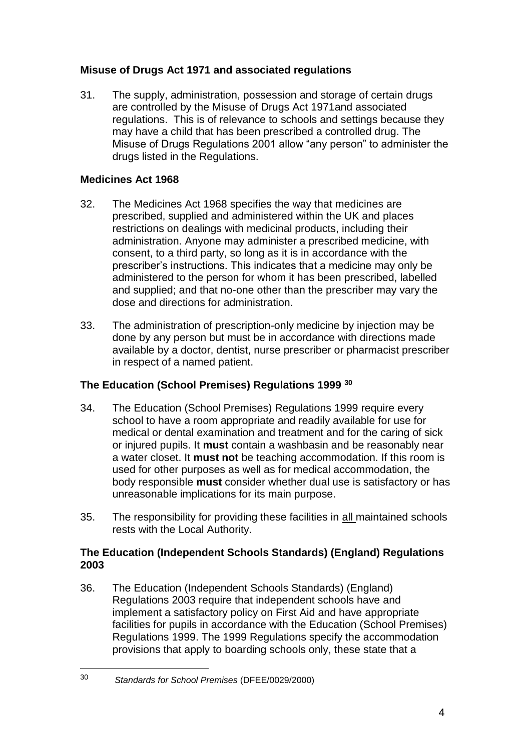## Misuse of Drugs Act 1971 and associated regulations

31. The supply, administration, possession and storage of certain drugs are controlled by the Misuse of Drugs Act 1971and associated regulations. This is of relevance to schools and settings because they may have a child that has been prescribed a controlled drug. The Misuse of Drugs Regulations 2001 allow "any person" to administer the drugs listed in the Regulations.

## Medicines Act 1968

32. The Medicines Act 1968 specifies the way that medicines are prescribed, supplied and administered within the UK and places restrictions on dealings with medicinal products, including their administration. Anyone may administer a prescribed medicine, with consent, to a third party, so long as it is in accordance with the prescriber's instructions. This indicates that a medicine may only be administered to the person for whom it has been prescribed, labelled and supplied; and that no-one other than the prescriber may vary the dose and directions for administration.

33. The administration of prescription-only medicine by injection may be done by any person but must be in accordance with directions made available by a doctor, dentist, nurse prescriber or pharmacist prescriber in respect of a named patient.

## The Education (School Premises) Regulations 1999 [30]

34. The Education (School Premises) Regulations 1999 require every school to have a room appropriate and readily available for use for medical or dental examination and treatment and for the caring of sick or injured pupils. It **must** contain a washbasin and be reasonably near a water closet. It **must not** be teaching accommodation. If this room is used for other purposes as well as for medical accommodation, the body responsible **must** consider whether dual use is satisfactory or has unreasonable implications for its main purpose.

35. The responsibility for providing these facilities in all maintained schools rests with the Local Authority.

## The Education (Independent Schools Standards) (England) Regulations 2003

36. The Education (Independent Schools Standards) (England) Regulations 2003 require that independent schools have and implement a satisfactory policy on First Aid and have appropriate facilities for pupils in accordance with the Education (School Premises) Regulations 1999. The 1999 Regulations specify the accommodation provisions that apply to boarding schools only, these state that a

[30] *Standards for School Premises* (DFEE/0029/2000)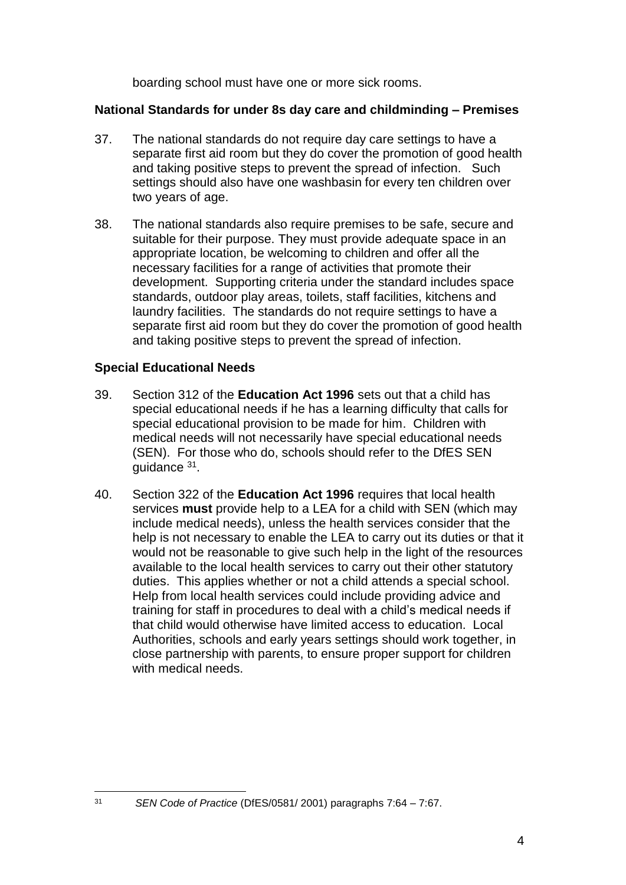boarding school must have one or more sick rooms.

**National Standards for under 8s day care and childminding – Premises**

37. The national standards do not require day care settings to have a separate first aid room but they do cover the promotion of good health and taking positive steps to prevent the spread of infection. Such settings should also have one washbasin for every ten children over two years of age.

38. The national standards also require premises to be safe, secure and suitable for their purpose. They must provide adequate space in an appropriate location, be welcoming to children and offer all the necessary facilities for a range of activities that promote their development. Supporting criteria under the standard includes space standards, outdoor play areas, toilets, staff facilities, kitchens and laundry facilities. The standards do not require settings to have a separate first aid room but they do cover the promotion of good health and taking positive steps to prevent the spread of infection.

**Special Educational Needs**

39. Section 312 of the **Education Act 1996** sets out that a child has special educational needs if he has a learning difficulty that calls for special educational provision to be made for him. Children with medical needs will not necessarily have special educational needs (SEN). For those who do, schools should refer to the DfES SEN guidance [31].

40. Section 322 of the **Education Act 1996** requires that local health services **must** provide help to a LEA for a child with SEN (which may include medical needs), unless the health services consider that the help is not necessary to enable the LEA to carry out its duties or that it would not be reasonable to give such help in the light of the resources available to the local health services to carry out their other statutory duties. This applies whether or not a child attends a special school. Help from local health services could include providing advice and training for staff in procedures to deal with a child's medical needs if that child would otherwise have limited access to education. Local Authorities, schools and early years settings should work together, in close partnership with parents, to ensure proper support for children with medical needs.

---

[31] *SEN Code of Practice* (DfES/0581/ 2001) paragraphs 7:64 – 7:67.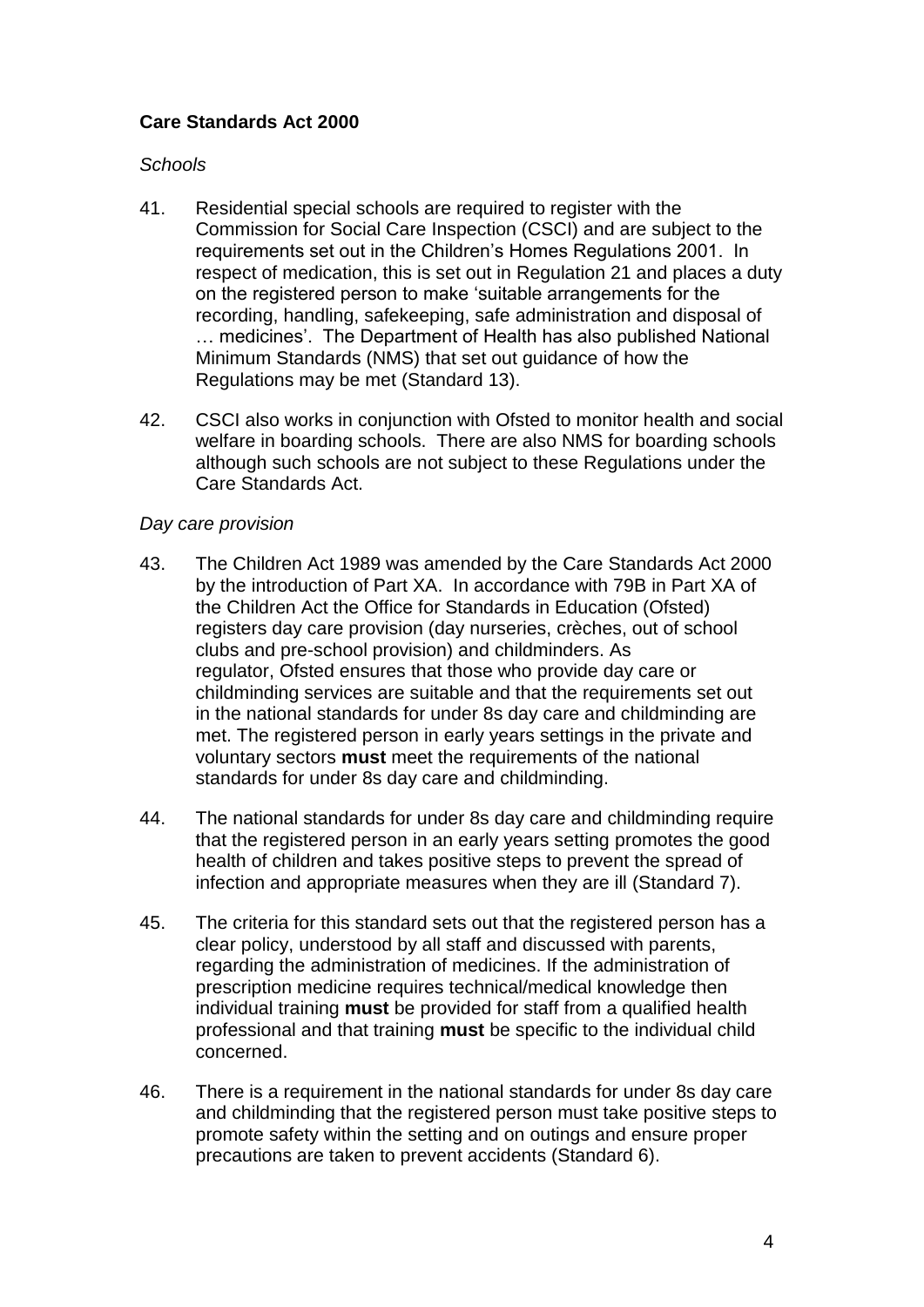**Care Standards Act 2000**

*Schools*

41. Residential special schools are required to register with the Commission for Social Care Inspection (CSCI) and are subject to the requirements set out in the Children's Homes Regulations 2001. In respect of medication, this is set out in Regulation 21 and places a duty on the registered person to make 'suitable arrangements for the recording, handling, safekeeping, safe administration and disposal of … medicines'. The Department of Health has also published National Minimum Standards (NMS) that set out guidance of how the Regulations may be met (Standard 13).

42. CSCI also works in conjunction with Ofsted to monitor health and social welfare in boarding schools. There are also NMS for boarding schools although such schools are not subject to these Regulations under the Care Standards Act.

*Day care provision*

43. The Children Act 1989 was amended by the Care Standards Act 2000 by the introduction of Part XA. In accordance with 79B in Part XA of the Children Act the Office for Standards in Education (Ofsted) registers day care provision (day nurseries, crèches, out of school clubs and pre-school provision) and childminders. As regulator, Ofsted ensures that those who provide day care or childminding services are suitable and that the requirements set out in the national standards for under 8s day care and childminding are met. The registered person in early years settings in the private and voluntary sectors **must** meet the requirements of the national standards for under 8s day care and childminding.

44. The national standards for under 8s day care and childminding require that the registered person in an early years setting promotes the good health of children and takes positive steps to prevent the spread of infection and appropriate measures when they are ill (Standard 7).

45. The criteria for this standard sets out that the registered person has a clear policy, understood by all staff and discussed with parents, regarding the administration of medicines. If the administration of prescription medicine requires technical/medical knowledge then individual training **must** be provided for staff from a qualified health professional and that training **must** be specific to the individual child concerned.

46. There is a requirement in the national standards for under 8s day care and childminding that the registered person must take positive steps to promote safety within the setting and on outings and ensure proper precautions are taken to prevent accidents (Standard 6).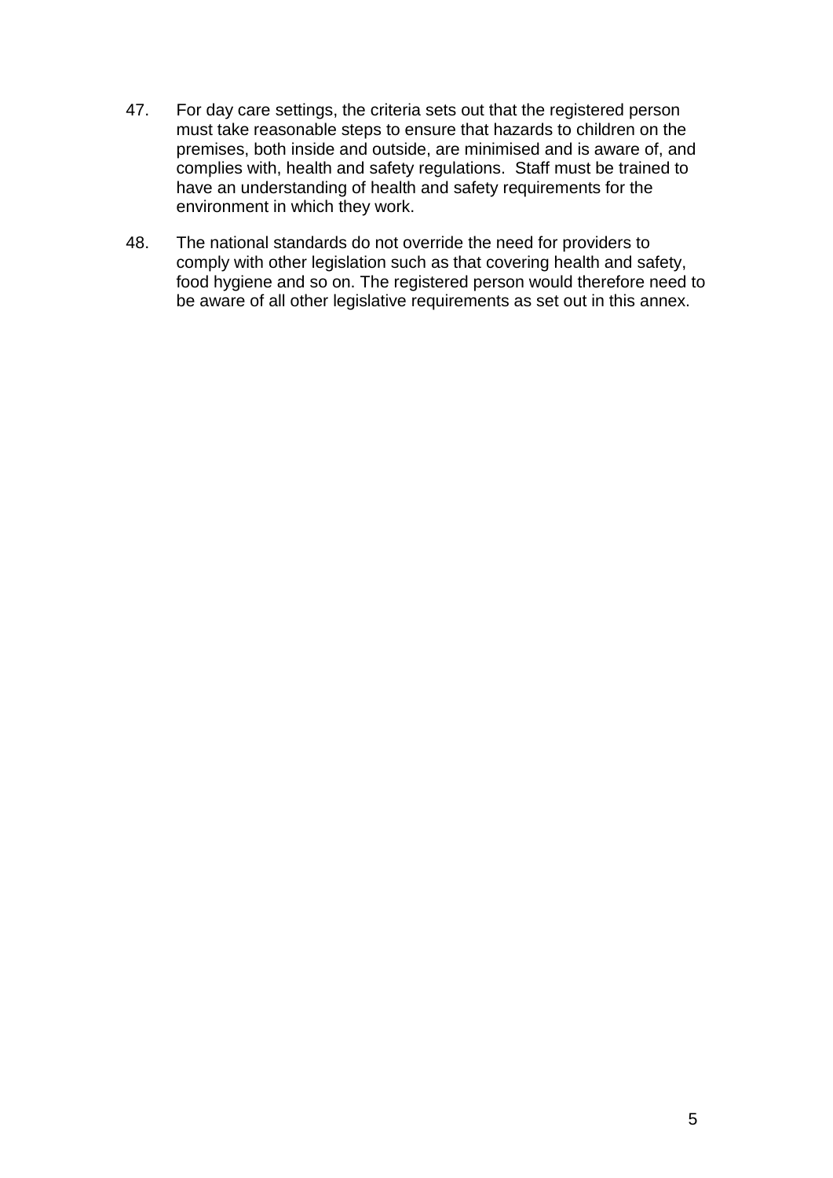47. For day care settings, the criteria sets out that the registered person must take reasonable steps to ensure that hazards to children on the premises, both inside and outside, are minimised and is aware of, and complies with, health and safety regulations. Staff must be trained to have an understanding of health and safety requirements for the environment in which they work.

48. The national standards do not override the need for providers to comply with other legislation such as that covering health and safety, food hygiene and so on. The registered person would therefore need to be aware of all other legislative requirements as set out in this annex.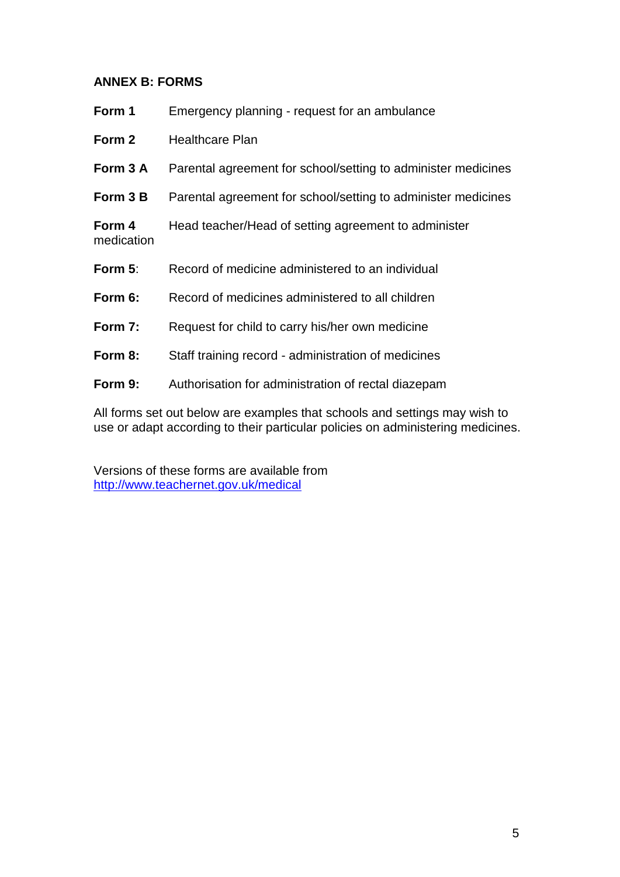## ANNEX B: FORMS

**Form 1** Emergency planning - request for an ambulance

**Form 2** Healthcare Plan

**Form 3 A** Parental agreement for school/setting to administer medicines

**Form 3 B** Parental agreement for school/setting to administer medicines

**Form 4** Head teacher/Head of setting agreement to administer medication

**Form 5**: Record of medicine administered to an individual

**Form 6:** Record of medicines administered to all children

**Form 7:** Request for child to carry his/her own medicine

**Form 8:** Staff training record - administration of medicines

**Form 9:** Authorisation for administration of rectal diazepam

All forms set out below are examples that schools and settings may wish to use or adapt according to their particular policies on administering medicines.

Versions of these forms are available from http://www.teachernet.gov.uk/medical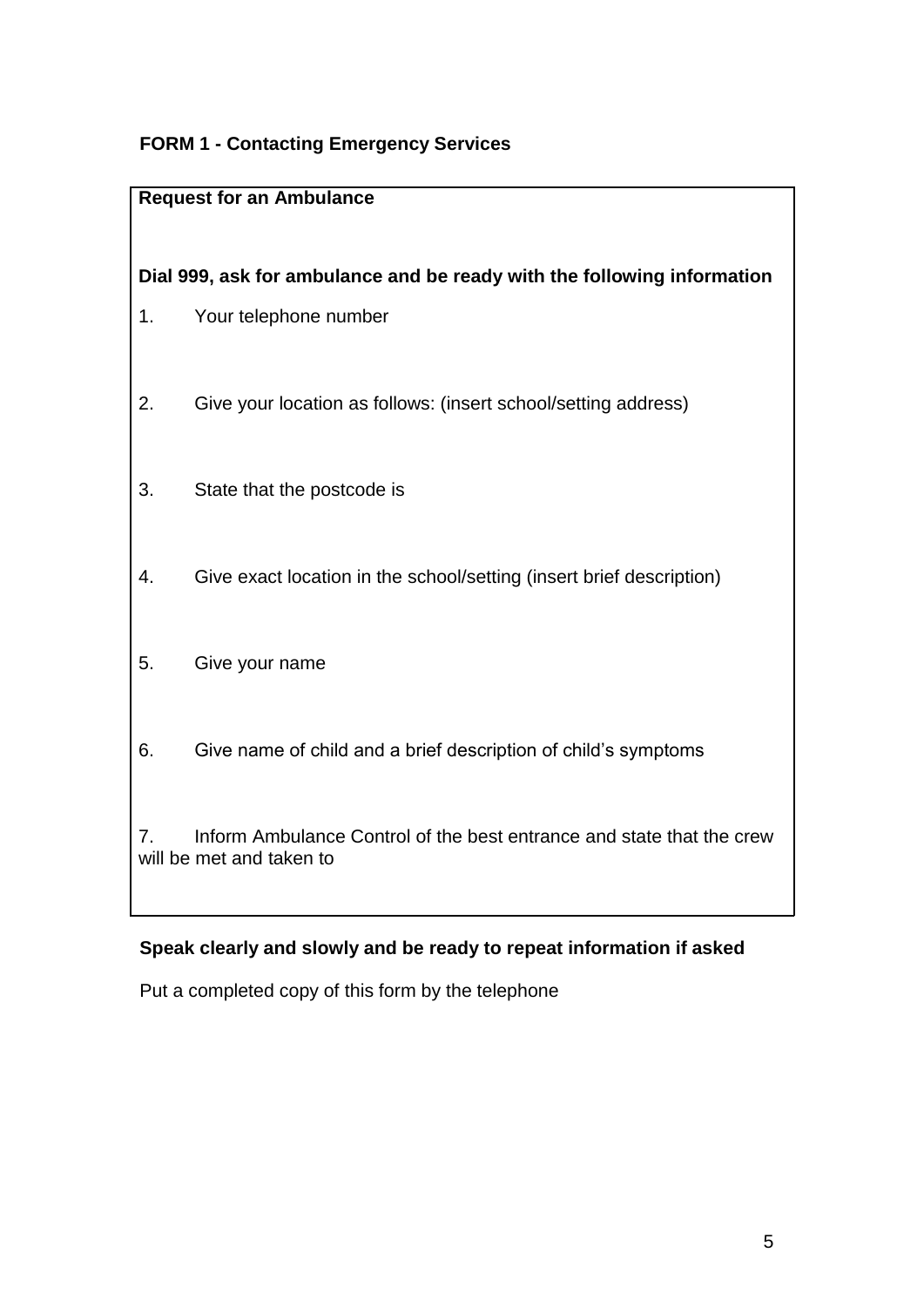**FORM 1 - Contacting Emergency Services**

**Request for an Ambulance**

**Dial 999, ask for ambulance and be ready with the following information**

1. Your telephone number

2. Give your location as follows: (insert school/setting address)

3. State that the postcode is

4. Give exact location in the school/setting (insert brief description)

5. Give your name

6. Give name of child and a brief description of child's symptoms

7. Inform Ambulance Control of the best entrance and state that the crew will be met and taken to

**Speak clearly and slowly and be ready to repeat information if asked**

Put a completed copy of this form by the telephone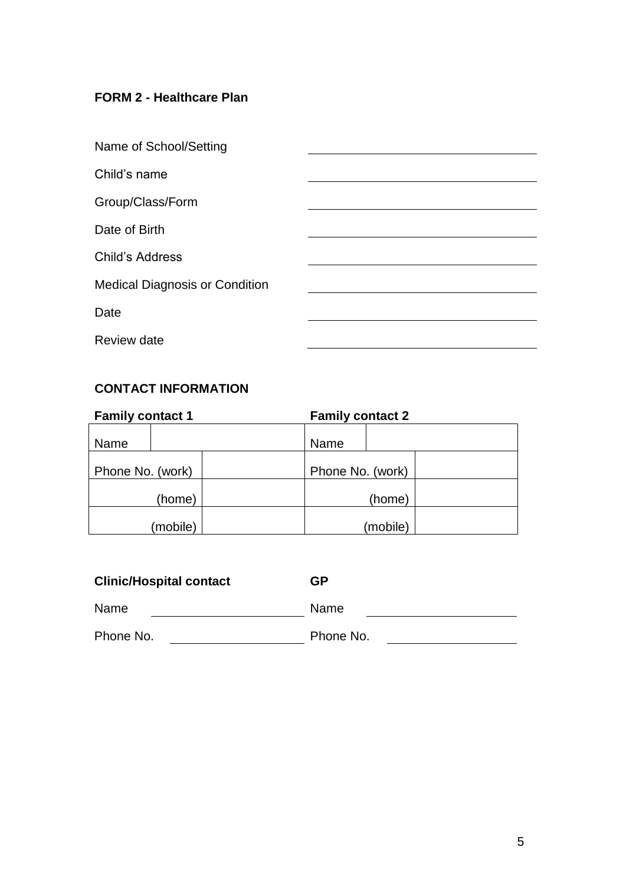### FORM 2 - Healthcare Plan

| | |
|---|---|
| Name of School/Setting | |
| Child's name | |
| Group/Class/Form | |
| Date of Birth | |
| Child's Address | |
| Medical Diagnosis or Condition | |
| Date | |
| Review date | |

### CONTACT INFORMATION

| **Family contact 1** | | **Family contact 2** | |
|---|---|---|---|
| Name | | Name | |
| Phone No. (work) | | Phone No. (work) | |
| (home) | | (home) | |
| (mobile) | | (mobile) | |

| **Clinic/Hospital contact** | | **GP** | |
|---|---|---|---|
| Name | | Name | |
| Phone No. | | Phone No. | |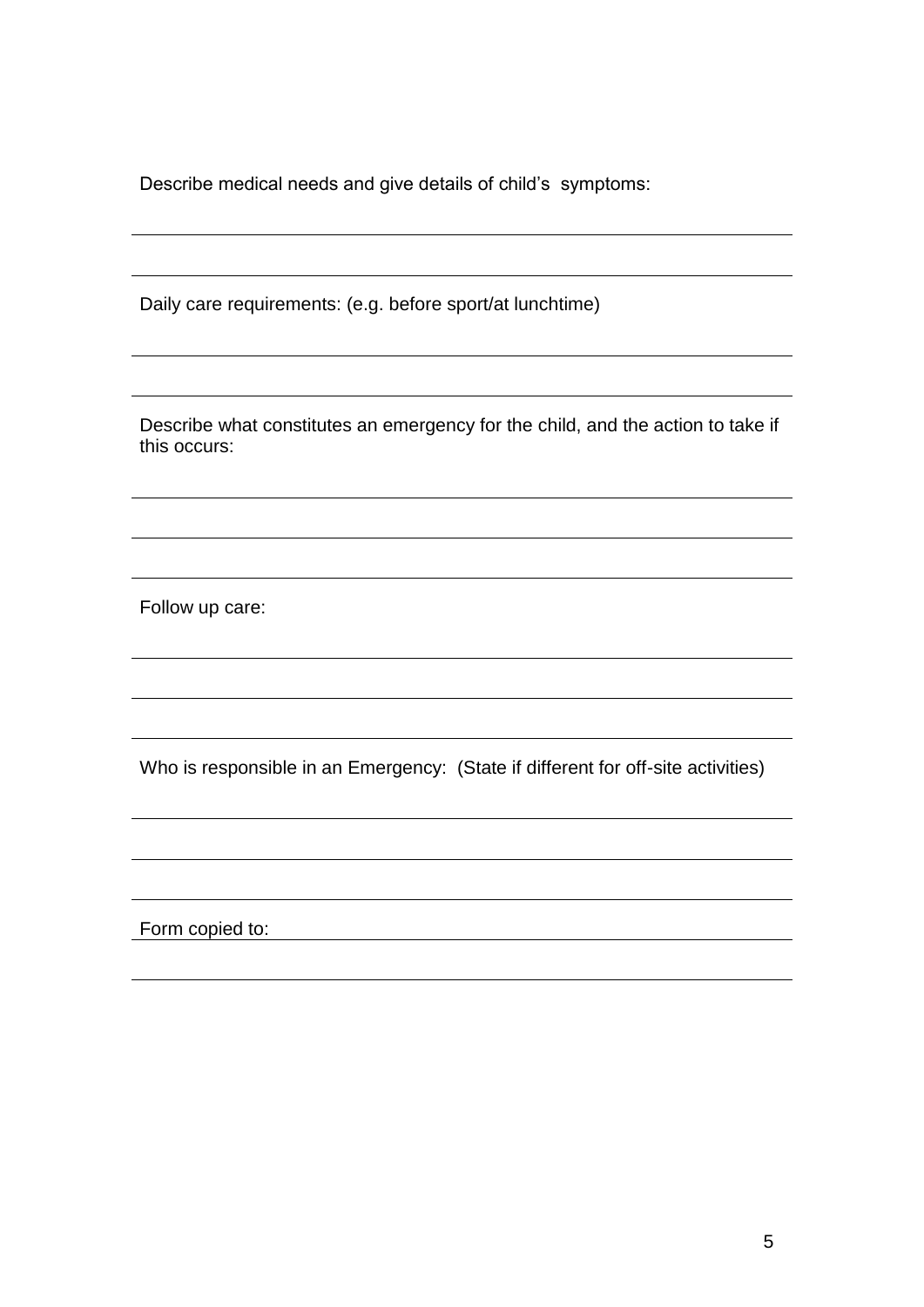Describe medical needs and give details of child's  symptoms:

Daily care requirements: (e.g. before sport/at lunchtime)

Describe what constitutes an emergency for the child, and the action to take if this occurs:

Follow up care:

Who is responsible in an Emergency:  (State if different for off-site activities)

Form copied to: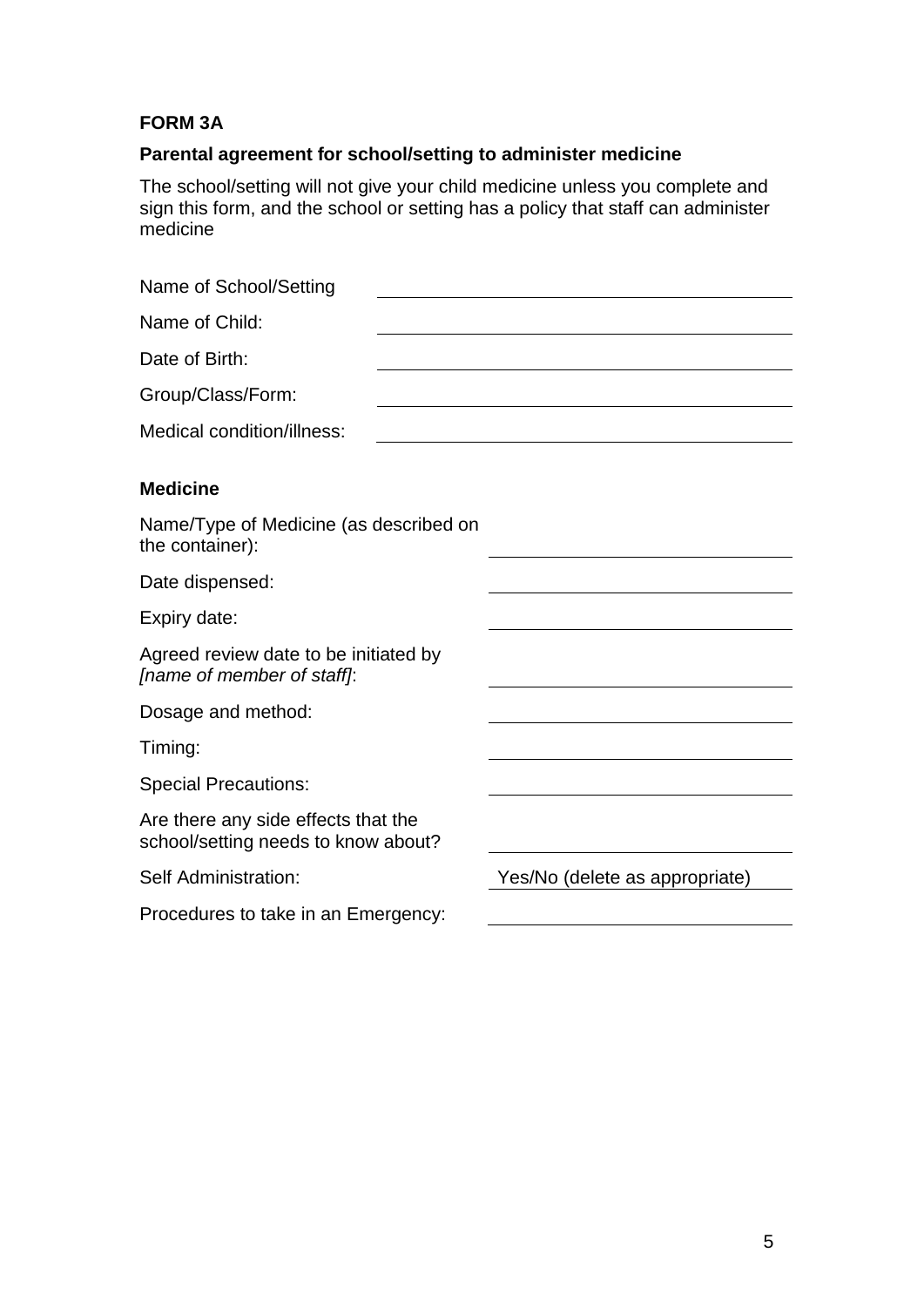**FORM 3A**

**Parental agreement for school/setting to administer medicine**

The school/setting will not give your child medicine unless you complete and sign this form, and the school or setting has a policy that staff can administer medicine

Name of School/Setting ______________________

Name of Child: ______________________

Date of Birth: ______________________

Group/Class/Form: ______________________

Medical condition/illness: ______________________

**Medicine**

Name/Type of Medicine (as described on the container): ______________________

Date dispensed: ______________________

Expiry date: ______________________

Agreed review date to be initiated by *[name of member of staff]*: ______________________

Dosage and method: ______________________

Timing: ______________________

Special Precautions: ______________________

Are there any side effects that the school/setting needs to know about? ______________________

Self Administration: Yes/No (delete as appropriate)

Procedures to take in an Emergency: ______________________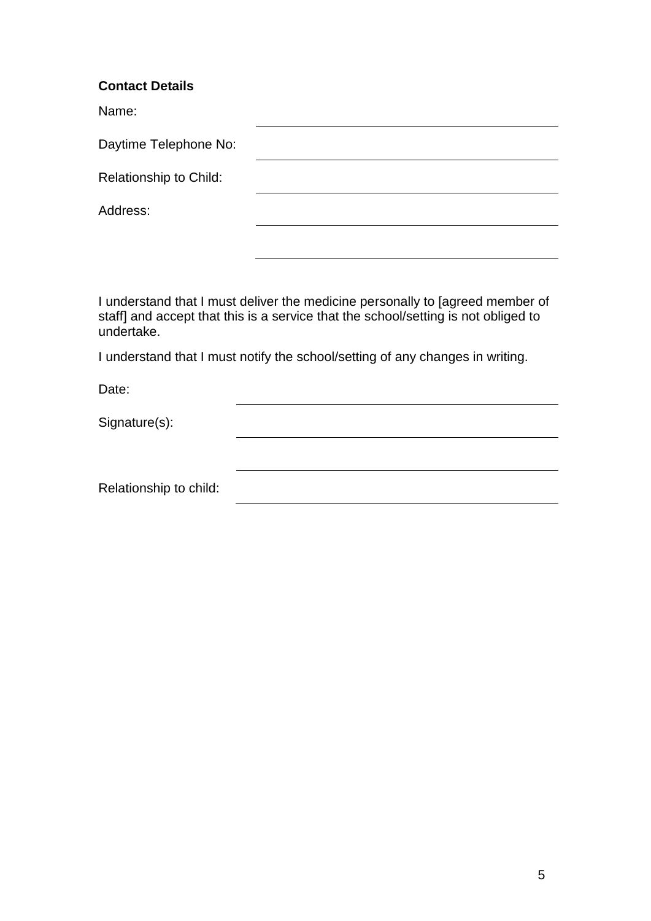**Contact Details**

Name: ______________________________

Daytime Telephone No: ______________________________

Relationship to Child: ______________________________

Address: ______________________________

______________________________

I understand that I must deliver the medicine personally to [agreed member of staff] and accept that this is a service that the school/setting is not obliged to undertake.

I understand that I must notify the school/setting of any changes in writing.

Date: ______________________________

Signature(s): ______________________________

______________________________

Relationship to child: ______________________________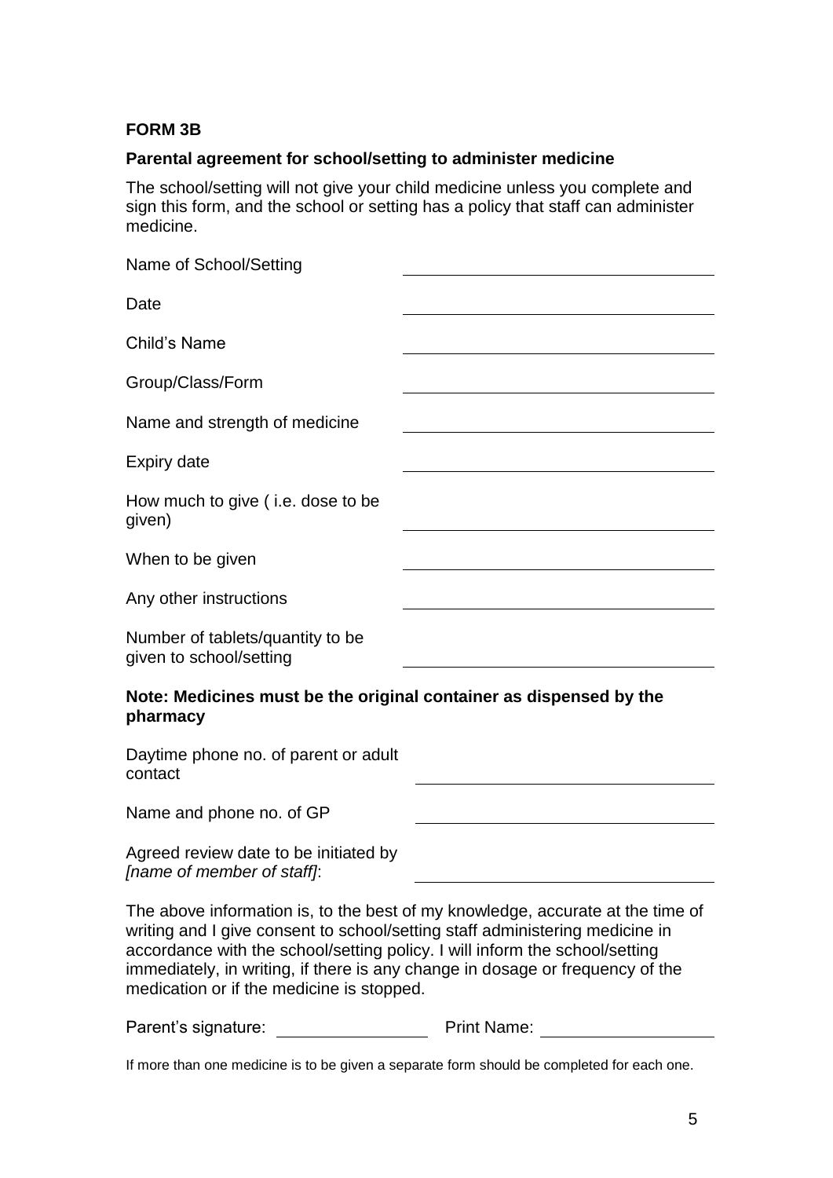**FORM 3B**

**Parental agreement for school/setting to administer medicine**

The school/setting will not give your child medicine unless you complete and sign this form, and the school or setting has a policy that staff can administer medicine.

| | |
|---|---|
| Name of School/Setting | |
| Date | |
| Child's Name | |
| Group/Class/Form | |
| Name and strength of medicine | |
| Expiry date | |
| How much to give ( i.e. dose to be given) | |
| When to be given | |
| Any other instructions | |
| Number of tablets/quantity to be given to school/setting | |

**Note: Medicines must be the original container as dispensed by the pharmacy**

| | |
|---|---|
| Daytime phone no. of parent or adult contact | |
| Name and phone no. of GP | |
| Agreed review date to be initiated by *[name of member of staff]*: | |

The above information is, to the best of my knowledge, accurate at the time of writing and I give consent to school/setting staff administering medicine in accordance with the school/setting policy. I will inform the school/setting immediately, in writing, if there is any change in dosage or frequency of the medication or if the medicine is stopped.

Parent's signature: \_\_\_\_\_\_\_\_\_\_\_\_\_\_\_\_ Print Name: \_\_\_\_\_\_\_\_\_\_\_\_\_\_\_\_

If more than one medicine is to be given a separate form should be completed for each one.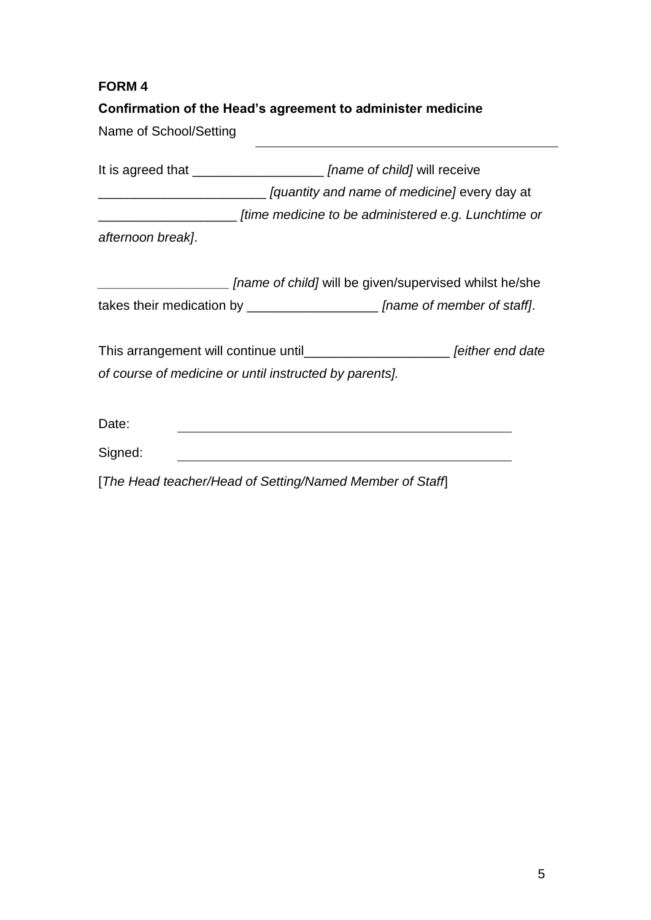**FORM 4**

**Confirmation of the Head's agreement to administer medicine**

Name of School/Setting ____________________________________________

It is agreed that __________________ *[name of child]* will receive _______________________ *[quantity and name of medicine]* every day at ___________________ *[time medicine to be administered e.g. Lunchtime or afternoon break]*.

__________________ *[name of child]* will be given/supervised whilst he/she takes their medication by __________________ *[name of member of staff]*.

This arrangement will continue until____________________ *[either end date of course of medicine or until instructed by parents].*

Date: ____________________________________________

Signed: ____________________________________________

[*The Head teacher/Head of Setting/Named Member of Staff*]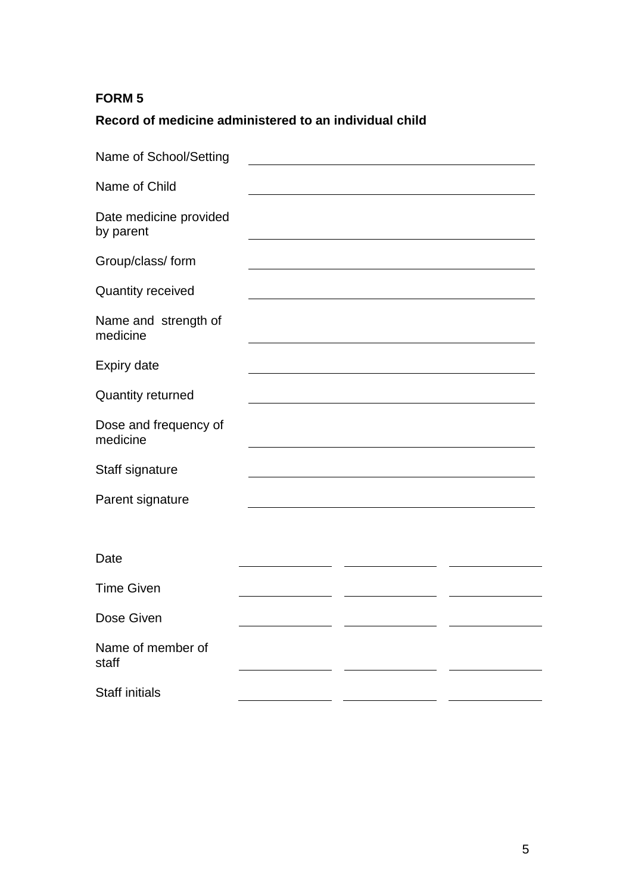**FORM 5**

**Record of medicine administered to an individual child**

| | |
|---|---|
| Name of School/Setting | |
| Name of Child | |
| Date medicine provided by parent | |
| Group/class/ form | |
| Quantity received | |
| Name and strength of medicine | |
| Expiry date | |
| Quantity returned | |
| Dose and frequency of medicine | |
| Staff signature | |
| Parent signature | |

| | | | |
|---|---|---|---|
| Date | | | |
| Time Given | | | |
| Dose Given | | | |
| Name of member of staff | | | |
| Staff initials | | | |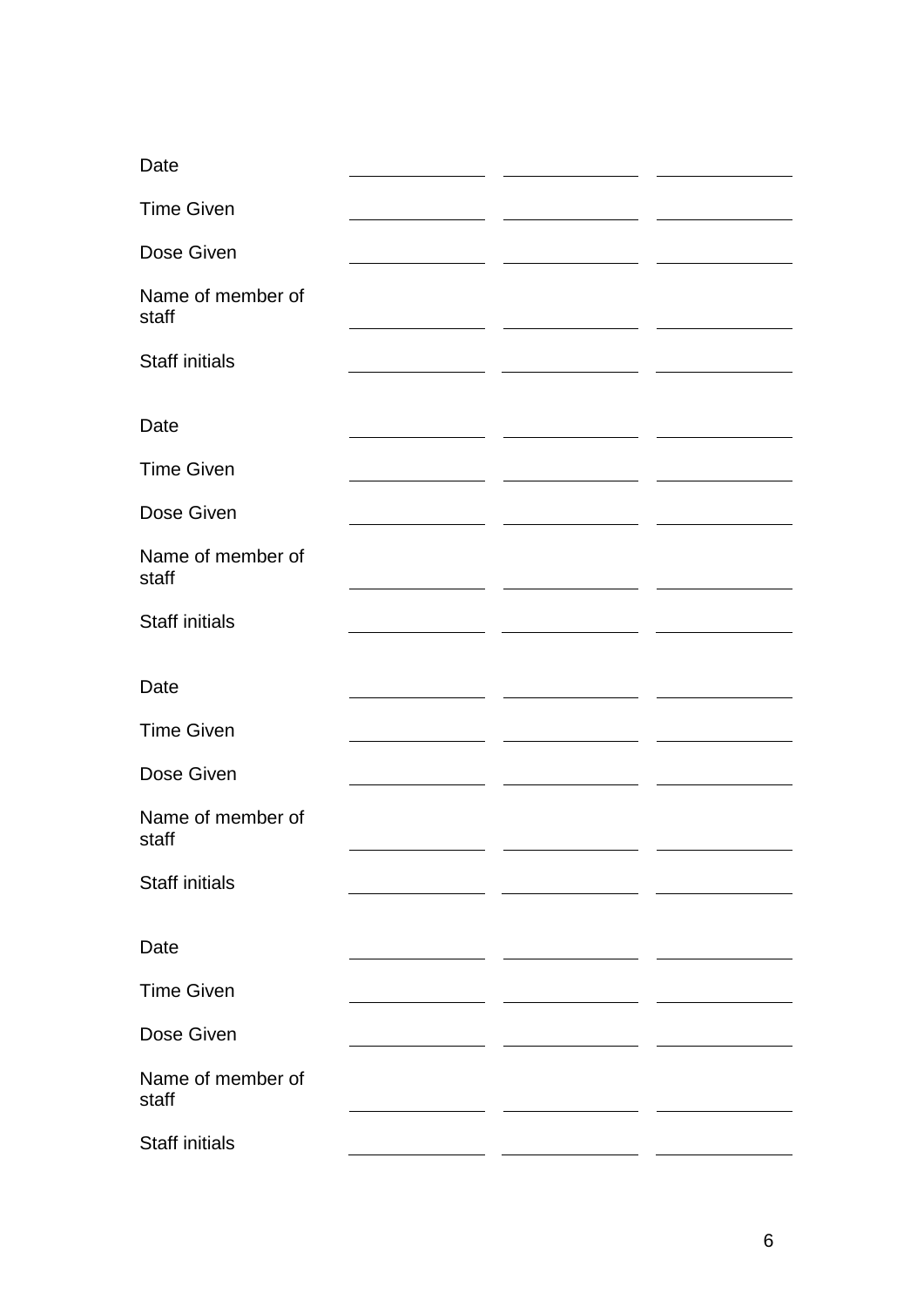| | | | |
|---|---|---|---|
| Date | | | |
| Time Given | | | |
| Dose Given | | | |
| Name of member of staff | | | |
| Staff initials | | | |

| | | | |
|---|---|---|---|
| Date | | | |
| Time Given | | | |
| Dose Given | | | |
| Name of member of staff | | | |
| Staff initials | | | |

| | | | |
|---|---|---|---|
| Date | | | |
| Time Given | | | |
| Dose Given | | | |
| Name of member of staff | | | |
| Staff initials | | | |

| | | | |
|---|---|---|---|
| Date | | | |
| Time Given | | | |
| Dose Given | | | |
| Name of member of staff | | | |
| Staff initials | | | |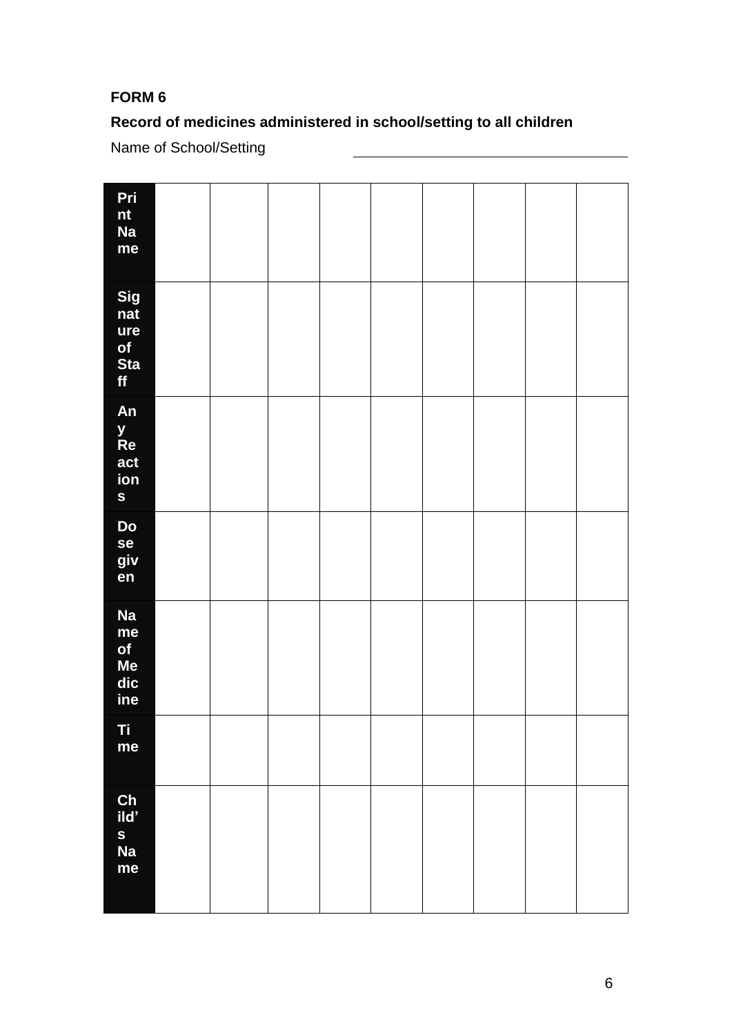**FORM 6**

**Record of medicines administered in school/setting to all children**

Name of School/Setting \_\_\_\_\_\_\_\_\_\_\_\_\_\_\_\_\_\_\_\_\_\_\_\_\_\_\_\_\_\_\_\_\_\_\_\_

| **Print Name** | | | | | | | | | |
|---|---|---|---|---|---|---|---|---|---|
| **Signature of Staff** | | | | | | | | | |
| **Any Reactions** | | | | | | | | | |
| **Dose given** | | | | | | | | | |
| **Name of Medicine** | | | | | | | | | |
| **Time** | | | | | | | | | |
| **Child's Name** | | | | | | | | | |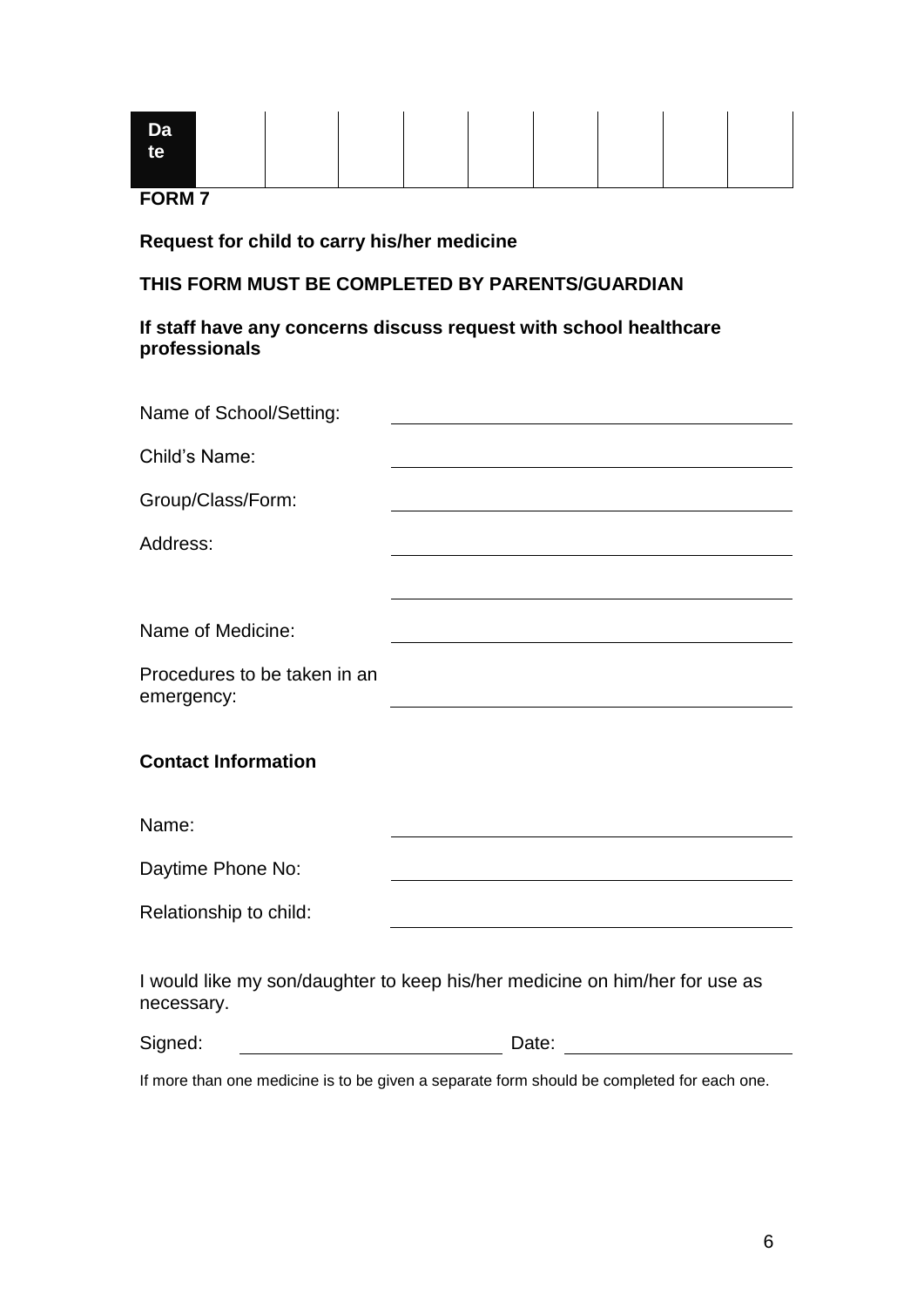| Date | | | | | | | | |
|---|---|---|---|---|---|---|---|---|

**FORM 7**

**Request for child to carry his/her medicine**

**THIS FORM MUST BE COMPLETED BY PARENTS/GUARDIAN**

**If staff have any concerns discuss request with school healthcare professionals**

Name of School/Setting: \_\_\_\_\_\_\_\_\_\_\_\_\_\_\_\_\_\_\_\_\_\_\_\_\_\_\_\_\_\_\_\_

Child's Name: \_\_\_\_\_\_\_\_\_\_\_\_\_\_\_\_\_\_\_\_\_\_\_\_\_\_\_\_\_\_\_\_

Group/Class/Form: \_\_\_\_\_\_\_\_\_\_\_\_\_\_\_\_\_\_\_\_\_\_\_\_\_\_\_\_\_\_\_\_

Address: \_\_\_\_\_\_\_\_\_\_\_\_\_\_\_\_\_\_\_\_\_\_\_\_\_\_\_\_\_\_\_\_

\_\_\_\_\_\_\_\_\_\_\_\_\_\_\_\_\_\_\_\_\_\_\_\_\_\_\_\_\_\_\_\_

Name of Medicine: \_\_\_\_\_\_\_\_\_\_\_\_\_\_\_\_\_\_\_\_\_\_\_\_\_\_\_\_\_\_\_\_

Procedures to be taken in an emergency: \_\_\_\_\_\_\_\_\_\_\_\_\_\_\_\_\_\_\_\_\_\_\_\_\_\_\_\_\_\_\_\_

**Contact Information**

Name: \_\_\_\_\_\_\_\_\_\_\_\_\_\_\_\_\_\_\_\_\_\_\_\_\_\_\_\_\_\_\_\_

Daytime Phone No: \_\_\_\_\_\_\_\_\_\_\_\_\_\_\_\_\_\_\_\_\_\_\_\_\_\_\_\_\_\_\_\_

Relationship to child: \_\_\_\_\_\_\_\_\_\_\_\_\_\_\_\_\_\_\_\_\_\_\_\_\_\_\_\_\_\_\_\_

I would like my son/daughter to keep his/her medicine on him/her for use as necessary.

Signed: \_\_\_\_\_\_\_\_\_\_\_\_\_\_\_\_\_\_\_\_\_\_\_\_ Date: \_\_\_\_\_\_\_\_\_\_\_\_\_\_\_\_\_\_\_\_

If more than one medicine is to be given a separate form should be completed for each one.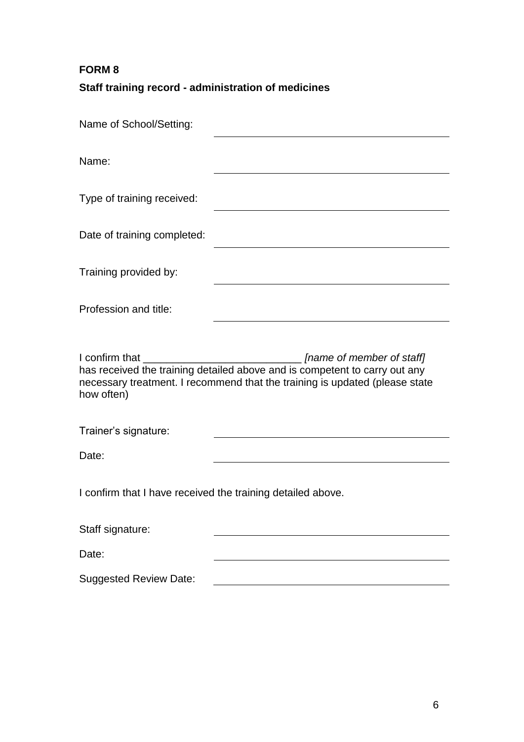**FORM 8**

**Staff training record - administration of medicines**

Name of School/Setting: ______________________________

Name: ______________________________

Type of training received: ______________________________

Date of training completed: ______________________________

Training provided by: ______________________________

Profession and title: ______________________________

I confirm that ___________________________ *[name of member of staff]* has received the training detailed above and is competent to carry out any necessary treatment. I recommend that the training is updated (please state how often)

Trainer's signature: ______________________________

Date: ______________________________

I confirm that I have received the training detailed above.

Staff signature: ______________________________

Date: ______________________________

Suggested Review Date: ______________________________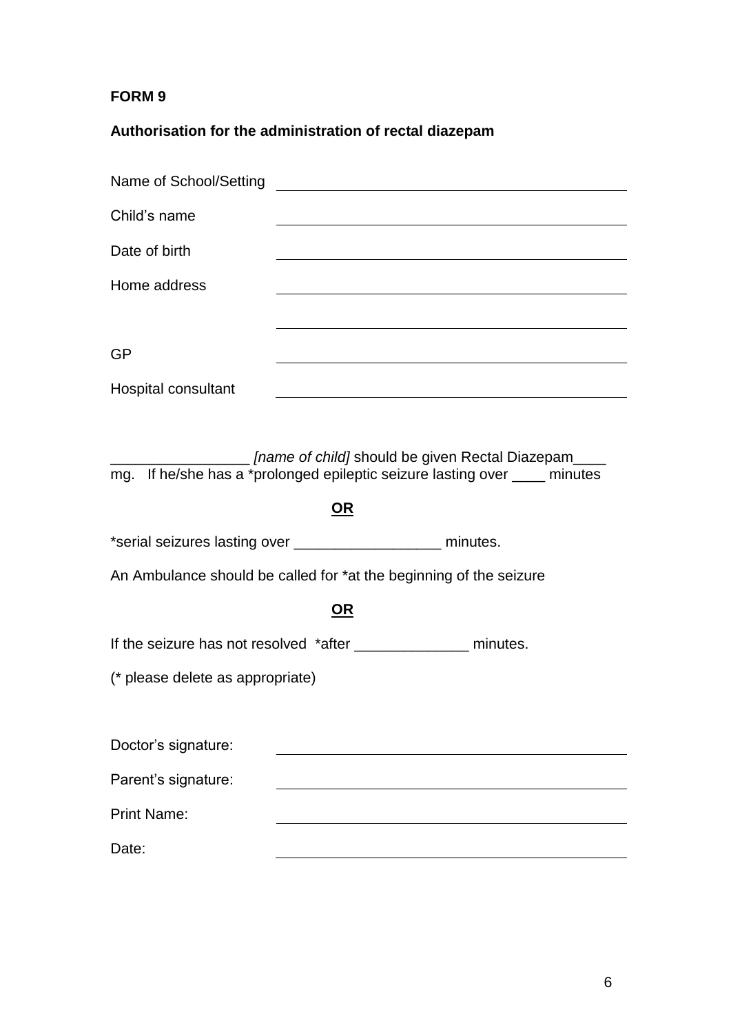**FORM 9**

**Authorisation for the administration of rectal diazepam**

Name of School/Setting ______________________________

Child's name ______________________________

Date of birth ______________________________

Home address ______________________________

______________________________

GP ______________________________

Hospital consultant ______________________________

_________________ *[name of child]* should be given Rectal Diazepam____ mg. If he/she has a *prolonged epileptic seizure lasting over ____ minutes

**<u>OR</u>**

*serial seizures lasting over __________________ minutes.

An Ambulance should be called for *at the beginning of the seizure

**<u>OR</u>**

If the seizure has not resolved *after ______________ minutes.

(* please delete as appropriate)

Doctor's signature: ______________________________

Parent's signature: ______________________________

Print Name: ______________________________

Date: ______________________________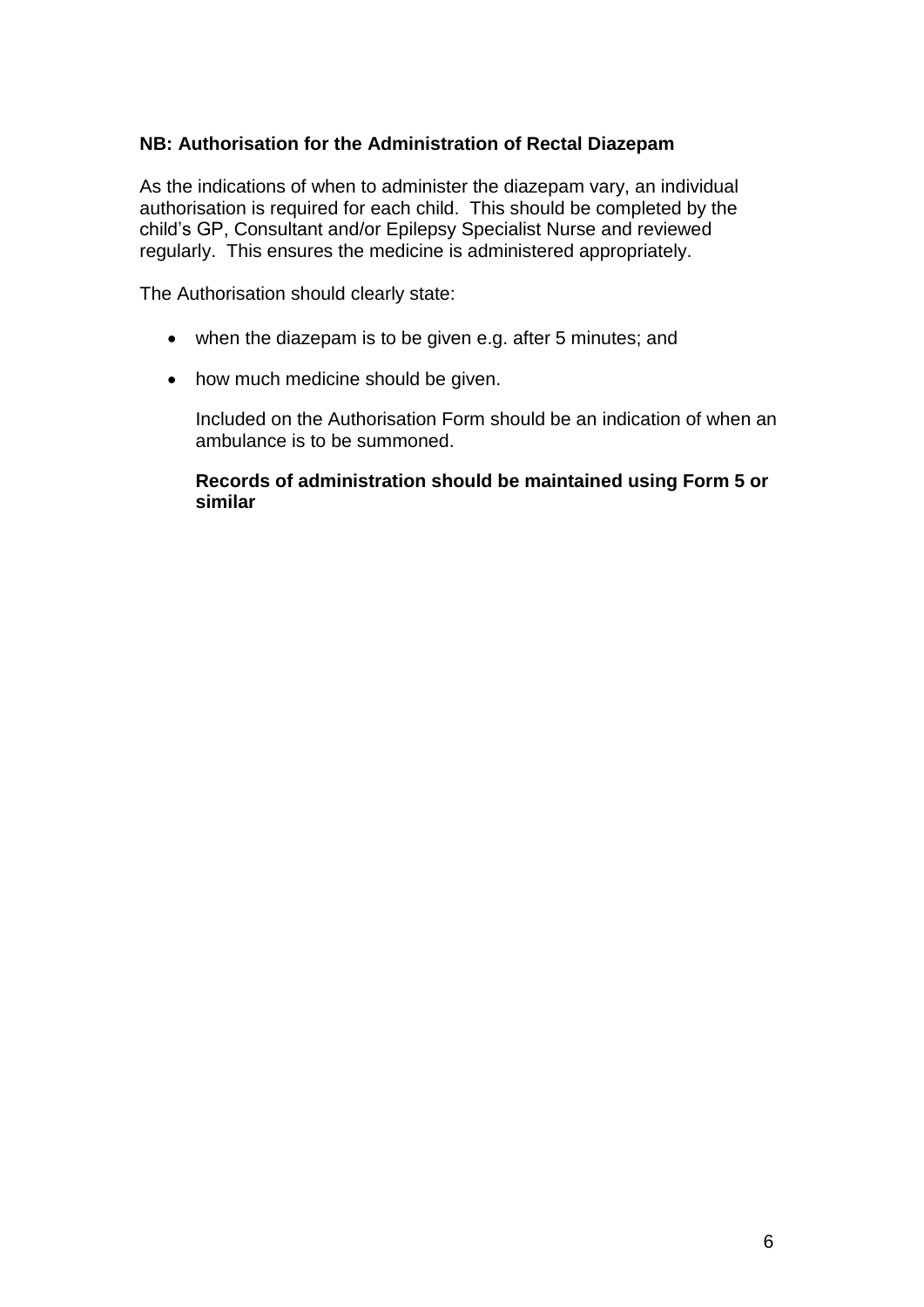**NB: Authorisation for the Administration of Rectal Diazepam**

As the indications of when to administer the diazepam vary, an individual authorisation is required for each child. This should be completed by the child's GP, Consultant and/or Epilepsy Specialist Nurse and reviewed regularly. This ensures the medicine is administered appropriately.

The Authorisation should clearly state:

- when the diazepam is to be given e.g. after 5 minutes; and
- how much medicine should be given.

  Included on the Authorisation Form should be an indication of when an ambulance is to be summoned.

  **Records of administration should be maintained using Form 5 or similar**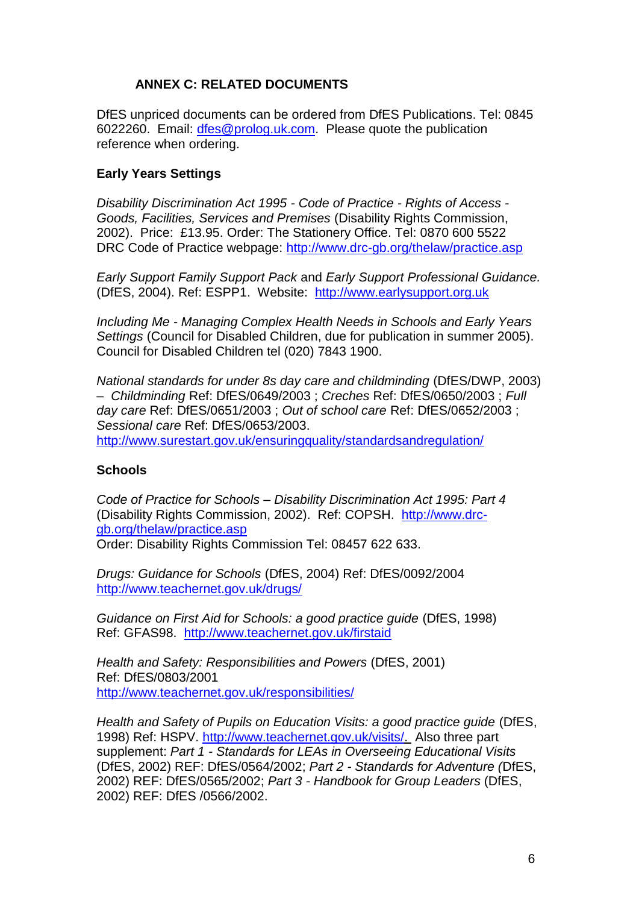## ANNEX C: RELATED DOCUMENTS

DfES unpriced documents can be ordered from DfES Publications. Tel: 0845 6022260. Email: dfes@prolog.uk.com. Please quote the publication reference when ordering.

### Early Years Settings

*Disability Discrimination Act 1995 - Code of Practice - Rights of Access - Goods, Facilities, Services and Premises* (Disability Rights Commission, 2002). Price: £13.95. Order: The Stationery Office. Tel: 0870 600 5522 DRC Code of Practice webpage: http://www.drc-gb.org/thelaw/practice.asp

*Early Support Family Support Pack* and *Early Support Professional Guidance.* (DfES, 2004). Ref: ESPP1. Website: http://www.earlysupport.org.uk

*Including Me - Managing Complex Health Needs in Schools and Early Years Settings* (Council for Disabled Children, due for publication in summer 2005). Council for Disabled Children tel (020) 7843 1900.

*National standards for under 8s day care and childminding* (DfES/DWP, 2003) – *Childminding* Ref: DfES/0649/2003 ; *Creches* Ref: DfES/0650/2003 ; *Full day care* Ref: DfES/0651/2003 ; *Out of school care* Ref: DfES/0652/2003 ; *Sessional care* Ref: DfES/0653/2003.
http://www.surestart.gov.uk/ensuringquality/standardsandregulation/

### Schools

*Code of Practice for Schools – Disability Discrimination Act 1995: Part 4* (Disability Rights Commission, 2002). Ref: COPSH. http://www.drc-gb.org/thelaw/practice.asp
Order: Disability Rights Commission Tel: 08457 622 633.

*Drugs: Guidance for Schools* (DfES, 2004) Ref: DfES/0092/2004
http://www.teachernet.gov.uk/drugs/

*Guidance on First Aid for Schools: a good practice guide* (DfES, 1998) Ref: GFAS98. http://www.teachernet.gov.uk/firstaid

*Health and Safety: Responsibilities and Powers* (DfES, 2001)
Ref: DfES/0803/2001
http://www.teachernet.gov.uk/responsibilities/

*Health and Safety of Pupils on Education Visits: a good practice guide* (DfES, 1998) Ref: HSPV. http://www.teachernet.gov.uk/visits/. Also three part supplement: *Part 1 - Standards for LEAs in Overseeing Educational Visits* (DfES, 2002) REF: DfES/0564/2002; *Part 2 - Standards for Adventure (*DfES, 2002) REF: DfES/0565/2002; *Part 3 - Handbook for Group Leaders* (DfES, 2002) REF: DfES /0566/2002.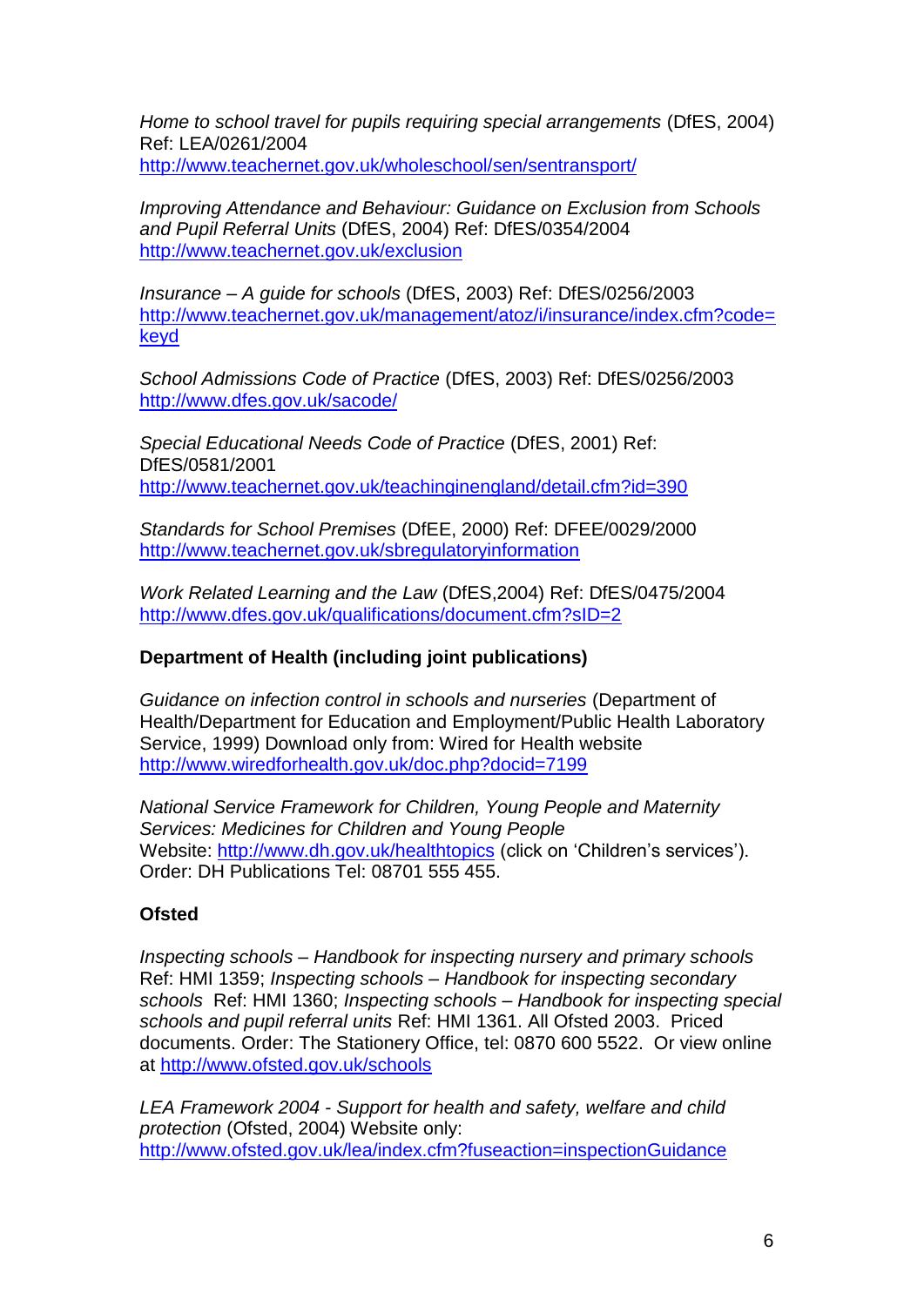*Home to school travel for pupils requiring special arrangements* (DfES, 2004) Ref: LEA/0261/2004
http://www.teachernet.gov.uk/wholeschool/sen/sentransport/

*Improving Attendance and Behaviour: Guidance on Exclusion from Schools and Pupil Referral Units* (DfES, 2004) Ref: DfES/0354/2004
http://www.teachernet.gov.uk/exclusion

*Insurance – A guide for schools* (DfES, 2003) Ref: DfES/0256/2003
http://www.teachernet.gov.uk/management/atoz/i/insurance/index.cfm?code=keyd

*School Admissions Code of Practice* (DfES, 2003) Ref: DfES/0256/2003
http://www.dfes.gov.uk/sacode/

*Special Educational Needs Code of Practice* (DfES, 2001) Ref: DfES/0581/2001
http://www.teachernet.gov.uk/teachinginengland/detail.cfm?id=390

*Standards for School Premises* (DfEE, 2000) Ref: DFEE/0029/2000
http://www.teachernet.gov.uk/sbregulatoryinformation

*Work Related Learning and the Law* (DfES,2004) Ref: DfES/0475/2004
http://www.dfes.gov.uk/qualifications/document.cfm?sID=2

**Department of Health (including joint publications)**

*Guidance on infection control in schools and nurseries* (Department of Health/Department for Education and Employment/Public Health Laboratory Service, 1999) Download only from: Wired for Health website
http://www.wiredforhealth.gov.uk/doc.php?docid=7199

*National Service Framework for Children, Young People and Maternity Services: Medicines for Children and Young People*
Website: http://www.dh.gov.uk/healthtopics (click on 'Children's services'). Order: DH Publications Tel: 08701 555 455.

**Ofsted**

*Inspecting schools – Handbook for inspecting nursery and primary schools* Ref: HMI 1359; *Inspecting schools – Handbook for inspecting secondary schools* Ref: HMI 1360; *Inspecting schools – Handbook for inspecting special schools and pupil referral units* Ref: HMI 1361. All Ofsted 2003. Priced documents. Order: The Stationery Office, tel: 0870 600 5522. Or view online at http://www.ofsted.gov.uk/schools

*LEA Framework 2004 - Support for health and safety, welfare and child protection* (Ofsted, 2004) Website only:
http://www.ofsted.gov.uk/lea/index.cfm?fuseaction=inspectionGuidance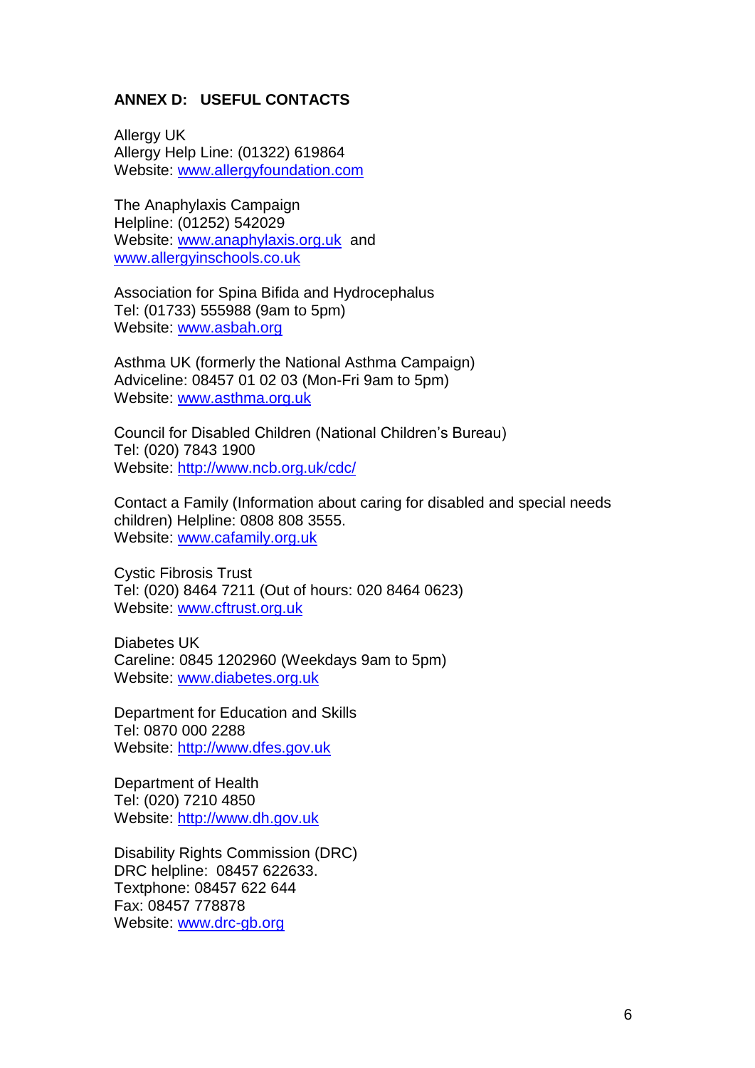## ANNEX D: USEFUL CONTACTS

Allergy UK
Allergy Help Line: (01322) 619864
Website: www.allergyfoundation.com

The Anaphylaxis Campaign
Helpline: (01252) 542029
Website: www.anaphylaxis.org.uk and
www.allergyinschools.co.uk

Association for Spina Bifida and Hydrocephalus
Tel: (01733) 555988 (9am to 5pm)
Website: www.asbah.org

Asthma UK (formerly the National Asthma Campaign)
Adviceline: 08457 01 02 03 (Mon-Fri 9am to 5pm)
Website: www.asthma.org.uk

Council for Disabled Children (National Children's Bureau)
Tel: (020) 7843 1900
Website: http://www.ncb.org.uk/cdc/

Contact a Family (Information about caring for disabled and special needs children) Helpline: 0808 808 3555.
Website: www.cafamily.org.uk

Cystic Fibrosis Trust
Tel: (020) 8464 7211 (Out of hours: 020 8464 0623)
Website: www.cftrust.org.uk

Diabetes UK
Careline: 0845 1202960 (Weekdays 9am to 5pm)
Website: www.diabetes.org.uk

Department for Education and Skills
Tel: 0870 000 2288
Website: http://www.dfes.gov.uk

Department of Health
Tel: (020) 7210 4850
Website: http://www.dh.gov.uk

Disability Rights Commission (DRC)
DRC helpline: 08457 622633.
Textphone: 08457 622 644
Fax: 08457 778878
Website: www.drc-gb.org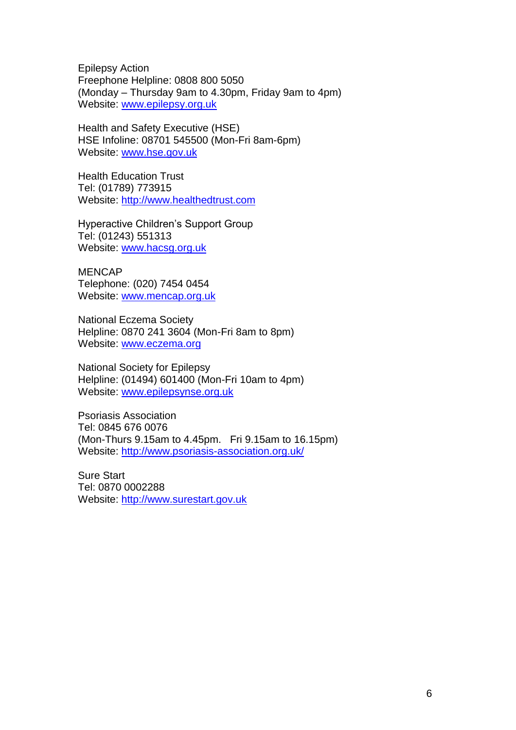Epilepsy Action
Freephone Helpline: 0808 800 5050
(Monday – Thursday 9am to 4.30pm, Friday 9am to 4pm)
Website: www.epilepsy.org.uk

Health and Safety Executive (HSE)
HSE Infoline: 08701 545500 (Mon-Fri 8am-6pm)
Website: www.hse.gov.uk

Health Education Trust
Tel: (01789) 773915
Website: http://www.healthedtrust.com

Hyperactive Children's Support Group
Tel: (01243) 551313
Website: www.hacsg.org.uk

MENCAP
Telephone: (020) 7454 0454
Website: www.mencap.org.uk

National Eczema Society
Helpline: 0870 241 3604 (Mon-Fri 8am to 8pm)
Website: www.eczema.org

National Society for Epilepsy
Helpline: (01494) 601400 (Mon-Fri 10am to 4pm)
Website: www.epilepsynse.org.uk

Psoriasis Association
Tel: 0845 676 0076
(Mon-Thurs 9.15am to 4.45pm. Fri 9.15am to 16.15pm)
Website: http://www.psoriasis-association.org.uk/

Sure Start
Tel: 0870 0002288
Website: http://www.surestart.gov.uk